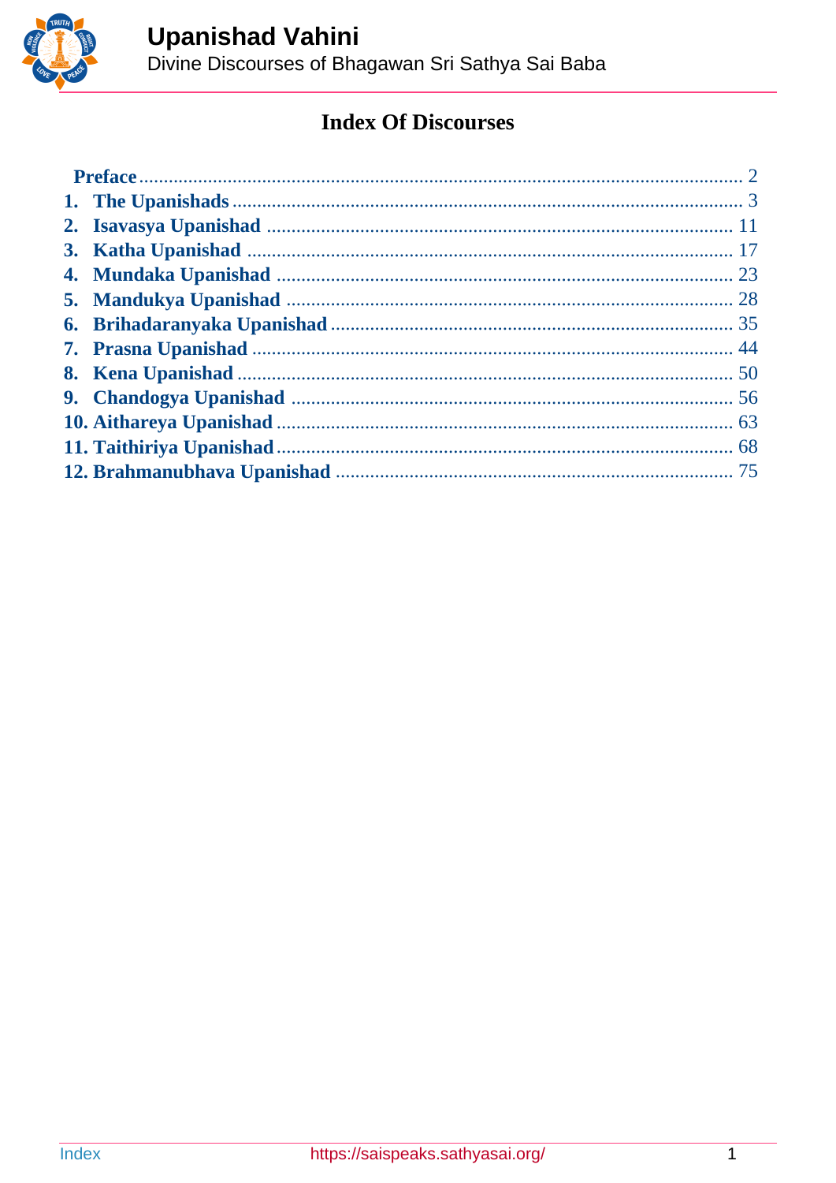# Index Of Discourses

- Preface ........ 2
1. The Upanishads ........ 3
2. Isavasya Upanishad ........ 11
3. Katha Upanishad ........ 17
4. Mundaka Upanishad ........ 23
5. Mandukya Upanishad ........ 28
6. Brihadaranyaka Upanishad ........ 35
7. Prasna Upanishad ........ 44
8. Kena Upanishad ........ 50
9. Chandogya Upanishad ........ 56
10. Aithareya Upanishad ........ 63
11. Taithiriya Upanishad ........ 68
12. Brahmanubhava Upanishad ........ 75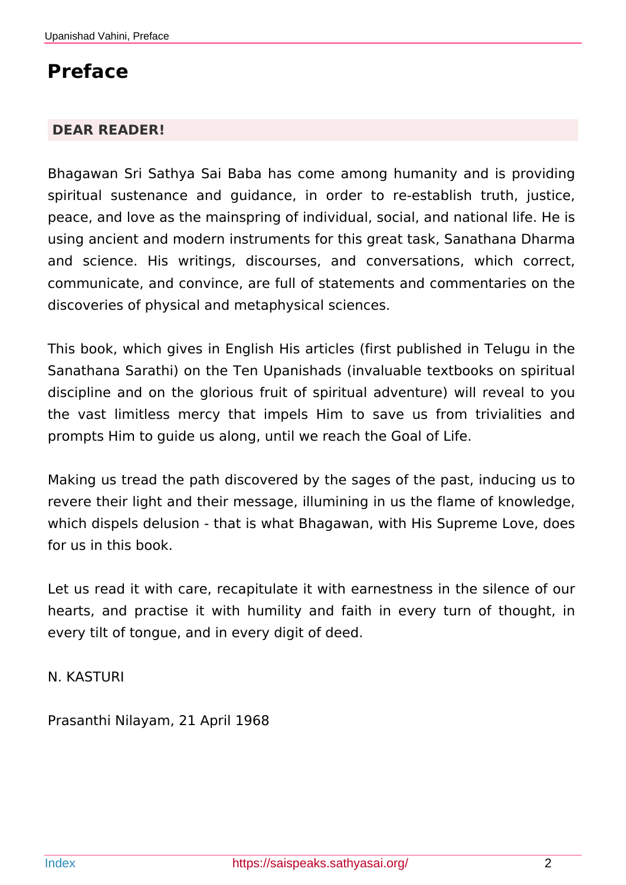# Preface

**DEAR READER!**

Bhagawan Sri Sathya Sai Baba has come among humanity and is providing spiritual sustenance and guidance, in order to re-establish truth, justice, peace, and love as the mainspring of individual, social, and national life. He is using ancient and modern instruments for this great task, Sanathana Dharma and science. His writings, discourses, and conversations, which correct, communicate, and convince, are full of statements and commentaries on the discoveries of physical and metaphysical sciences.

This book, which gives in English His articles (first published in Telugu in the Sanathana Sarathi) on the Ten Upanishads (invaluable textbooks on spiritual discipline and on the glorious fruit of spiritual adventure) will reveal to you the vast limitless mercy that impels Him to save us from trivialities and prompts Him to guide us along, until we reach the Goal of Life.

Making us tread the path discovered by the sages of the past, inducing us to revere their light and their message, illumining in us the flame of knowledge, which dispels delusion - that is what Bhagawan, with His Supreme Love, does for us in this book.

Let us read it with care, recapitulate it with earnestness in the silence of our hearts, and practise it with humility and faith in every turn of thought, in every tilt of tongue, and in every digit of deed.

N. KASTURI

Prasanthi Nilayam, 21 April 1968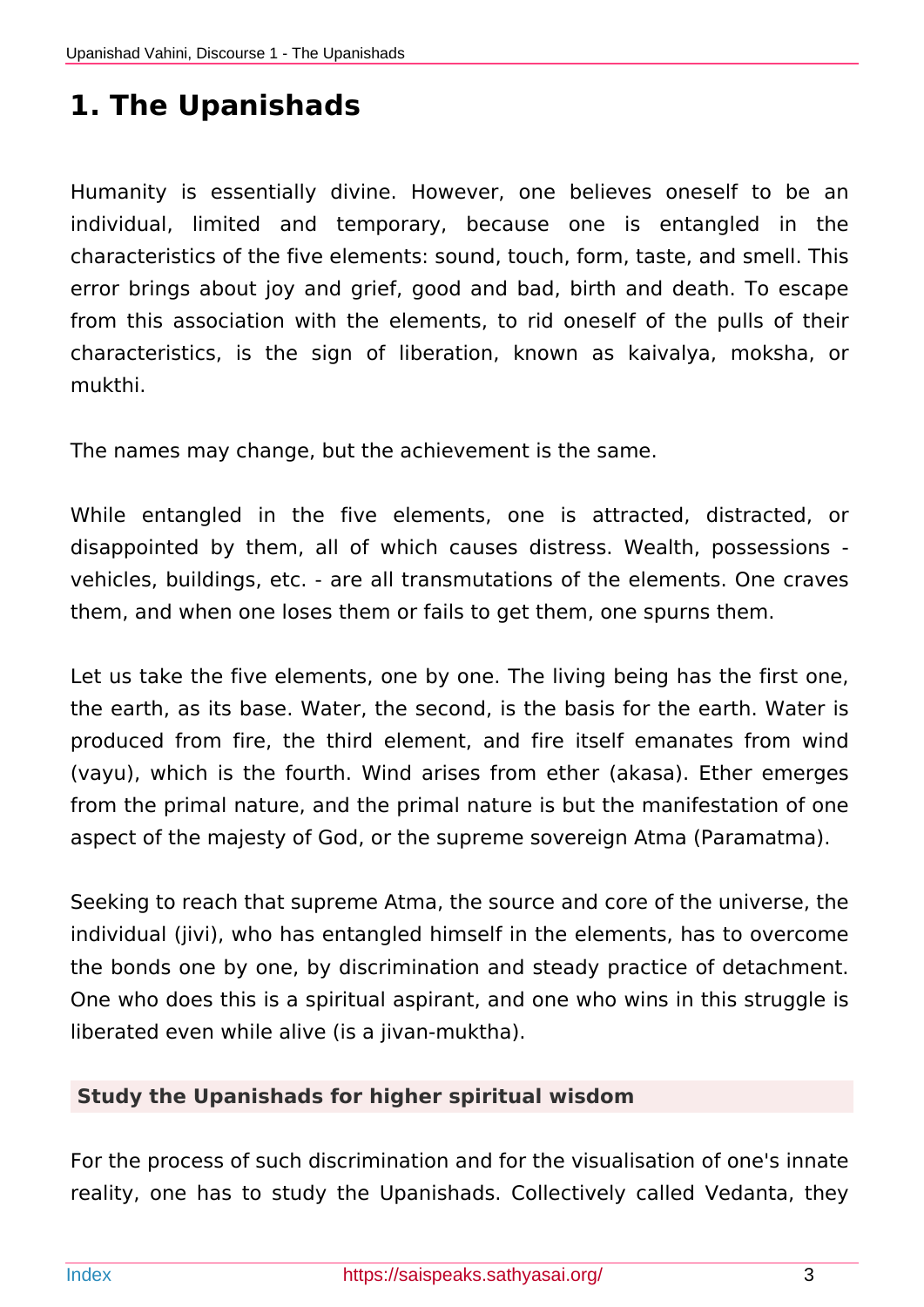# 1. The Upanishads

Humanity is essentially divine. However, one believes oneself to be an individual, limited and temporary, because one is entangled in the characteristics of the five elements: sound, touch, form, taste, and smell. This error brings about joy and grief, good and bad, birth and death. To escape from this association with the elements, to rid oneself of the pulls of their characteristics, is the sign of liberation, known as kaivalya, moksha, or mukthi.

The names may change, but the achievement is the same.

While entangled in the five elements, one is attracted, distracted, or disappointed by them, all of which causes distress. Wealth, possessions - vehicles, buildings, etc. - are all transmutations of the elements. One craves them, and when one loses them or fails to get them, one spurns them.

Let us take the five elements, one by one. The living being has the first one, the earth, as its base. Water, the second, is the basis for the earth. Water is produced from fire, the third element, and fire itself emanates from wind (vayu), which is the fourth. Wind arises from ether (akasa). Ether emerges from the primal nature, and the primal nature is but the manifestation of one aspect of the majesty of God, or the supreme sovereign Atma (Paramatma).

Seeking to reach that supreme Atma, the source and core of the universe, the individual (jivi), who has entangled himself in the elements, has to overcome the bonds one by one, by discrimination and steady practice of detachment. One who does this is a spiritual aspirant, and one who wins in this struggle is liberated even while alive (is a jivan-muktha).

### Study the Upanishads for higher spiritual wisdom

For the process of such discrimination and for the visualisation of one's innate reality, one has to study the Upanishads. Collectively called Vedanta, they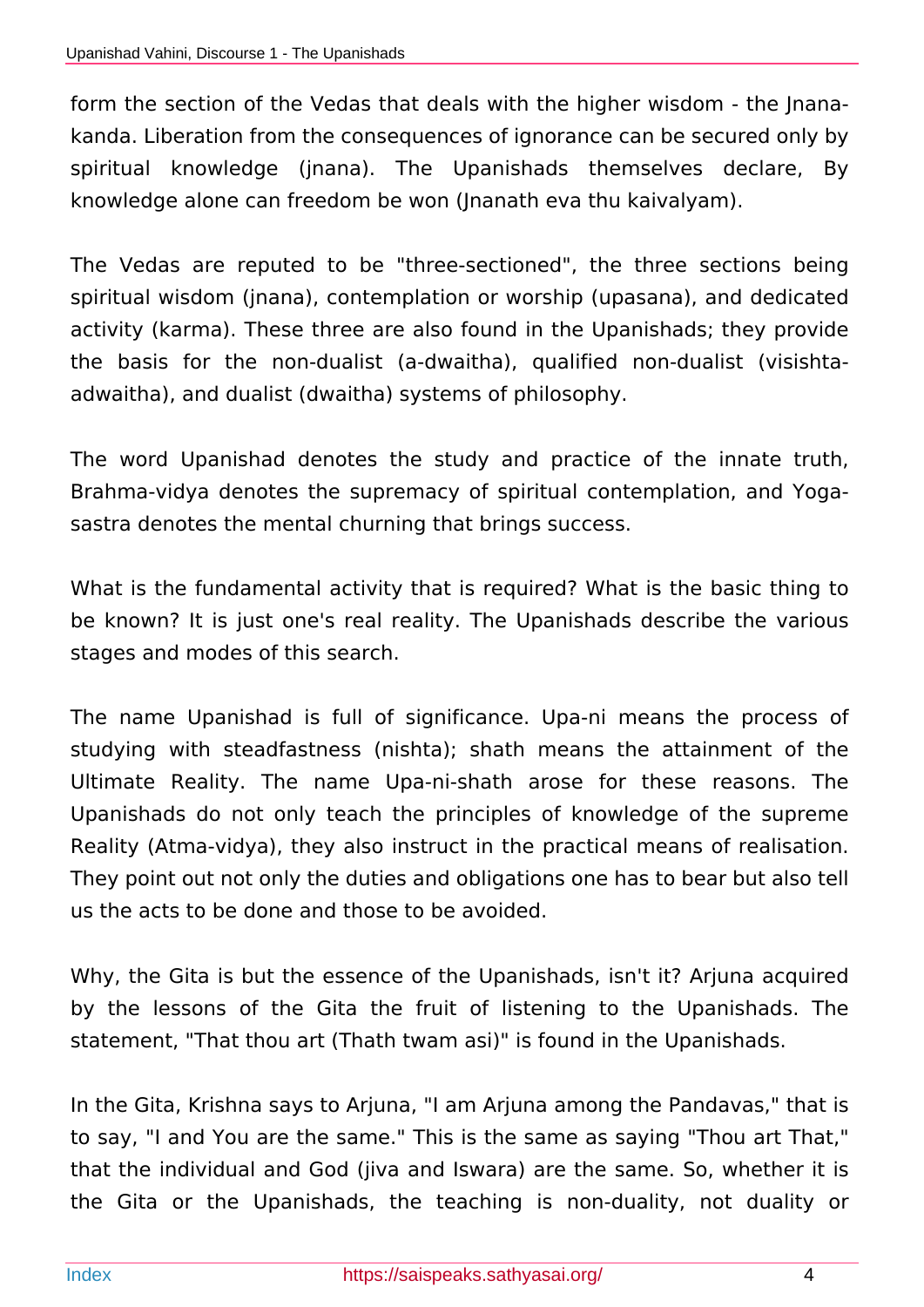form the section of the Vedas that deals with the higher wisdom - the Jnana-kanda. Liberation from the consequences of ignorance can be secured only by spiritual knowledge (jnana). The Upanishads themselves declare, By knowledge alone can freedom be won (Jnanath eva thu kaivalyam).

The Vedas are reputed to be "three-sectioned", the three sections being spiritual wisdom (jnana), contemplation or worship (upasana), and dedicated activity (karma). These three are also found in the Upanishads; they provide the basis for the non-dualist (a-dwaitha), qualified non-dualist (visishta-adwaitha), and dualist (dwaitha) systems of philosophy.

The word Upanishad denotes the study and practice of the innate truth, Brahma-vidya denotes the supremacy of spiritual contemplation, and Yoga-sastra denotes the mental churning that brings success.

What is the fundamental activity that is required? What is the basic thing to be known? It is just one's real reality. The Upanishads describe the various stages and modes of this search.

The name Upanishad is full of significance. Upa-ni means the process of studying with steadfastness (nishta); shath means the attainment of the Ultimate Reality. The name Upa-ni-shath arose for these reasons. The Upanishads do not only teach the principles of knowledge of the supreme Reality (Atma-vidya), they also instruct in the practical means of realisation. They point out not only the duties and obligations one has to bear but also tell us the acts to be done and those to be avoided.

Why, the Gita is but the essence of the Upanishads, isn't it? Arjuna acquired by the lessons of the Gita the fruit of listening to the Upanishads. The statement, "That thou art (Thath twam asi)" is found in the Upanishads.

In the Gita, Krishna says to Arjuna, "I am Arjuna among the Pandavas," that is to say, "I and You are the same." This is the same as saying "Thou art That," that the individual and God (jiva and Iswara) are the same. So, whether it is the Gita or the Upanishads, the teaching is non-duality, not duality or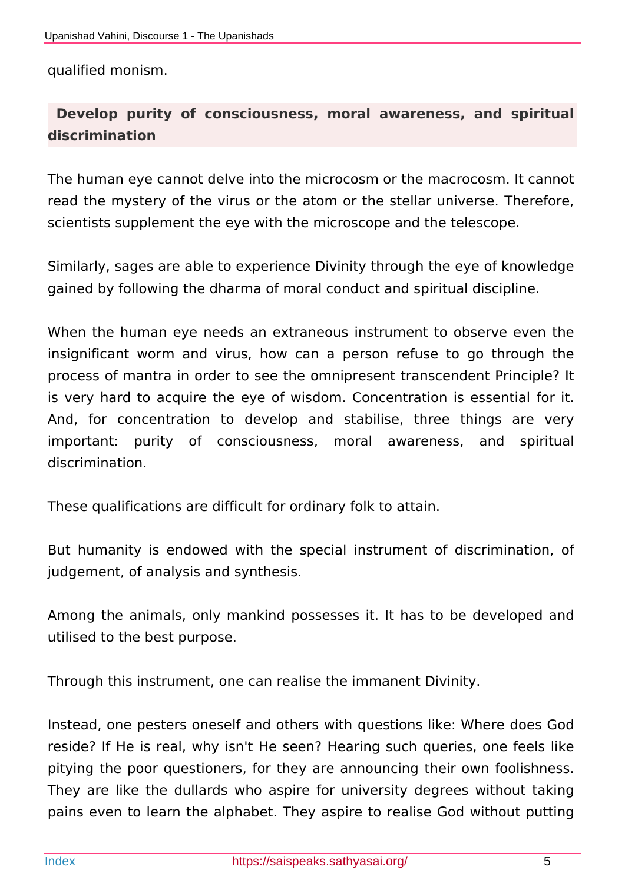qualified monism.

### Develop purity of consciousness, moral awareness, and spiritual discrimination

The human eye cannot delve into the microcosm or the macrocosm. It cannot read the mystery of the virus or the atom or the stellar universe. Therefore, scientists supplement the eye with the microscope and the telescope.

Similarly, sages are able to experience Divinity through the eye of knowledge gained by following the dharma of moral conduct and spiritual discipline.

When the human eye needs an extraneous instrument to observe even the insignificant worm and virus, how can a person refuse to go through the process of mantra in order to see the omnipresent transcendent Principle? It is very hard to acquire the eye of wisdom. Concentration is essential for it. And, for concentration to develop and stabilise, three things are very important: purity of consciousness, moral awareness, and spiritual discrimination.

These qualifications are difficult for ordinary folk to attain.

But humanity is endowed with the special instrument of discrimination, of judgement, of analysis and synthesis.

Among the animals, only mankind possesses it. It has to be developed and utilised to the best purpose.

Through this instrument, one can realise the immanent Divinity.

Instead, one pesters oneself and others with questions like: Where does God reside? If He is real, why isn't He seen? Hearing such queries, one feels like pitying the poor questioners, for they are announcing their own foolishness. They are like the dullards who aspire for university degrees without taking pains even to learn the alphabet. They aspire to realise God without putting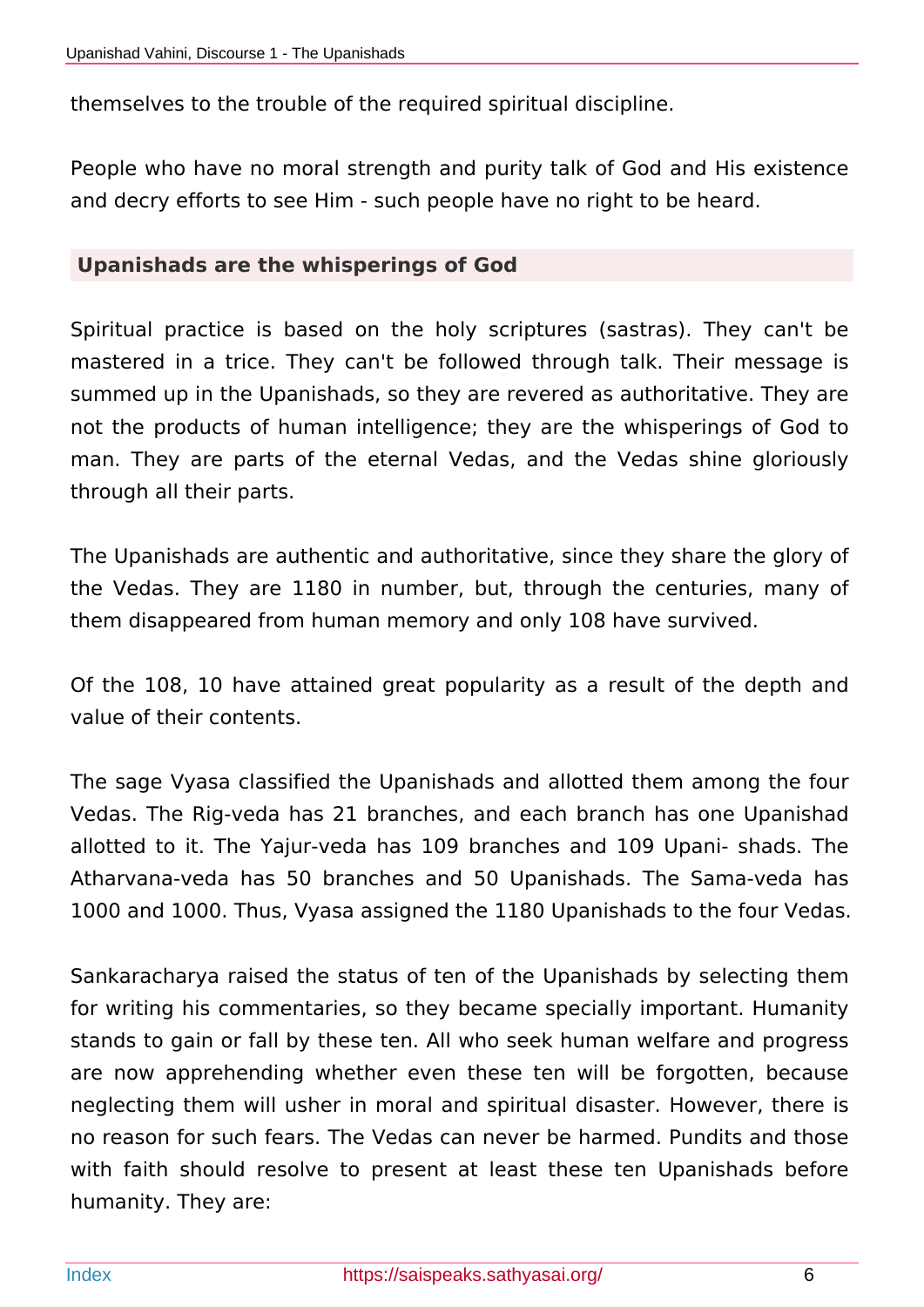themselves to the trouble of the required spiritual discipline.

People who have no moral strength and purity talk of God and His existence and decry efforts to see Him - such people have no right to be heard.

### Upanishads are the whisperings of God

Spiritual practice is based on the holy scriptures (sastras). They can't be mastered in a trice. They can't be followed through talk. Their message is summed up in the Upanishads, so they are revered as authoritative. They are not the products of human intelligence; they are the whisperings of God to man. They are parts of the eternal Vedas, and the Vedas shine gloriously through all their parts.

The Upanishads are authentic and authoritative, since they share the glory of the Vedas. They are 1180 in number, but, through the centuries, many of them disappeared from human memory and only 108 have survived.

Of the 108, 10 have attained great popularity as a result of the depth and value of their contents.

The sage Vyasa classified the Upanishads and allotted them among the four Vedas. The Rig-veda has 21 branches, and each branch has one Upanishad allotted to it. The Yajur-veda has 109 branches and 109 Upani- shads. The Atharvana-veda has 50 branches and 50 Upanishads. The Sama-veda has 1000 and 1000. Thus, Vyasa assigned the 1180 Upanishads to the four Vedas.

Sankaracharya raised the status of ten of the Upanishads by selecting them for writing his commentaries, so they became specially important. Humanity stands to gain or fall by these ten. All who seek human welfare and progress are now apprehending whether even these ten will be forgotten, because neglecting them will usher in moral and spiritual disaster. However, there is no reason for such fears. The Vedas can never be harmed. Pundits and those with faith should resolve to present at least these ten Upanishads before humanity. They are: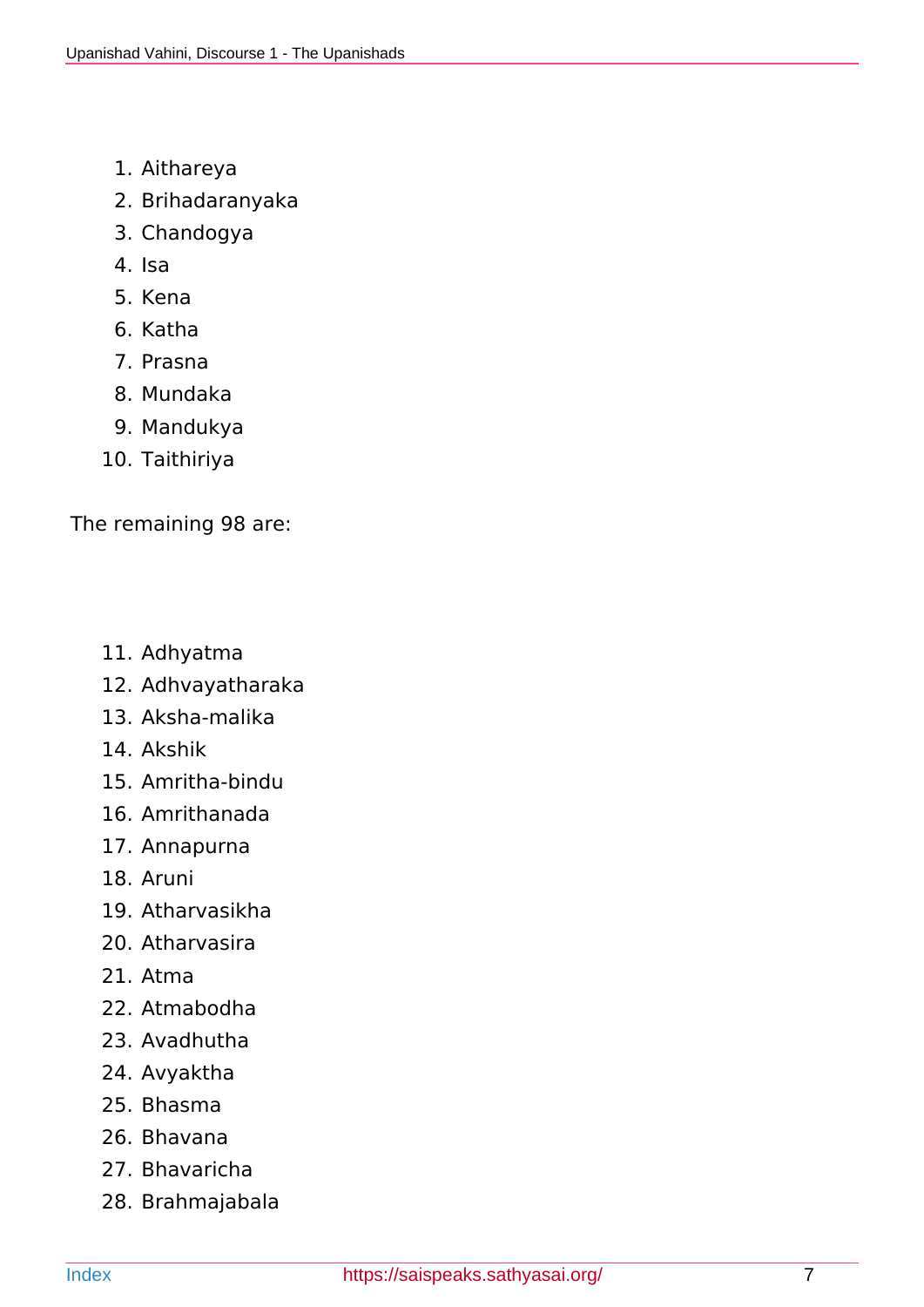1. Aithareya
2. Brihadaranyaka
3. Chandogya
4. Isa
5. Kena
6. Katha
7. Prasna
8. Mundaka
9. Mandukya
10. Taithiriya

The remaining 98 are:

11. Adhyatma
12. Adhvayatharaka
13. Aksha-malika
14. Akshik
15. Amritha-bindu
16. Amrithanada
17. Annapurna
18. Aruni
19. Atharvasikha
20. Atharvasira
21. Atma
22. Atmabodha
23. Avadhutha
24. Avyaktha
25. Bhasma
26. Bhavana
27. Bhavaricha
28. Brahmajabala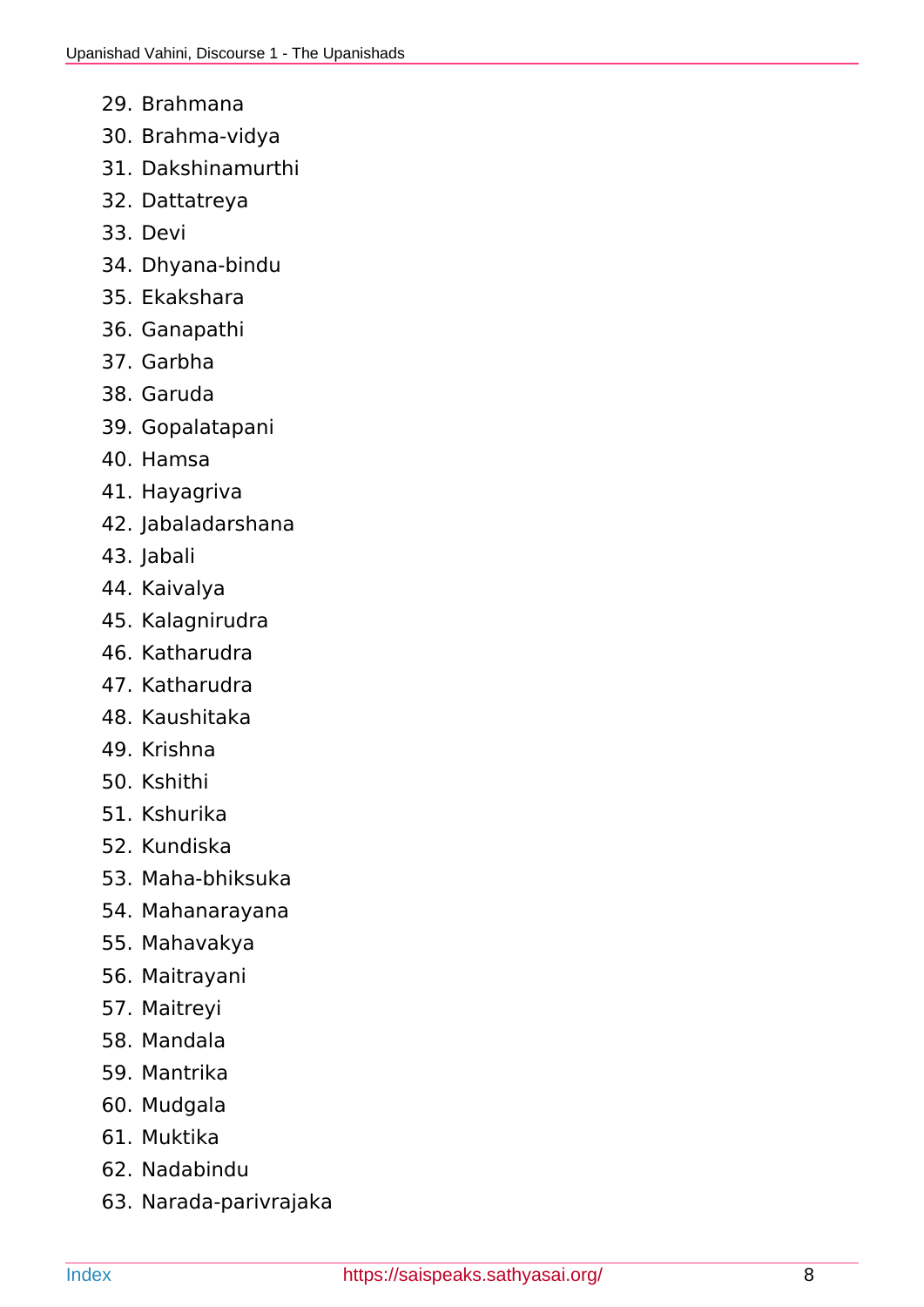29. Brahmana
30. Brahma-vidya
31. Dakshinamurthi
32. Dattatreya
33. Devi
34. Dhyana-bindu
35. Ekakshara
36. Ganapathi
37. Garbha
38. Garuda
39. Gopalatapani
40. Hamsa
41. Hayagriva
42. Jabaladarshana
43. Jabali
44. Kaivalya
45. Kalagnirudra
46. Katharudra
47. Katharudra
48. Kaushitaka
49. Krishna
50. Kshithi
51. Kshurika
52. Kundiska
53. Maha-bhiksuka
54. Mahanarayana
55. Mahavakya
56. Maitrayani
57. Maitreyi
58. Mandala
59. Mantrika
60. Mudgala
61. Muktika
62. Nadabindu
63. Narada-parivrajaka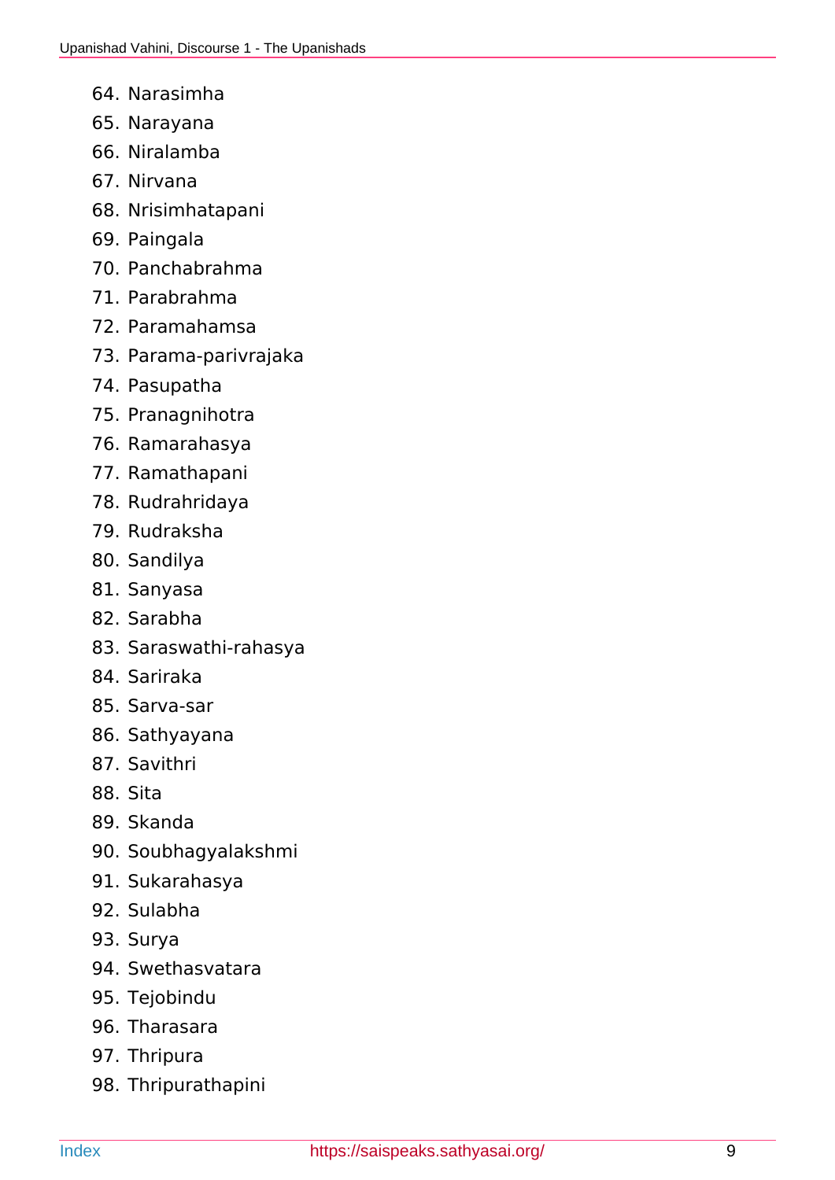64. Narasimha
65. Narayana
66. Niralamba
67. Nirvana
68. Nrisimhatapani
69. Paingala
70. Panchabrahma
71. Parabrahma
72. Paramahamsa
73. Parama-parivrajaka
74. Pasupatha
75. Pranagnihotra
76. Ramarahasya
77. Ramathapani
78. Rudrahridaya
79. Rudraksha
80. Sandilya
81. Sanyasa
82. Sarabha
83. Saraswathi-rahasya
84. Sariraka
85. Sarva-sar
86. Sathyayana
87. Savithri
88. Sita
89. Skanda
90. Soubhagyalakshmi
91. Sukarahasya
92. Sulabha
93. Surya
94. Swethasvatara
95. Tejobindu
96. Tharasara
97. Thripura
98. Thripurathapini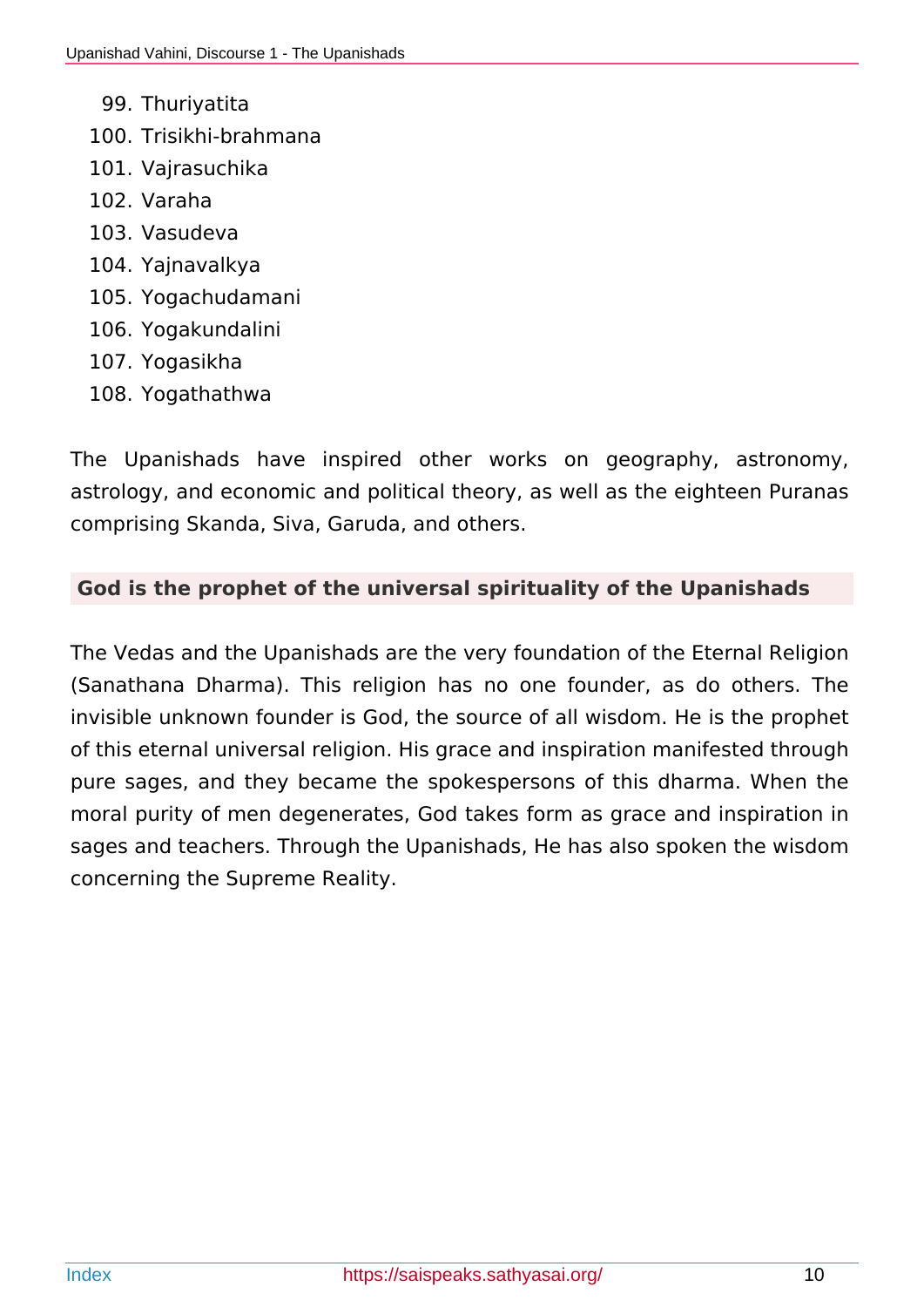99. Thuriyatita
100. Trisikhi-brahmana
101. Vajrasuchika
102. Varaha
103. Vasudeva
104. Yajnavalkya
105. Yogachudamani
106. Yogakundalini
107. Yogasikha
108. Yogathathwa

The Upanishads have inspired other works on geography, astronomy, astrology, and economic and political theory, as well as the eighteen Puranas comprising Skanda, Siva, Garuda, and others.

### God is the prophet of the universal spirituality of the Upanishads

The Vedas and the Upanishads are the very foundation of the Eternal Religion (Sanathana Dharma). This religion has no one founder, as do others. The invisible unknown founder is God, the source of all wisdom. He is the prophet of this eternal universal religion. His grace and inspiration manifested through pure sages, and they became the spokespersons of this dharma. When the moral purity of men degenerates, God takes form as grace and inspiration in sages and teachers. Through the Upanishads, He has also spoken the wisdom concerning the Supreme Reality.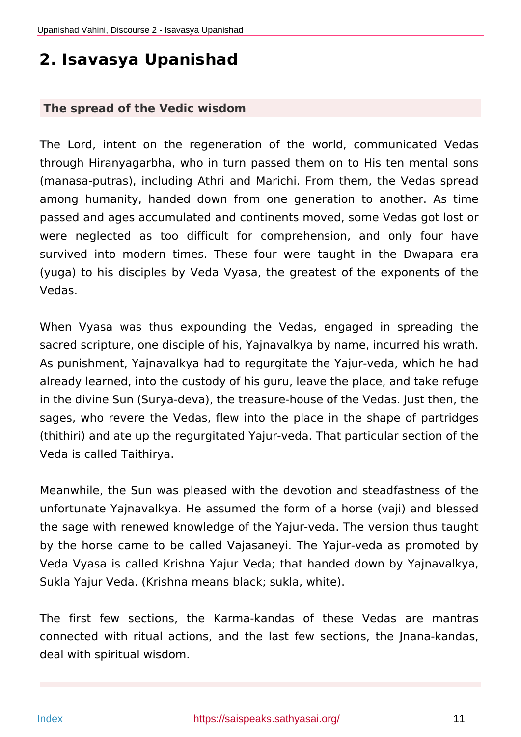# 2. Isavasya Upanishad

## The spread of the Vedic wisdom

The Lord, intent on the regeneration of the world, communicated Vedas through Hiranyagarbha, who in turn passed them on to His ten mental sons (manasa-putras), including Athri and Marichi. From them, the Vedas spread among humanity, handed down from one generation to another. As time passed and ages accumulated and continents moved, some Vedas got lost or were neglected as too difficult for comprehension, and only four have survived into modern times. These four were taught in the Dwapara era (yuga) to his disciples by Veda Vyasa, the greatest of the exponents of the Vedas.

When Vyasa was thus expounding the Vedas, engaged in spreading the sacred scripture, one disciple of his, Yajnavalkya by name, incurred his wrath. As punishment, Yajnavalkya had to regurgitate the Yajur-veda, which he had already learned, into the custody of his guru, leave the place, and take refuge in the divine Sun (Surya-deva), the treasure-house of the Vedas. Just then, the sages, who revere the Vedas, flew into the place in the shape of partridges (thithiri) and ate up the regurgitated Yajur-veda. That particular section of the Veda is called Taithirya.

Meanwhile, the Sun was pleased with the devotion and steadfastness of the unfortunate Yajnavalkya. He assumed the form of a horse (vaji) and blessed the sage with renewed knowledge of the Yajur-veda. The version thus taught by the horse came to be called Vajasaneyi. The Yajur-veda as promoted by Veda Vyasa is called Krishna Yajur Veda; that handed down by Yajnavalkya, Sukla Yajur Veda. (Krishna means black; sukla, white).

The first few sections, the Karma-kandas of these Vedas are mantras connected with ritual actions, and the last few sections, the Jnana-kandas, deal with spiritual wisdom.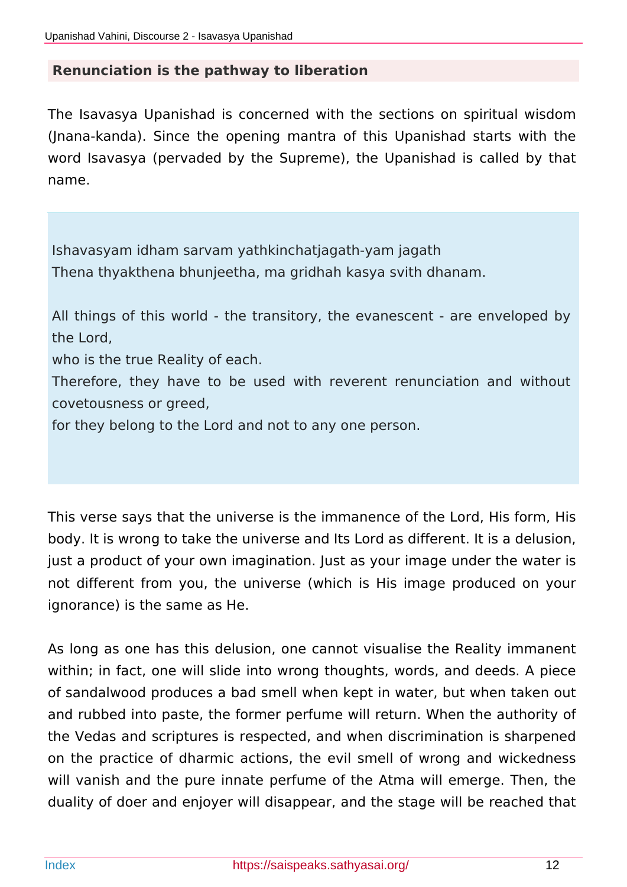## Renunciation is the pathway to liberation

The Isavasya Upanishad is concerned with the sections on spiritual wisdom (Jnana-kanda). Since the opening mantra of this Upanishad starts with the word Isavasya (pervaded by the Supreme), the Upanishad is called by that name.

> Ishavasyam idham sarvam yathkinchatjagath-yam jagath
> Thena thyakthena bhunjeetha, ma gridhah kasya svith dhanam.
>
> All things of this world - the transitory, the evanescent - are enveloped by the Lord,
> who is the true Reality of each.
> Therefore, they have to be used with reverent renunciation and without covetousness or greed,
> for they belong to the Lord and not to any one person.

This verse says that the universe is the immanence of the Lord, His form, His body. It is wrong to take the universe and Its Lord as different. It is a delusion, just a product of your own imagination. Just as your image under the water is not different from you, the universe (which is His image produced on your ignorance) is the same as He.

As long as one has this delusion, one cannot visualise the Reality immanent within; in fact, one will slide into wrong thoughts, words, and deeds. A piece of sandalwood produces a bad smell when kept in water, but when taken out and rubbed into paste, the former perfume will return. When the authority of the Vedas and scriptures is respected, and when discrimination is sharpened on the practice of dharmic actions, the evil smell of wrong and wickedness will vanish and the pure innate perfume of the Atma will emerge. Then, the duality of doer and enjoyer will disappear, and the stage will be reached that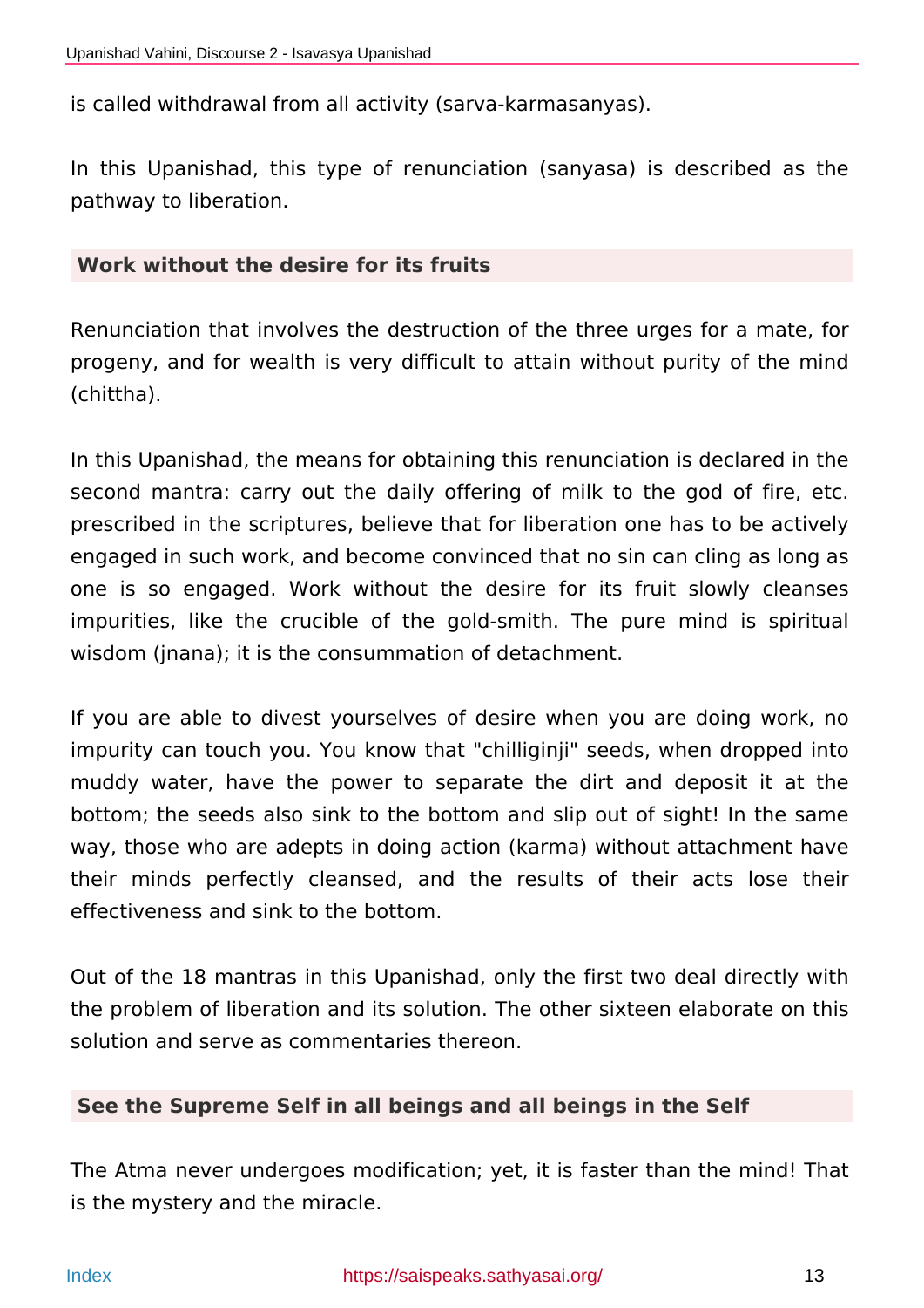is called withdrawal from all activity (sarva-karmasanyas).

In this Upanishad, this type of renunciation (sanyasa) is described as the pathway to liberation.

### Work without the desire for its fruits

Renunciation that involves the destruction of the three urges for a mate, for progeny, and for wealth is very difficult to attain without purity of the mind (chittha).

In this Upanishad, the means for obtaining this renunciation is declared in the second mantra: carry out the daily offering of milk to the god of fire, etc. prescribed in the scriptures, believe that for liberation one has to be actively engaged in such work, and become convinced that no sin can cling as long as one is so engaged. Work without the desire for its fruit slowly cleanses impurities, like the crucible of the gold-smith. The pure mind is spiritual wisdom (jnana); it is the consummation of detachment.

If you are able to divest yourselves of desire when you are doing work, no impurity can touch you. You know that "chilliginji" seeds, when dropped into muddy water, have the power to separate the dirt and deposit it at the bottom; the seeds also sink to the bottom and slip out of sight! In the same way, those who are adepts in doing action (karma) without attachment have their minds perfectly cleansed, and the results of their acts lose their effectiveness and sink to the bottom.

Out of the 18 mantras in this Upanishad, only the first two deal directly with the problem of liberation and its solution. The other sixteen elaborate on this solution and serve as commentaries thereon.

### See the Supreme Self in all beings and all beings in the Self

The Atma never undergoes modification; yet, it is faster than the mind! That is the mystery and the miracle.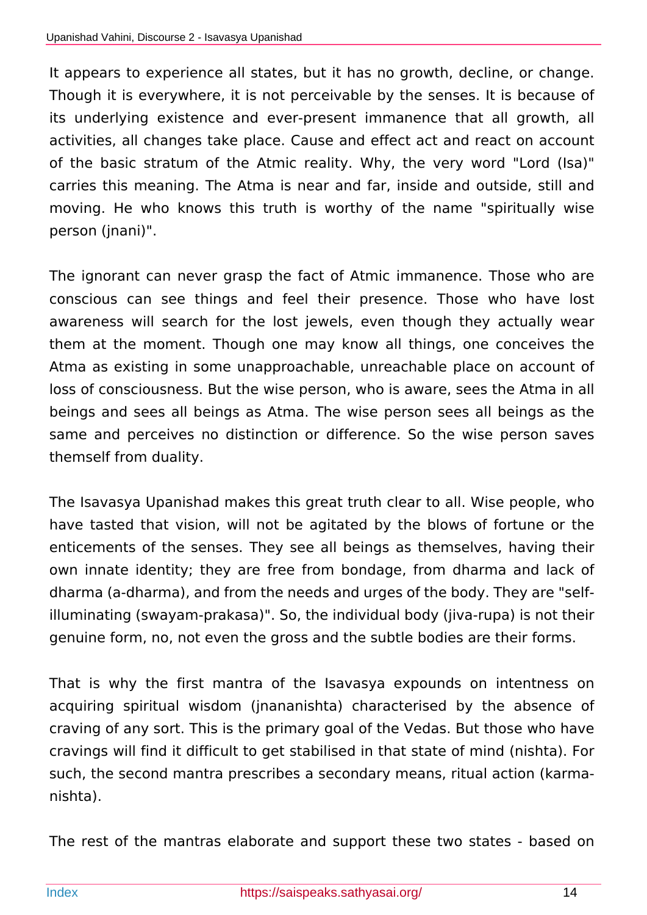It appears to experience all states, but it has no growth, decline, or change. Though it is everywhere, it is not perceivable by the senses. It is because of its underlying existence and ever-present immanence that all growth, all activities, all changes take place. Cause and effect act and react on account of the basic stratum of the Atmic reality. Why, the very word "Lord (Isa)" carries this meaning. The Atma is near and far, inside and outside, still and moving. He who knows this truth is worthy of the name "spiritually wise person (jnani)".

The ignorant can never grasp the fact of Atmic immanence. Those who are conscious can see things and feel their presence. Those who have lost awareness will search for the lost jewels, even though they actually wear them at the moment. Though one may know all things, one conceives the Atma as existing in some unapproachable, unreachable place on account of loss of consciousness. But the wise person, who is aware, sees the Atma in all beings and sees all beings as Atma. The wise person sees all beings as the same and perceives no distinction or difference. So the wise person saves themself from duality.

The Isavasya Upanishad makes this great truth clear to all. Wise people, who have tasted that vision, will not be agitated by the blows of fortune or the enticements of the senses. They see all beings as themselves, having their own innate identity; they are free from bondage, from dharma and lack of dharma (a-dharma), and from the needs and urges of the body. They are "self-illuminating (swayam-prakasa)". So, the individual body (jiva-rupa) is not their genuine form, no, not even the gross and the subtle bodies are their forms.

That is why the first mantra of the Isavasya expounds on intentness on acquiring spiritual wisdom (jnananishta) characterised by the absence of craving of any sort. This is the primary goal of the Vedas. But those who have cravings will find it difficult to get stabilised in that state of mind (nishta). For such, the second mantra prescribes a secondary means, ritual action (karma-nishta).

The rest of the mantras elaborate and support these two states - based on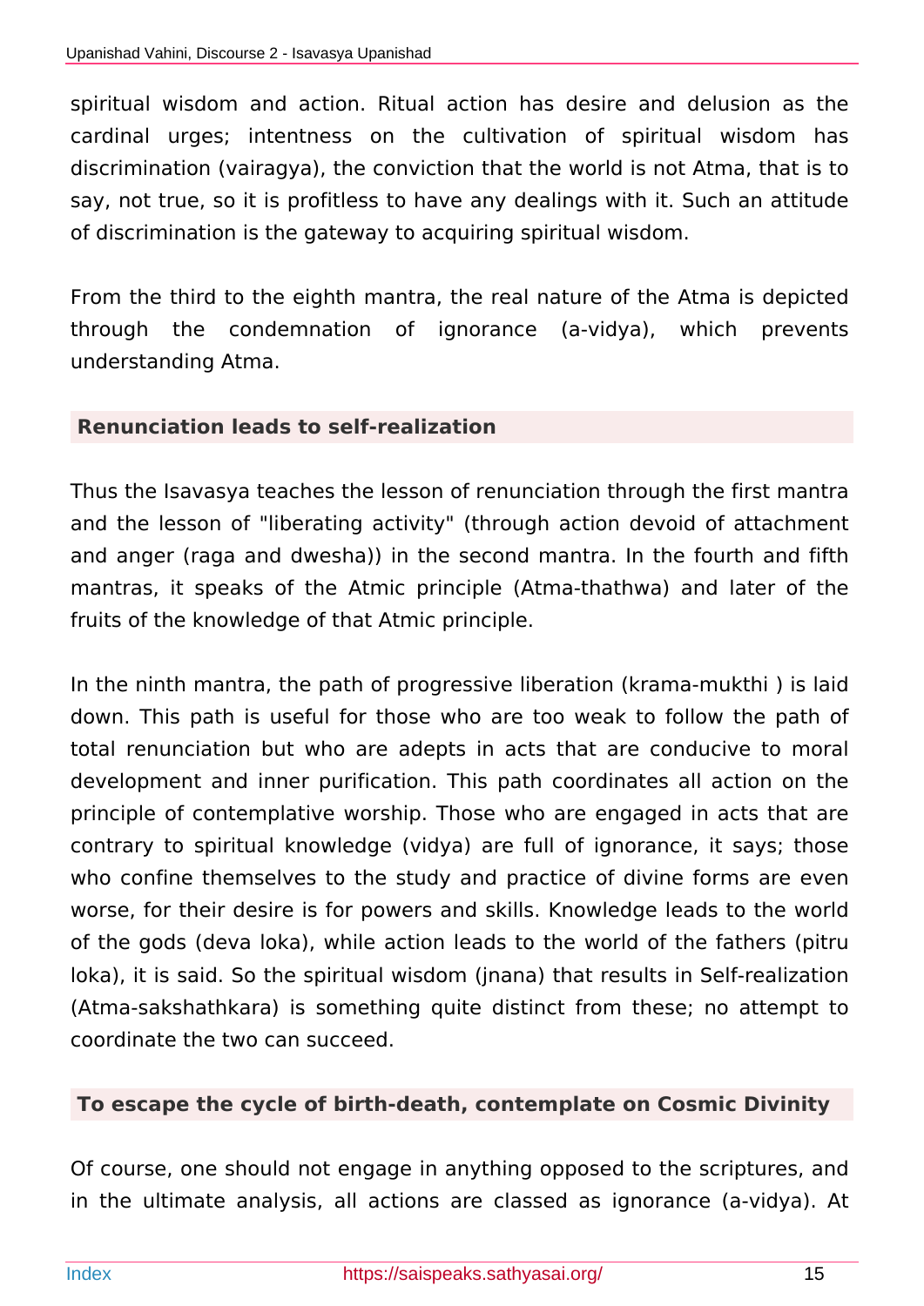spiritual wisdom and action. Ritual action has desire and delusion as the cardinal urges; intentness on the cultivation of spiritual wisdom has discrimination (vairagya), the conviction that the world is not Atma, that is to say, not true, so it is profitless to have any dealings with it. Such an attitude of discrimination is the gateway to acquiring spiritual wisdom.

From the third to the eighth mantra, the real nature of the Atma is depicted through the condemnation of ignorance (a-vidya), which prevents understanding Atma.

### Renunciation leads to self-realization

Thus the Isavasya teaches the lesson of renunciation through the first mantra and the lesson of "liberating activity" (through action devoid of attachment and anger (raga and dwesha)) in the second mantra. In the fourth and fifth mantras, it speaks of the Atmic principle (Atma-thathwa) and later of the fruits of the knowledge of that Atmic principle.

In the ninth mantra, the path of progressive liberation (krama-mukthi ) is laid down. This path is useful for those who are too weak to follow the path of total renunciation but who are adepts in acts that are conducive to moral development and inner purification. This path coordinates all action on the principle of contemplative worship. Those who are engaged in acts that are contrary to spiritual knowledge (vidya) are full of ignorance, it says; those who confine themselves to the study and practice of divine forms are even worse, for their desire is for powers and skills. Knowledge leads to the world of the gods (deva loka), while action leads to the world of the fathers (pitru loka), it is said. So the spiritual wisdom (jnana) that results in Self-realization (Atma-sakshathkara) is something quite distinct from these; no attempt to coordinate the two can succeed.

### To escape the cycle of birth-death, contemplate on Cosmic Divinity

Of course, one should not engage in anything opposed to the scriptures, and in the ultimate analysis, all actions are classed as ignorance (a-vidya). At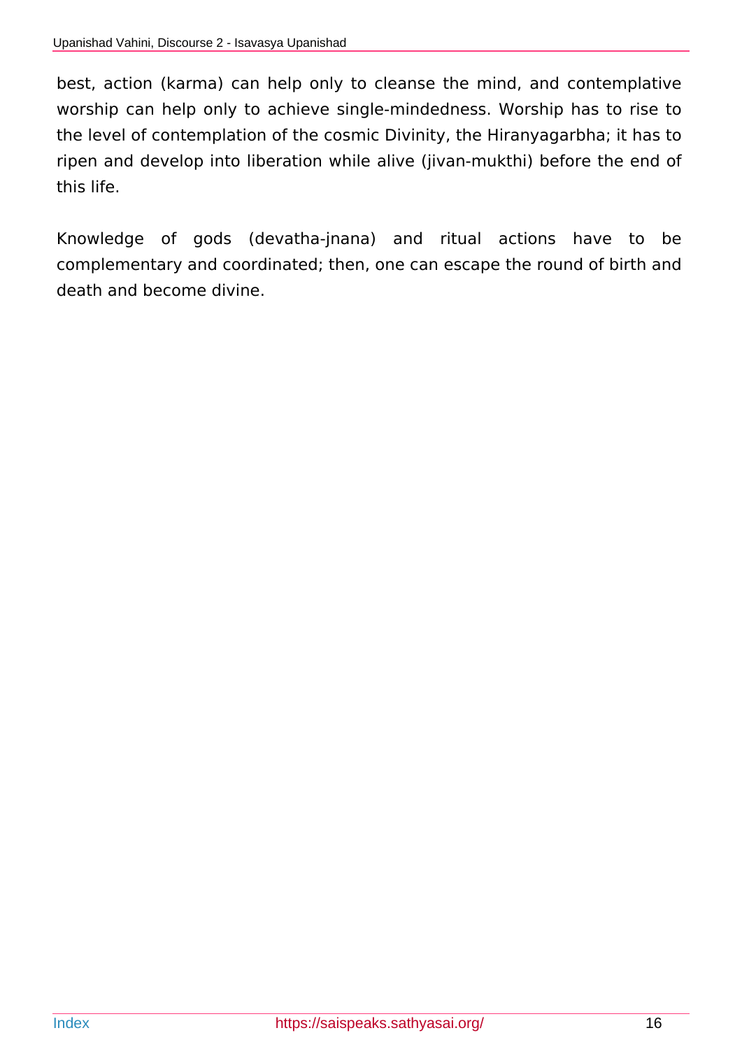best, action (karma) can help only to cleanse the mind, and contemplative worship can help only to achieve single-mindedness. Worship has to rise to the level of contemplation of the cosmic Divinity, the Hiranyagarbha; it has to ripen and develop into liberation while alive (jivan-mukthi) before the end of this life.

Knowledge of gods (devatha-jnana) and ritual actions have to be complementary and coordinated; then, one can escape the round of birth and death and become divine.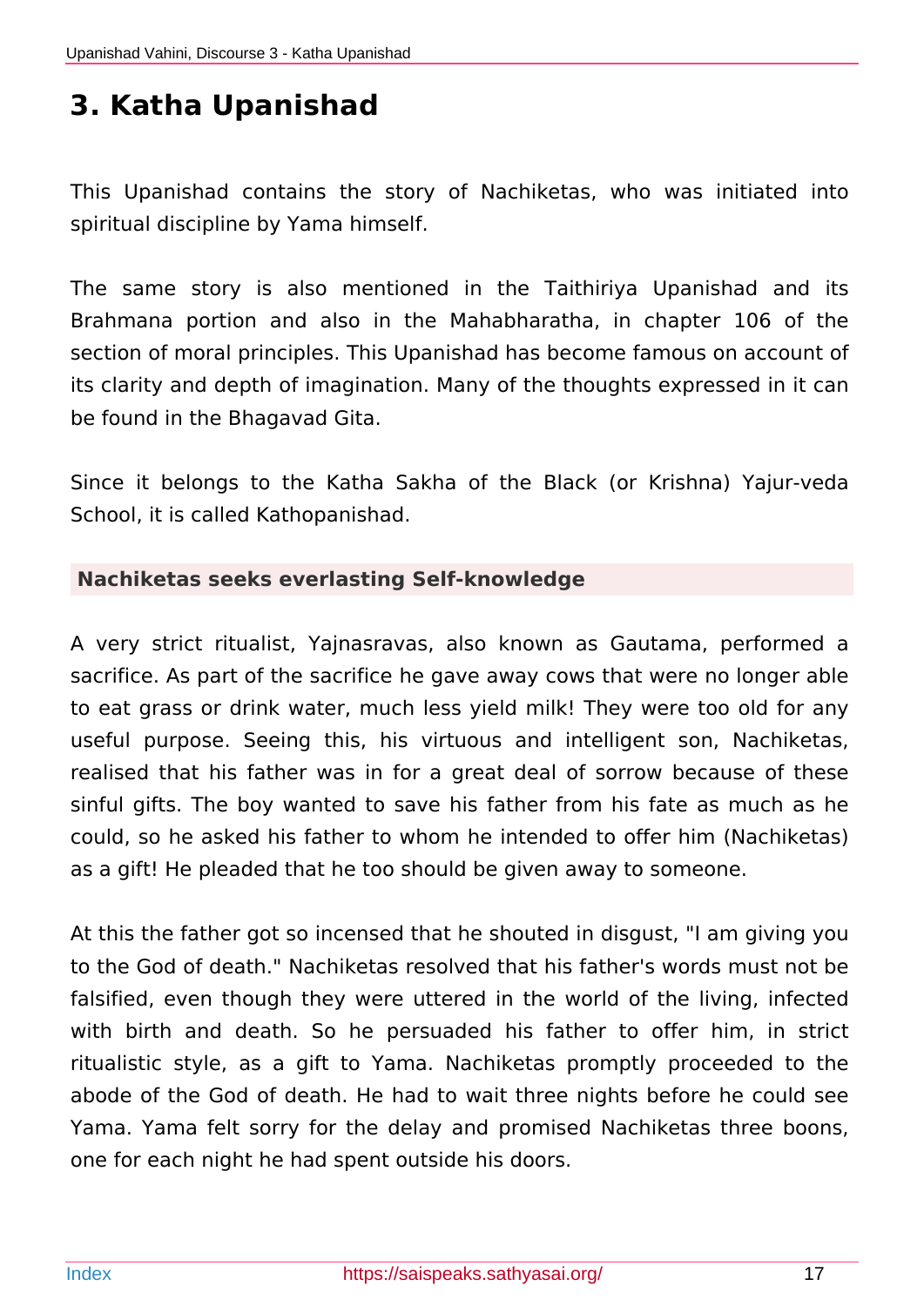# 3. Katha Upanishad

This Upanishad contains the story of Nachiketas, who was initiated into spiritual discipline by Yama himself.

The same story is also mentioned in the Taithiriya Upanishad and its Brahmana portion and also in the Mahabharatha, in chapter 106 of the section of moral principles. This Upanishad has become famous on account of its clarity and depth of imagination. Many of the thoughts expressed in it can be found in the Bhagavad Gita.

Since it belongs to the Katha Sakha of the Black (or Krishna) Yajur-veda School, it is called Kathopanishad.

### Nachiketas seeks everlasting Self-knowledge

A very strict ritualist, Yajnasravas, also known as Gautama, performed a sacrifice. As part of the sacrifice he gave away cows that were no longer able to eat grass or drink water, much less yield milk! They were too old for any useful purpose. Seeing this, his virtuous and intelligent son, Nachiketas, realised that his father was in for a great deal of sorrow because of these sinful gifts. The boy wanted to save his father from his fate as much as he could, so he asked his father to whom he intended to offer him (Nachiketas) as a gift! He pleaded that he too should be given away to someone.

At this the father got so incensed that he shouted in disgust, "I am giving you to the God of death." Nachiketas resolved that his father's words must not be falsified, even though they were uttered in the world of the living, infected with birth and death. So he persuaded his father to offer him, in strict ritualistic style, as a gift to Yama. Nachiketas promptly proceeded to the abode of the God of death. He had to wait three nights before he could see Yama. Yama felt sorry for the delay and promised Nachiketas three boons, one for each night he had spent outside his doors.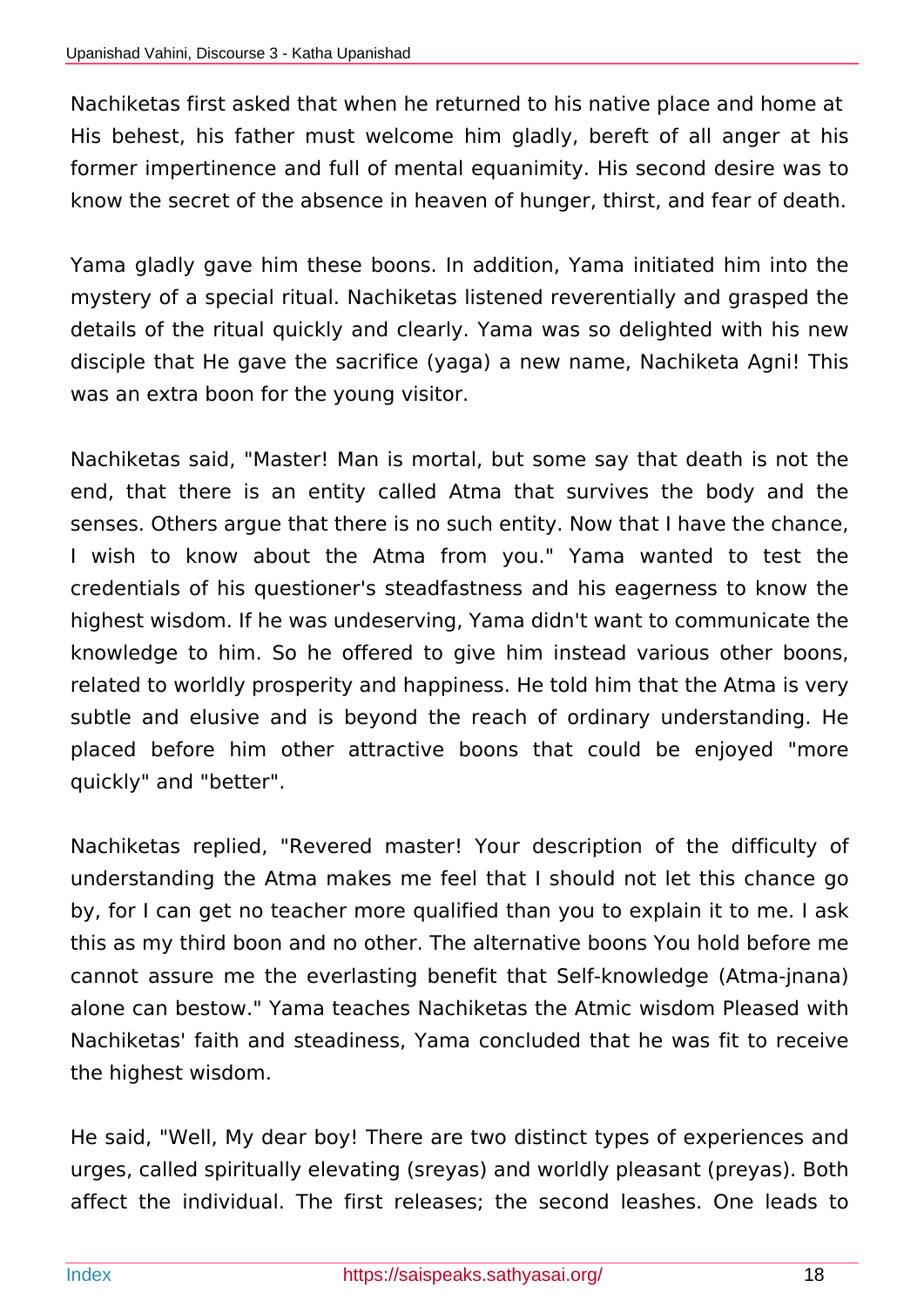Nachiketas first asked that when he returned to his native place and home at His behest, his father must welcome him gladly, bereft of all anger at his former impertinence and full of mental equanimity. His second desire was to know the secret of the absence in heaven of hunger, thirst, and fear of death.

Yama gladly gave him these boons. In addition, Yama initiated him into the mystery of a special ritual. Nachiketas listened reverentially and grasped the details of the ritual quickly and clearly. Yama was so delighted with his new disciple that He gave the sacrifice (yaga) a new name, Nachiketa Agni! This was an extra boon for the young visitor.

Nachiketas said, "Master! Man is mortal, but some say that death is not the end, that there is an entity called Atma that survives the body and the senses. Others argue that there is no such entity. Now that I have the chance, I wish to know about the Atma from you." Yama wanted to test the credentials of his questioner's steadfastness and his eagerness to know the highest wisdom. If he was undeserving, Yama didn't want to communicate the knowledge to him. So he offered to give him instead various other boons, related to worldly prosperity and happiness. He told him that the Atma is very subtle and elusive and is beyond the reach of ordinary understanding. He placed before him other attractive boons that could be enjoyed "more quickly" and "better".

Nachiketas replied, "Revered master! Your description of the difficulty of understanding the Atma makes me feel that I should not let this chance go by, for I can get no teacher more qualified than you to explain it to me. I ask this as my third boon and no other. The alternative boons You hold before me cannot assure me the everlasting benefit that Self-knowledge (Atma-jnana) alone can bestow." Yama teaches Nachiketas the Atmic wisdom Pleased with Nachiketas' faith and steadiness, Yama concluded that he was fit to receive the highest wisdom.

He said, "Well, My dear boy! There are two distinct types of experiences and urges, called spiritually elevating (sreyas) and worldly pleasant (preyas). Both affect the individual. The first releases; the second leashes. One leads to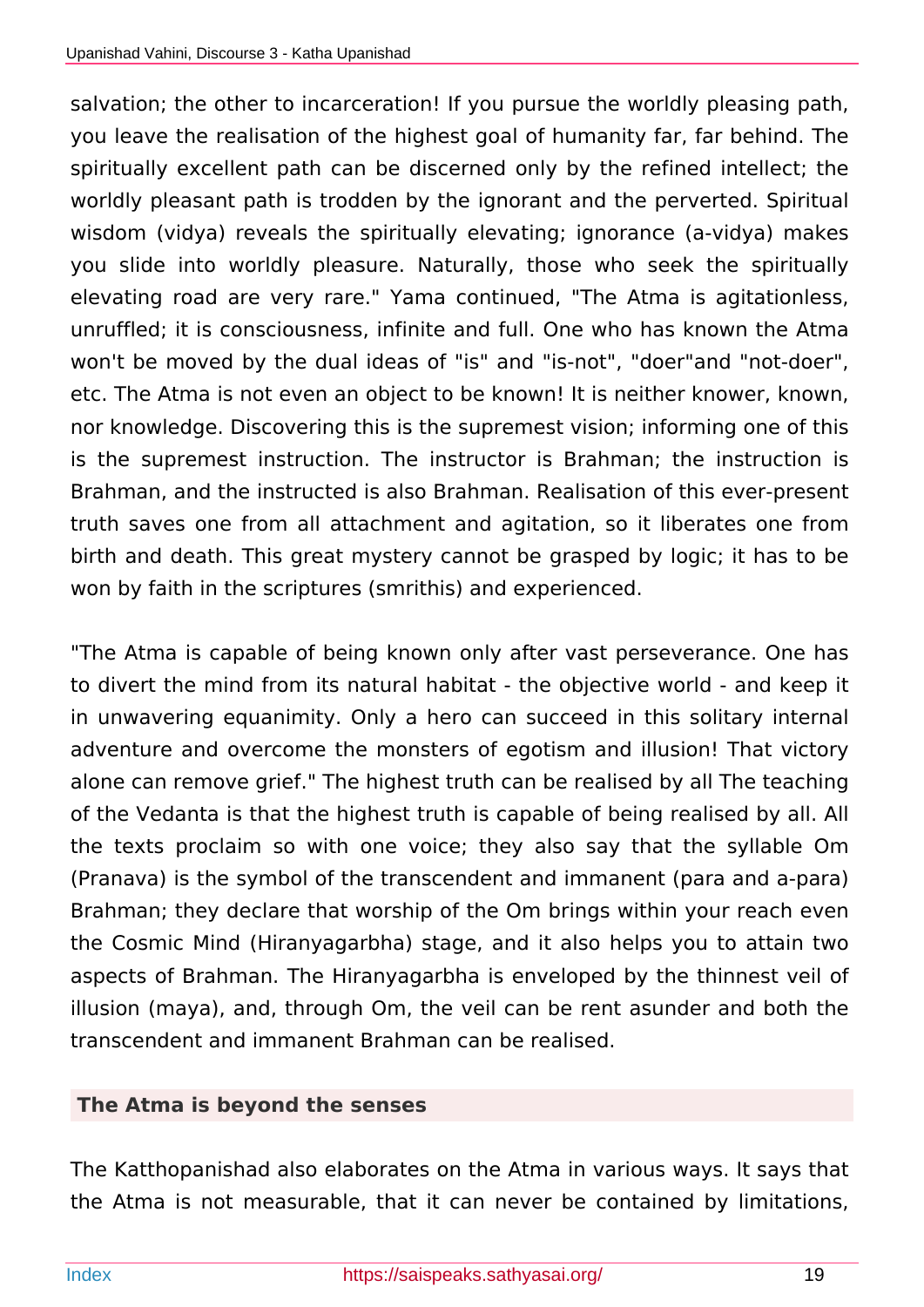salvation; the other to incarceration! If you pursue the worldly pleasing path, you leave the realisation of the highest goal of humanity far, far behind. The spiritually excellent path can be discerned only by the refined intellect; the worldly pleasant path is trodden by the ignorant and the perverted. Spiritual wisdom (vidya) reveals the spiritually elevating; ignorance (a-vidya) makes you slide into worldly pleasure. Naturally, those who seek the spiritually elevating road are very rare." Yama continued, "The Atma is agitationless, unruffled; it is consciousness, infinite and full. One who has known the Atma won't be moved by the dual ideas of "is" and "is-not", "doer"and "not-doer", etc. The Atma is not even an object to be known! It is neither knower, known, nor knowledge. Discovering this is the supremest vision; informing one of this is the supremest instruction. The instructor is Brahman; the instruction is Brahman, and the instructed is also Brahman. Realisation of this ever-present truth saves one from all attachment and agitation, so it liberates one from birth and death. This great mystery cannot be grasped by logic; it has to be won by faith in the scriptures (smrithis) and experienced.

"The Atma is capable of being known only after vast perseverance. One has to divert the mind from its natural habitat - the objective world - and keep it in unwavering equanimity. Only a hero can succeed in this solitary internal adventure and overcome the monsters of egotism and illusion! That victory alone can remove grief." The highest truth can be realised by all The teaching of the Vedanta is that the highest truth is capable of being realised by all. All the texts proclaim so with one voice; they also say that the syllable Om (Pranava) is the symbol of the transcendent and immanent (para and a-para) Brahman; they declare that worship of the Om brings within your reach even the Cosmic Mind (Hiranyagarbha) stage, and it also helps you to attain two aspects of Brahman. The Hiranyagarbha is enveloped by the thinnest veil of illusion (maya), and, through Om, the veil can be rent asunder and both the transcendent and immanent Brahman can be realised.

## The Atma is beyond the senses

The Katthopanishad also elaborates on the Atma in various ways. It says that the Atma is not measurable, that it can never be contained by limitations,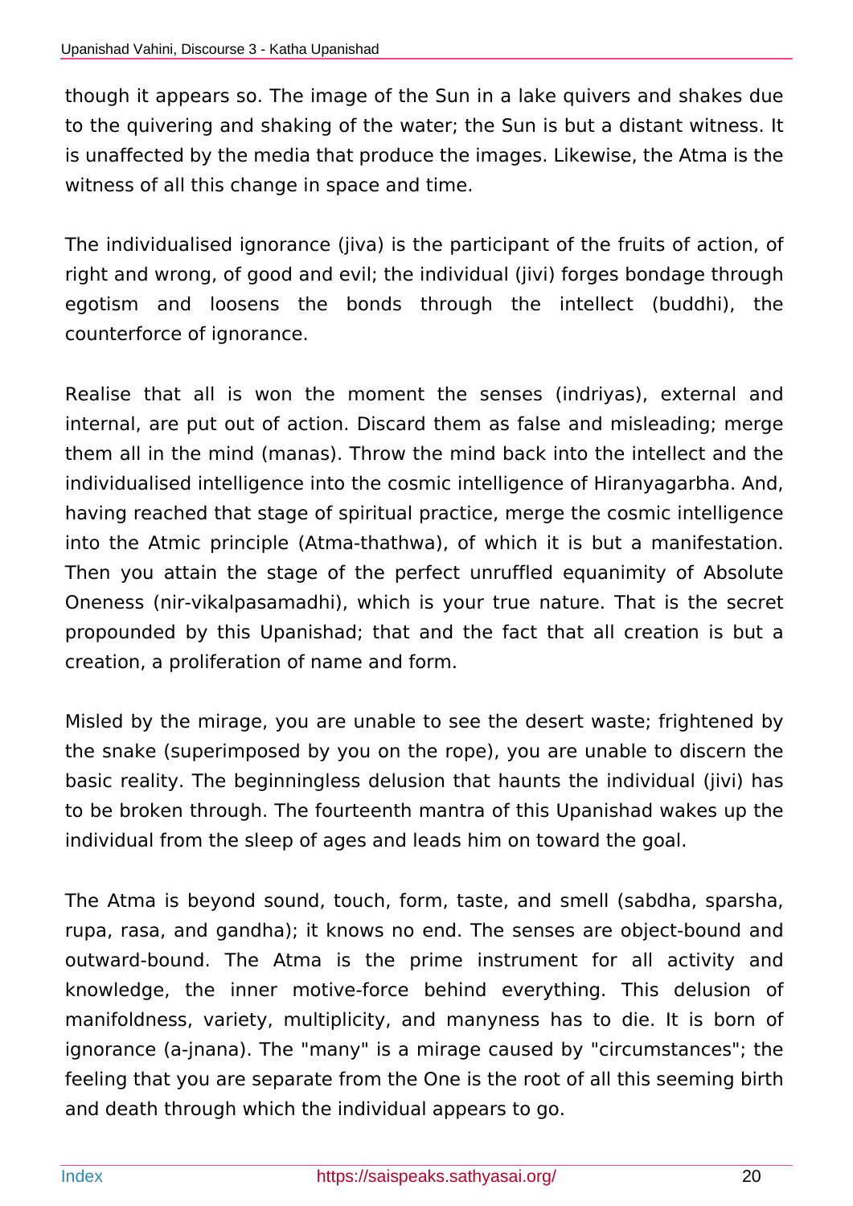though it appears so. The image of the Sun in a lake quivers and shakes due to the quivering and shaking of the water; the Sun is but a distant witness. It is unaffected by the media that produce the images. Likewise, the Atma is the witness of all this change in space and time.

The individualised ignorance (jiva) is the participant of the fruits of action, of right and wrong, of good and evil; the individual (jivi) forges bondage through egotism and loosens the bonds through the intellect (buddhi), the counterforce of ignorance.

Realise that all is won the moment the senses (indriyas), external and internal, are put out of action. Discard them as false and misleading; merge them all in the mind (manas). Throw the mind back into the intellect and the individualised intelligence into the cosmic intelligence of Hiranyagarbha. And, having reached that stage of spiritual practice, merge the cosmic intelligence into the Atmic principle (Atma-thathwa), of which it is but a manifestation. Then you attain the stage of the perfect unruffled equanimity of Absolute Oneness (nir-vikalpasamadhi), which is your true nature. That is the secret propounded by this Upanishad; that and the fact that all creation is but a creation, a proliferation of name and form.

Misled by the mirage, you are unable to see the desert waste; frightened by the snake (superimposed by you on the rope), you are unable to discern the basic reality. The beginningless delusion that haunts the individual (jivi) has to be broken through. The fourteenth mantra of this Upanishad wakes up the individual from the sleep of ages and leads him on toward the goal.

The Atma is beyond sound, touch, form, taste, and smell (sabdha, sparsha, rupa, rasa, and gandha); it knows no end. The senses are object-bound and outward-bound. The Atma is the prime instrument for all activity and knowledge, the inner motive-force behind everything. This delusion of manifoldness, variety, multiplicity, and manyness has to die. It is born of ignorance (a-jnana). The "many" is a mirage caused by "circumstances"; the feeling that you are separate from the One is the root of all this seeming birth and death through which the individual appears to go.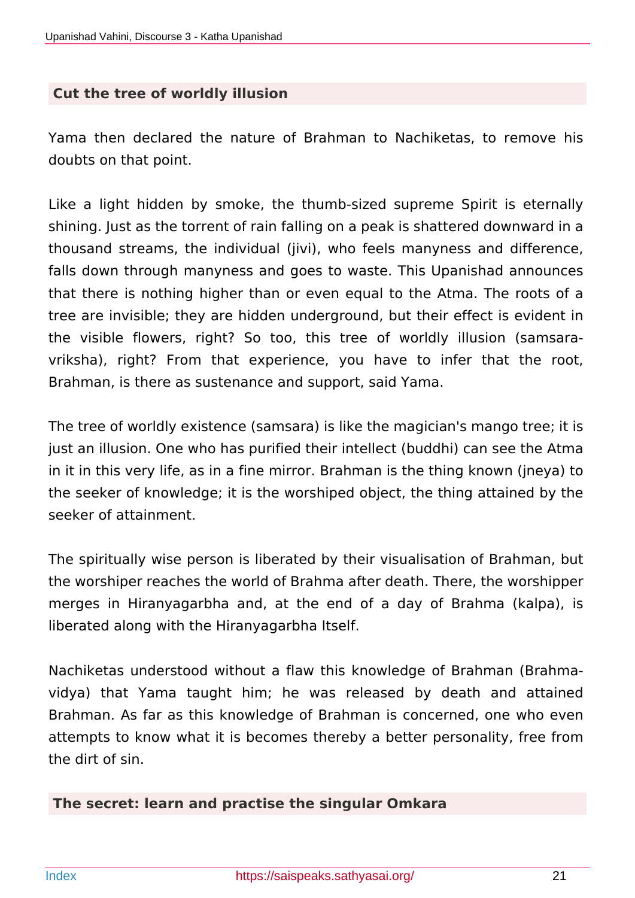## Cut the tree of worldly illusion

Yama then declared the nature of Brahman to Nachiketas, to remove his doubts on that point.

Like a light hidden by smoke, the thumb-sized supreme Spirit is eternally shining. Just as the torrent of rain falling on a peak is shattered downward in a thousand streams, the individual (jivi), who feels manyness and difference, falls down through manyness and goes to waste. This Upanishad announces that there is nothing higher than or even equal to the Atma. The roots of a tree are invisible; they are hidden underground, but their effect is evident in the visible flowers, right? So too, this tree of worldly illusion (samsara-vriksha), right? From that experience, you have to infer that the root, Brahman, is there as sustenance and support, said Yama.

The tree of worldly existence (samsara) is like the magician's mango tree; it is just an illusion. One who has purified their intellect (buddhi) can see the Atma in it in this very life, as in a fine mirror. Brahman is the thing known (jneya) to the seeker of knowledge; it is the worshiped object, the thing attained by the seeker of attainment.

The spiritually wise person is liberated by their visualisation of Brahman, but the worshiper reaches the world of Brahma after death. There, the worshipper merges in Hiranyagarbha and, at the end of a day of Brahma (kalpa), is liberated along with the Hiranyagarbha Itself.

Nachiketas understood without a flaw this knowledge of Brahman (Brahma-vidya) that Yama taught him; he was released by death and attained Brahman. As far as this knowledge of Brahman is concerned, one who even attempts to know what it is becomes thereby a better personality, free from the dirt of sin.

## The secret: learn and practise the singular Omkara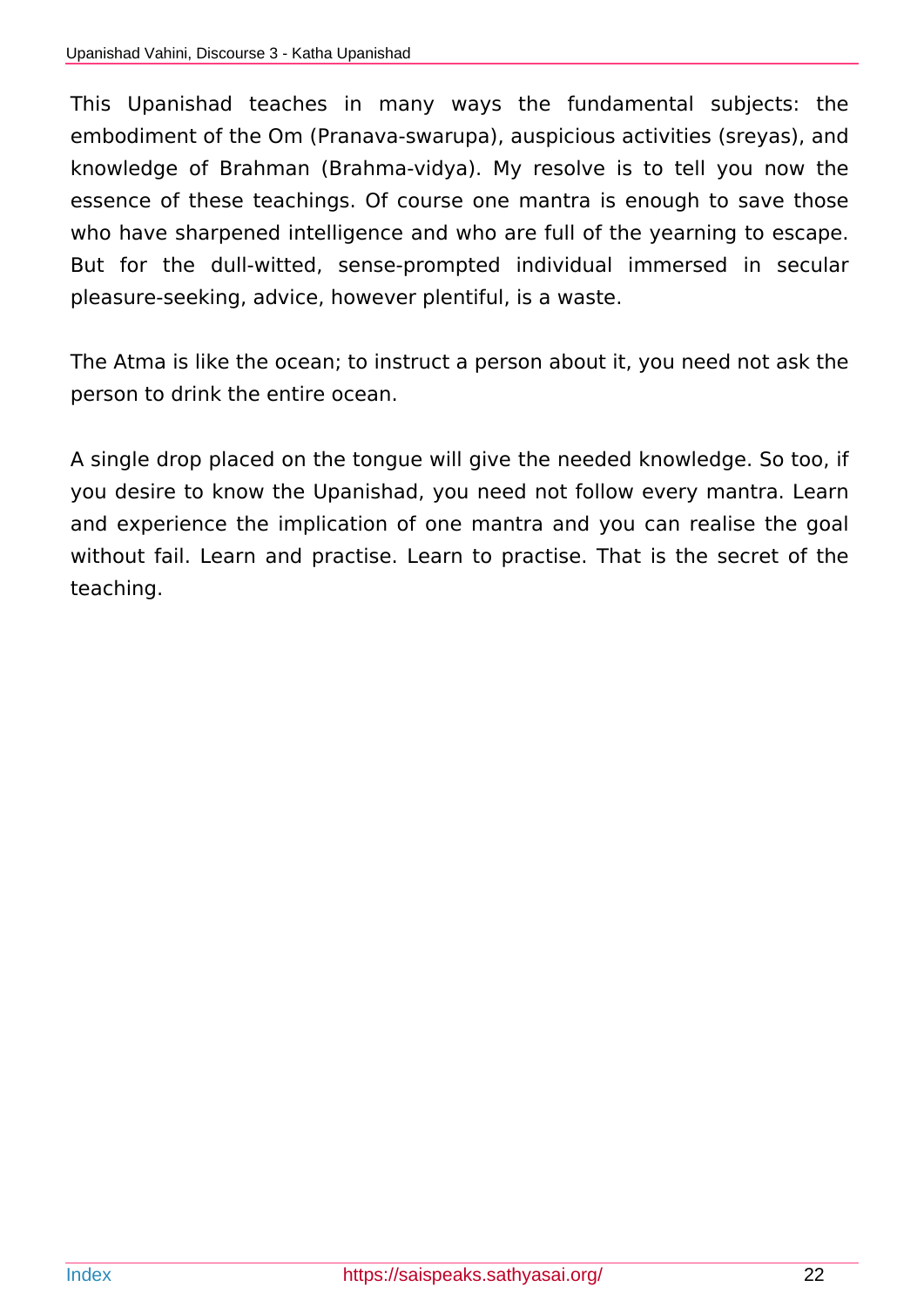This Upanishad teaches in many ways the fundamental subjects: the embodiment of the Om (Pranava-swarupa), auspicious activities (sreyas), and knowledge of Brahman (Brahma-vidya). My resolve is to tell you now the essence of these teachings. Of course one mantra is enough to save those who have sharpened intelligence and who are full of the yearning to escape. But for the dull-witted, sense-prompted individual immersed in secular pleasure-seeking, advice, however plentiful, is a waste.

The Atma is like the ocean; to instruct a person about it, you need not ask the person to drink the entire ocean.

A single drop placed on the tongue will give the needed knowledge. So too, if you desire to know the Upanishad, you need not follow every mantra. Learn and experience the implication of one mantra and you can realise the goal without fail. Learn and practise. Learn to practise. That is the secret of the teaching.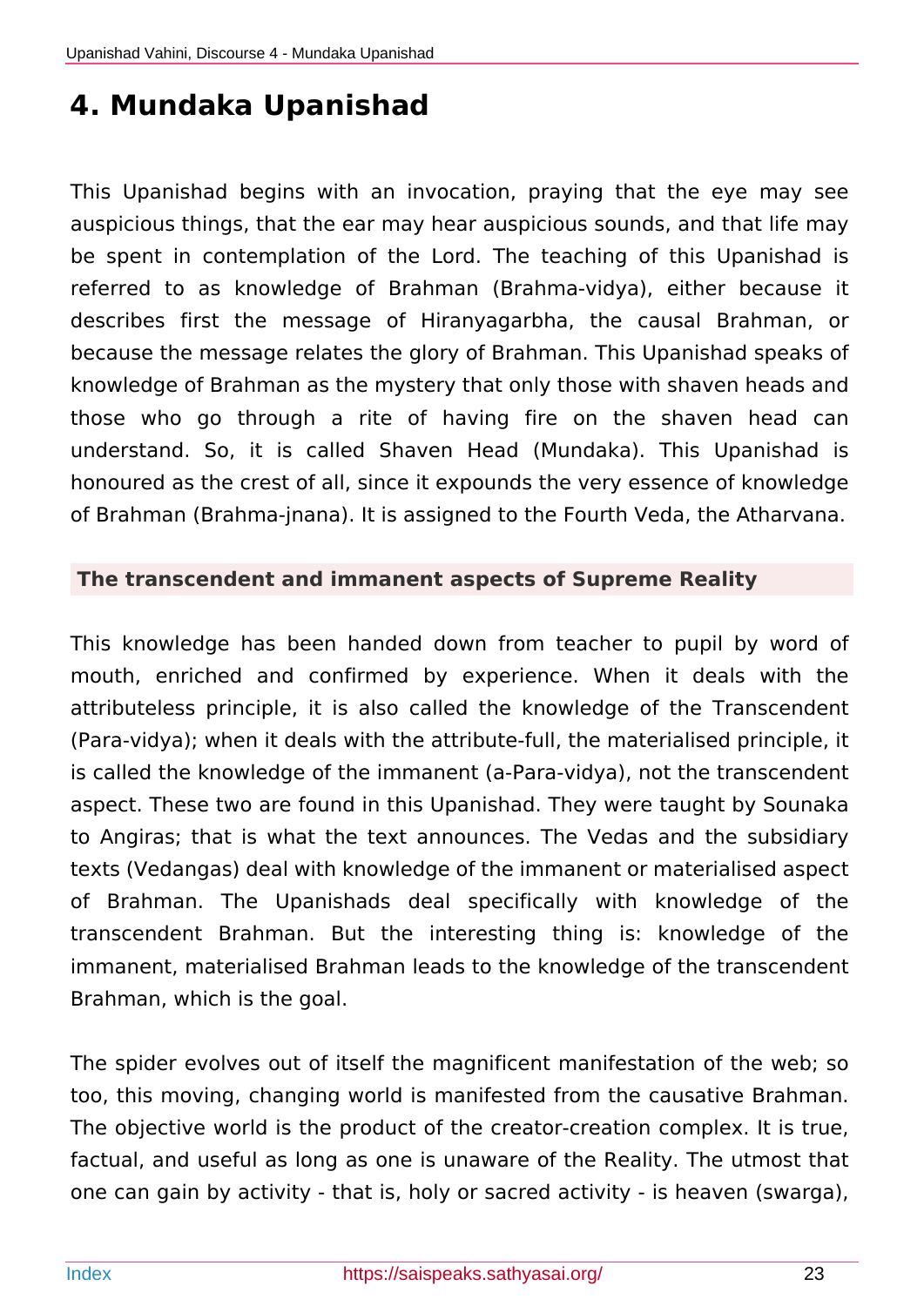# 4. Mundaka Upanishad

This Upanishad begins with an invocation, praying that the eye may see auspicious things, that the ear may hear auspicious sounds, and that life may be spent in contemplation of the Lord. The teaching of this Upanishad is referred to as knowledge of Brahman (Brahma-vidya), either because it describes first the message of Hiranyagarbha, the causal Brahman, or because the message relates the glory of Brahman. This Upanishad speaks of knowledge of Brahman as the mystery that only those with shaven heads and those who go through a rite of having fire on the shaven head can understand. So, it is called Shaven Head (Mundaka). This Upanishad is honoured as the crest of all, since it expounds the very essence of knowledge of Brahman (Brahma-jnana). It is assigned to the Fourth Veda, the Atharvana.

## The transcendent and immanent aspects of Supreme Reality

This knowledge has been handed down from teacher to pupil by word of mouth, enriched and confirmed by experience. When it deals with the attributeless principle, it is also called the knowledge of the Transcendent (Para-vidya); when it deals with the attribute-full, the materialised principle, it is called the knowledge of the immanent (a-Para-vidya), not the transcendent aspect. These two are found in this Upanishad. They were taught by Sounaka to Angiras; that is what the text announces. The Vedas and the subsidiary texts (Vedangas) deal with knowledge of the immanent or materialised aspect of Brahman. The Upanishads deal specifically with knowledge of the transcendent Brahman. But the interesting thing is: knowledge of the immanent, materialised Brahman leads to the knowledge of the transcendent Brahman, which is the goal.

The spider evolves out of itself the magnificent manifestation of the web; so too, this moving, changing world is manifested from the causative Brahman. The objective world is the product of the creator-creation complex. It is true, factual, and useful as long as one is unaware of the Reality. The utmost that one can gain by activity - that is, holy or sacred activity - is heaven (swarga),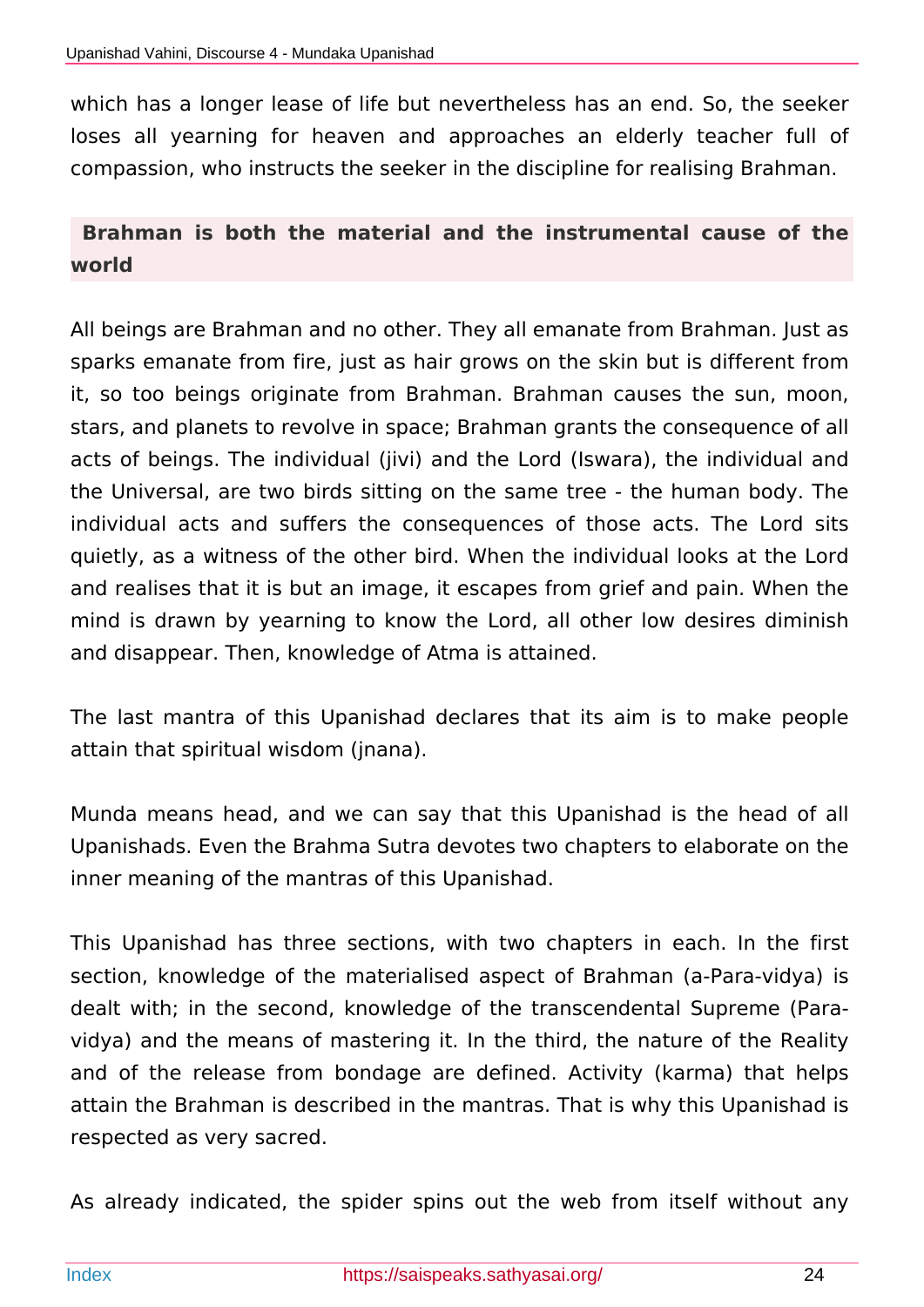which has a longer lease of life but nevertheless has an end. So, the seeker loses all yearning for heaven and approaches an elderly teacher full of compassion, who instructs the seeker in the discipline for realising Brahman.

### Brahman is both the material and the instrumental cause of the world

All beings are Brahman and no other. They all emanate from Brahman. Just as sparks emanate from fire, just as hair grows on the skin but is different from it, so too beings originate from Brahman. Brahman causes the sun, moon, stars, and planets to revolve in space; Brahman grants the consequence of all acts of beings. The individual (jivi) and the Lord (Iswara), the individual and the Universal, are two birds sitting on the same tree - the human body. The individual acts and suffers the consequences of those acts. The Lord sits quietly, as a witness of the other bird. When the individual looks at the Lord and realises that it is but an image, it escapes from grief and pain. When the mind is drawn by yearning to know the Lord, all other low desires diminish and disappear. Then, knowledge of Atma is attained.

The last mantra of this Upanishad declares that its aim is to make people attain that spiritual wisdom (jnana).

Munda means head, and we can say that this Upanishad is the head of all Upanishads. Even the Brahma Sutra devotes two chapters to elaborate on the inner meaning of the mantras of this Upanishad.

This Upanishad has three sections, with two chapters in each. In the first section, knowledge of the materialised aspect of Brahman (a-Para-vidya) is dealt with; in the second, knowledge of the transcendental Supreme (Para-vidya) and the means of mastering it. In the third, the nature of the Reality and of the release from bondage are defined. Activity (karma) that helps attain the Brahman is described in the mantras. That is why this Upanishad is respected as very sacred.

As already indicated, the spider spins out the web from itself without any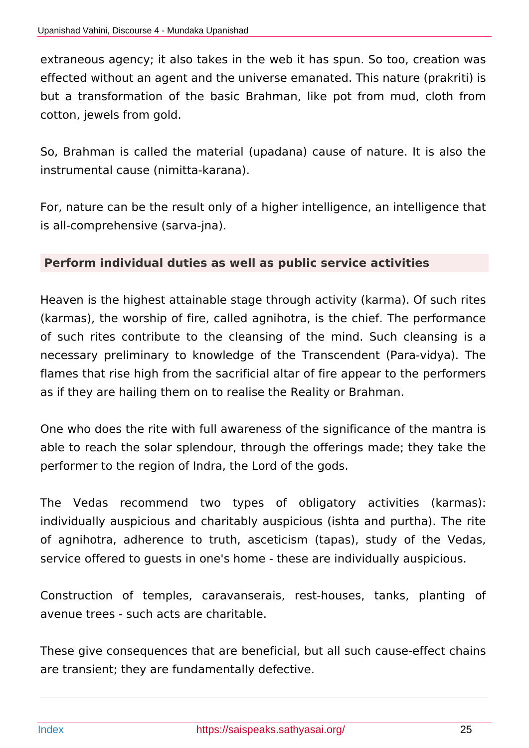extraneous agency; it also takes in the web it has spun. So too, creation was effected without an agent and the universe emanated. This nature (prakriti) is but a transformation of the basic Brahman, like pot from mud, cloth from cotton, jewels from gold.

So, Brahman is called the material (upadana) cause of nature. It is also the instrumental cause (nimitta-karana).

For, nature can be the result only of a higher intelligence, an intelligence that is all-comprehensive (sarva-jna).

## Perform individual duties as well as public service activities

Heaven is the highest attainable stage through activity (karma). Of such rites (karmas), the worship of fire, called agnihotra, is the chief. The performance of such rites contribute to the cleansing of the mind. Such cleansing is a necessary preliminary to knowledge of the Transcendent (Para-vidya). The flames that rise high from the sacrificial altar of fire appear to the performers as if they are hailing them on to realise the Reality or Brahman.

One who does the rite with full awareness of the significance of the mantra is able to reach the solar splendour, through the offerings made; they take the performer to the region of Indra, the Lord of the gods.

The Vedas recommend two types of obligatory activities (karmas): individually auspicious and charitably auspicious (ishta and purtha). The rite of agnihotra, adherence to truth, asceticism (tapas), study of the Vedas, service offered to guests in one's home - these are individually auspicious.

Construction of temples, caravanserais, rest-houses, tanks, planting of avenue trees - such acts are charitable.

These give consequences that are beneficial, but all such cause-effect chains are transient; they are fundamentally defective.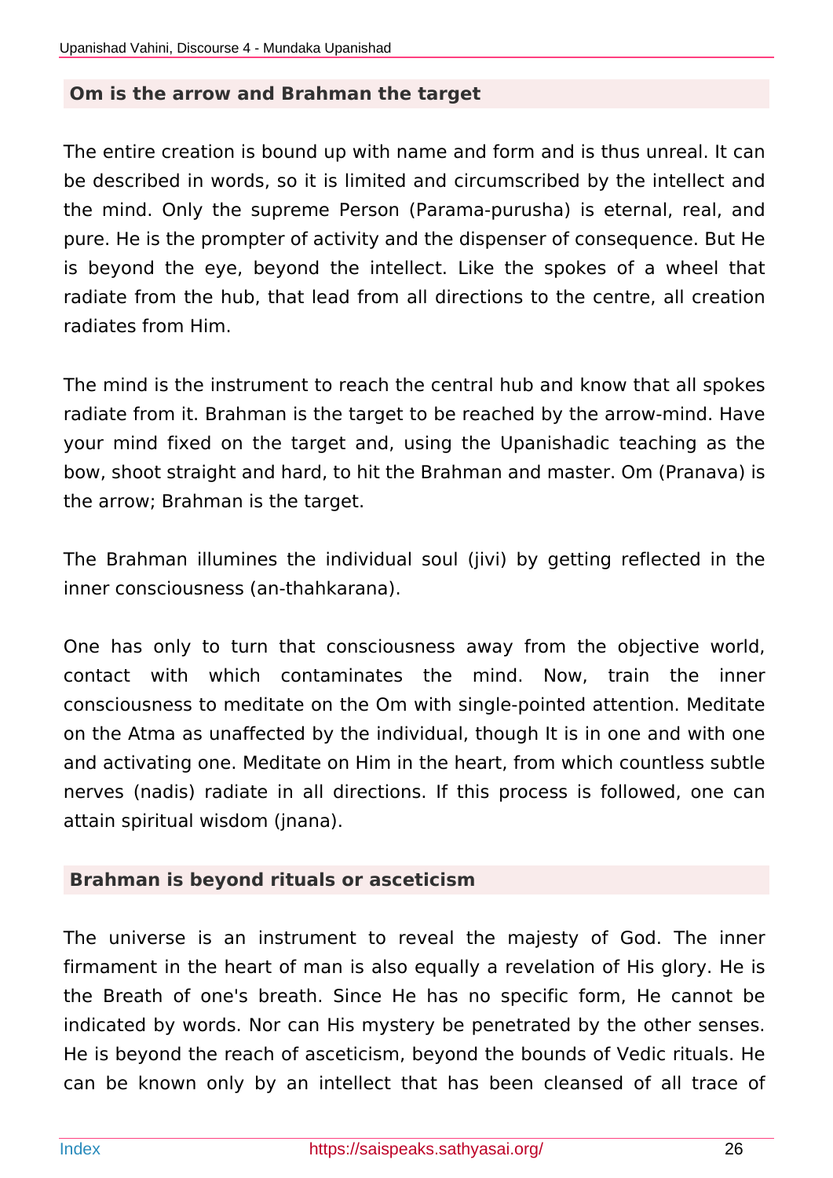## Om is the arrow and Brahman the target

The entire creation is bound up with name and form and is thus unreal. It can be described in words, so it is limited and circumscribed by the intellect and the mind. Only the supreme Person (Parama-purusha) is eternal, real, and pure. He is the prompter of activity and the dispenser of consequence. But He is beyond the eye, beyond the intellect. Like the spokes of a wheel that radiate from the hub, that lead from all directions to the centre, all creation radiates from Him.

The mind is the instrument to reach the central hub and know that all spokes radiate from it. Brahman is the target to be reached by the arrow-mind. Have your mind fixed on the target and, using the Upanishadic teaching as the bow, shoot straight and hard, to hit the Brahman and master. Om (Pranava) is the arrow; Brahman is the target.

The Brahman illumines the individual soul (jivi) by getting reflected in the inner consciousness (an-thahkarana).

One has only to turn that consciousness away from the objective world, contact with which contaminates the mind. Now, train the inner consciousness to meditate on the Om with single-pointed attention. Meditate on the Atma as unaffected by the individual, though It is in one and with one and activating one. Meditate on Him in the heart, from which countless subtle nerves (nadis) radiate in all directions. If this process is followed, one can attain spiritual wisdom (jnana).

## Brahman is beyond rituals or asceticism

The universe is an instrument to reveal the majesty of God. The inner firmament in the heart of man is also equally a revelation of His glory. He is the Breath of one's breath. Since He has no specific form, He cannot be indicated by words. Nor can His mystery be penetrated by the other senses. He is beyond the reach of asceticism, beyond the bounds of Vedic rituals. He can be known only by an intellect that has been cleansed of all trace of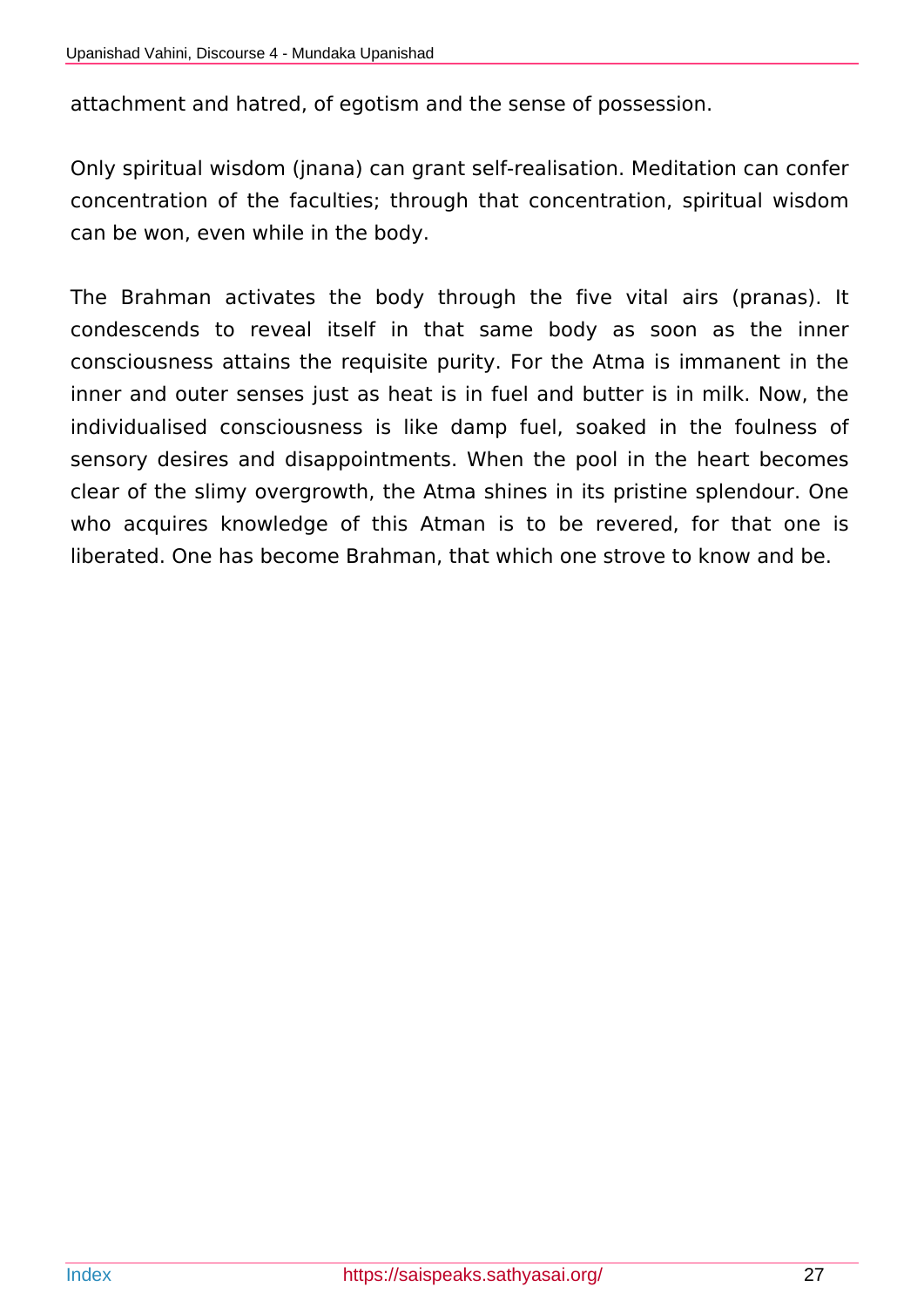attachment and hatred, of egotism and the sense of possession.

Only spiritual wisdom (jnana) can grant self-realisation. Meditation can confer concentration of the faculties; through that concentration, spiritual wisdom can be won, even while in the body.

The Brahman activates the body through the five vital airs (pranas). It condescends to reveal itself in that same body as soon as the inner consciousness attains the requisite purity. For the Atma is immanent in the inner and outer senses just as heat is in fuel and butter is in milk. Now, the individualised consciousness is like damp fuel, soaked in the foulness of sensory desires and disappointments. When the pool in the heart becomes clear of the slimy overgrowth, the Atma shines in its pristine splendour. One who acquires knowledge of this Atman is to be revered, for that one is liberated. One has become Brahman, that which one strove to know and be.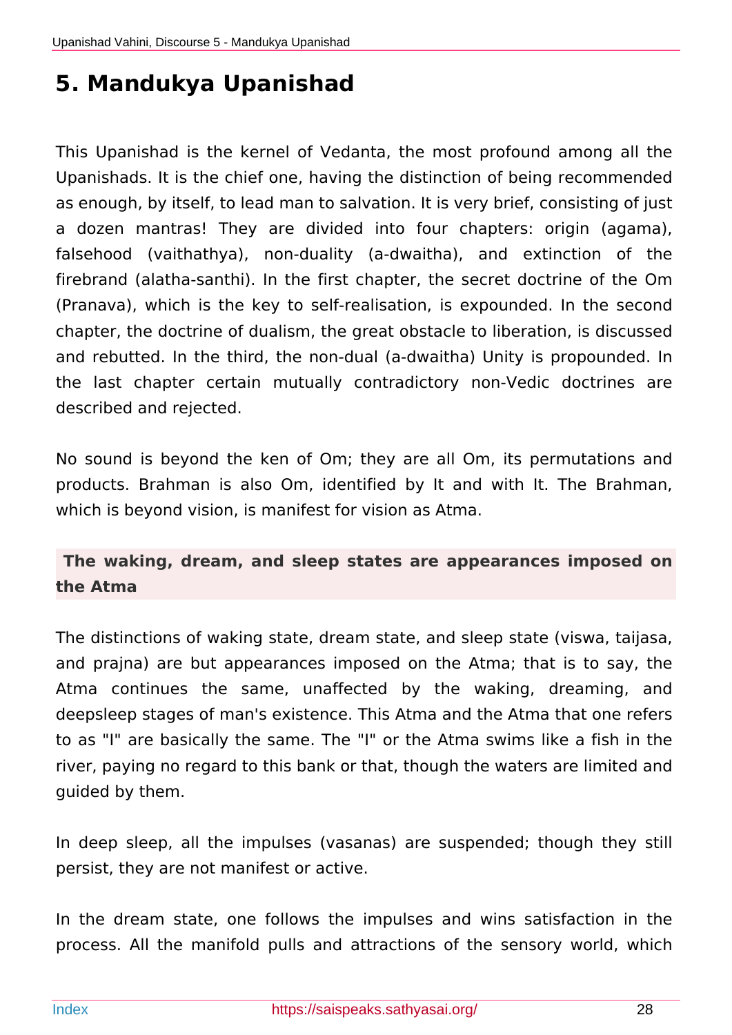# 5. Mandukya Upanishad

This Upanishad is the kernel of Vedanta, the most profound among all the Upanishads. It is the chief one, having the distinction of being recommended as enough, by itself, to lead man to salvation. It is very brief, consisting of just a dozen mantras! They are divided into four chapters: origin (agama), falsehood (vaithathya), non-duality (a-dwaitha), and extinction of the firebrand (alatha-santhi). In the first chapter, the secret doctrine of the Om (Pranava), which is the key to self-realisation, is expounded. In the second chapter, the doctrine of dualism, the great obstacle to liberation, is discussed and rebutted. In the third, the non-dual (a-dwaitha) Unity is propounded. In the last chapter certain mutually contradictory non-Vedic doctrines are described and rejected.

No sound is beyond the ken of Om; they are all Om, its permutations and products. Brahman is also Om, identified by It and with It. The Brahman, which is beyond vision, is manifest for vision as Atma.

## The waking, dream, and sleep states are appearances imposed on the Atma

The distinctions of waking state, dream state, and sleep state (viswa, taijasa, and prajna) are but appearances imposed on the Atma; that is to say, the Atma continues the same, unaffected by the waking, dreaming, and deepsleep stages of man's existence. This Atma and the Atma that one refers to as "I" are basically the same. The "I" or the Atma swims like a fish in the river, paying no regard to this bank or that, though the waters are limited and guided by them.

In deep sleep, all the impulses (vasanas) are suspended; though they still persist, they are not manifest or active.

In the dream state, one follows the impulses and wins satisfaction in the process. All the manifold pulls and attractions of the sensory world, which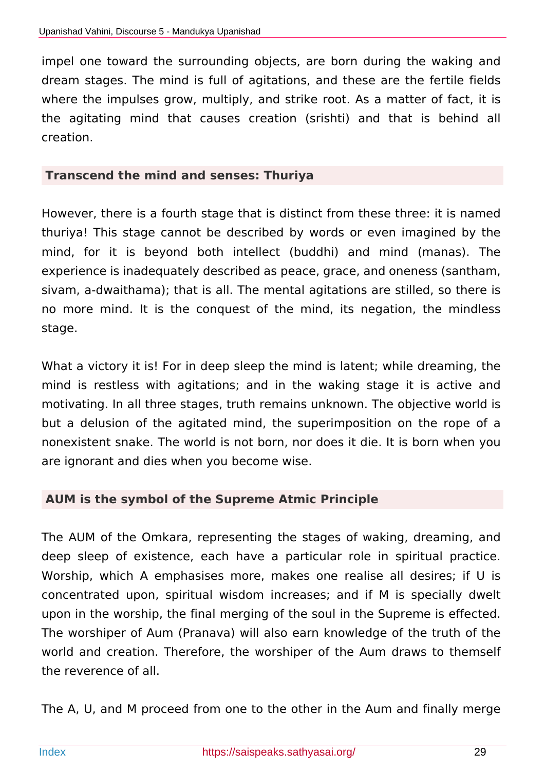impel one toward the surrounding objects, are born during the waking and dream stages. The mind is full of agitations, and these are the fertile fields where the impulses grow, multiply, and strike root. As a matter of fact, it is the agitating mind that causes creation (srishti) and that is behind all creation.

### Transcend the mind and senses: Thuriya

However, there is a fourth stage that is distinct from these three: it is named thuriya! This stage cannot be described by words or even imagined by the mind, for it is beyond both intellect (buddhi) and mind (manas). The experience is inadequately described as peace, grace, and oneness (santham, sivam, a-dwaithama); that is all. The mental agitations are stilled, so there is no more mind. It is the conquest of the mind, its negation, the mindless stage.

What a victory it is! For in deep sleep the mind is latent; while dreaming, the mind is restless with agitations; and in the waking stage it is active and motivating. In all three stages, truth remains unknown. The objective world is but a delusion of the agitated mind, the superimposition on the rope of a nonexistent snake. The world is not born, nor does it die. It is born when you are ignorant and dies when you become wise.

### AUM is the symbol of the Supreme Atmic Principle

The AUM of the Omkara, representing the stages of waking, dreaming, and deep sleep of existence, each have a particular role in spiritual practice. Worship, which A emphasises more, makes one realise all desires; if U is concentrated upon, spiritual wisdom increases; and if M is specially dwelt upon in the worship, the final merging of the soul in the Supreme is effected. The worshiper of Aum (Pranava) will also earn knowledge of the truth of the world and creation. Therefore, the worshiper of the Aum draws to themself the reverence of all.

The A, U, and M proceed from one to the other in the Aum and finally merge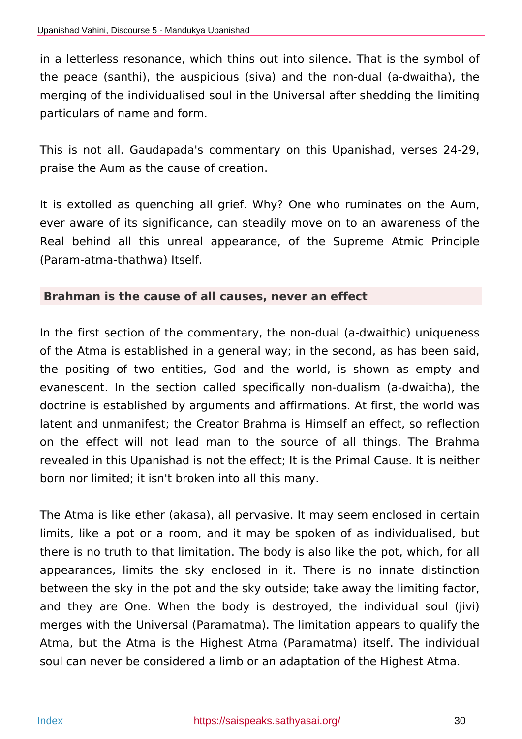in a letterless resonance, which thins out into silence. That is the symbol of the peace (santhi), the auspicious (siva) and the non-dual (a-dwaitha), the merging of the individualised soul in the Universal after shedding the limiting particulars of name and form.

This is not all. Gaudapada's commentary on this Upanishad, verses 24-29, praise the Aum as the cause of creation.

It is extolled as quenching all grief. Why? One who ruminates on the Aum, ever aware of its significance, can steadily move on to an awareness of the Real behind all this unreal appearance, of the Supreme Atmic Principle (Param-atma-thathwa) Itself.

### Brahman is the cause of all causes, never an effect

In the first section of the commentary, the non-dual (a-dwaithic) uniqueness of the Atma is established in a general way; in the second, as has been said, the positing of two entities, God and the world, is shown as empty and evanescent. In the section called specifically non-dualism (a-dwaitha), the doctrine is established by arguments and affirmations. At first, the world was latent and unmanifest; the Creator Brahma is Himself an effect, so reflection on the effect will not lead man to the source of all things. The Brahma revealed in this Upanishad is not the effect; It is the Primal Cause. It is neither born nor limited; it isn't broken into all this many.

The Atma is like ether (akasa), all pervasive. It may seem enclosed in certain limits, like a pot or a room, and it may be spoken of as individualised, but there is no truth to that limitation. The body is also like the pot, which, for all appearances, limits the sky enclosed in it. There is no innate distinction between the sky in the pot and the sky outside; take away the limiting factor, and they are One. When the body is destroyed, the individual soul (jivi) merges with the Universal (Paramatma). The limitation appears to qualify the Atma, but the Atma is the Highest Atma (Paramatma) itself. The individual soul can never be considered a limb or an adaptation of the Highest Atma.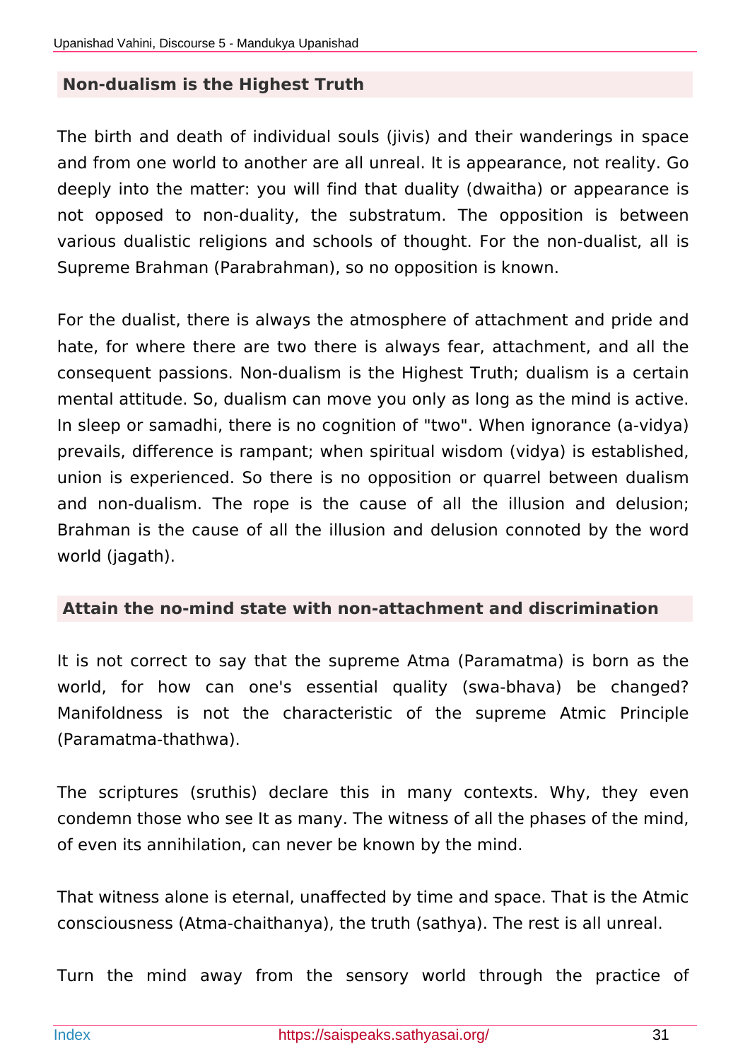## Non-dualism is the Highest Truth

The birth and death of individual souls (jivis) and their wanderings in space and from one world to another are all unreal. It is appearance, not reality. Go deeply into the matter: you will find that duality (dwaitha) or appearance is not opposed to non-duality, the substratum. The opposition is between various dualistic religions and schools of thought. For the non-dualist, all is Supreme Brahman (Parabrahman), so no opposition is known.

For the dualist, there is always the atmosphere of attachment and pride and hate, for where there are two there is always fear, attachment, and all the consequent passions. Non-dualism is the Highest Truth; dualism is a certain mental attitude. So, dualism can move you only as long as the mind is active. In sleep or samadhi, there is no cognition of "two". When ignorance (a-vidya) prevails, difference is rampant; when spiritual wisdom (vidya) is established, union is experienced. So there is no opposition or quarrel between dualism and non-dualism. The rope is the cause of all the illusion and delusion; Brahman is the cause of all the illusion and delusion connoted by the word world (jagath).

## Attain the no-mind state with non-attachment and discrimination

It is not correct to say that the supreme Atma (Paramatma) is born as the world, for how can one's essential quality (swa-bhava) be changed? Manifoldness is not the characteristic of the supreme Atmic Principle (Paramatma-thathwa).

The scriptures (sruthis) declare this in many contexts. Why, they even condemn those who see It as many. The witness of all the phases of the mind, of even its annihilation, can never be known by the mind.

That witness alone is eternal, unaffected by time and space. That is the Atmic consciousness (Atma-chaithanya), the truth (sathya). The rest is all unreal.

Turn the mind away from the sensory world through the practice of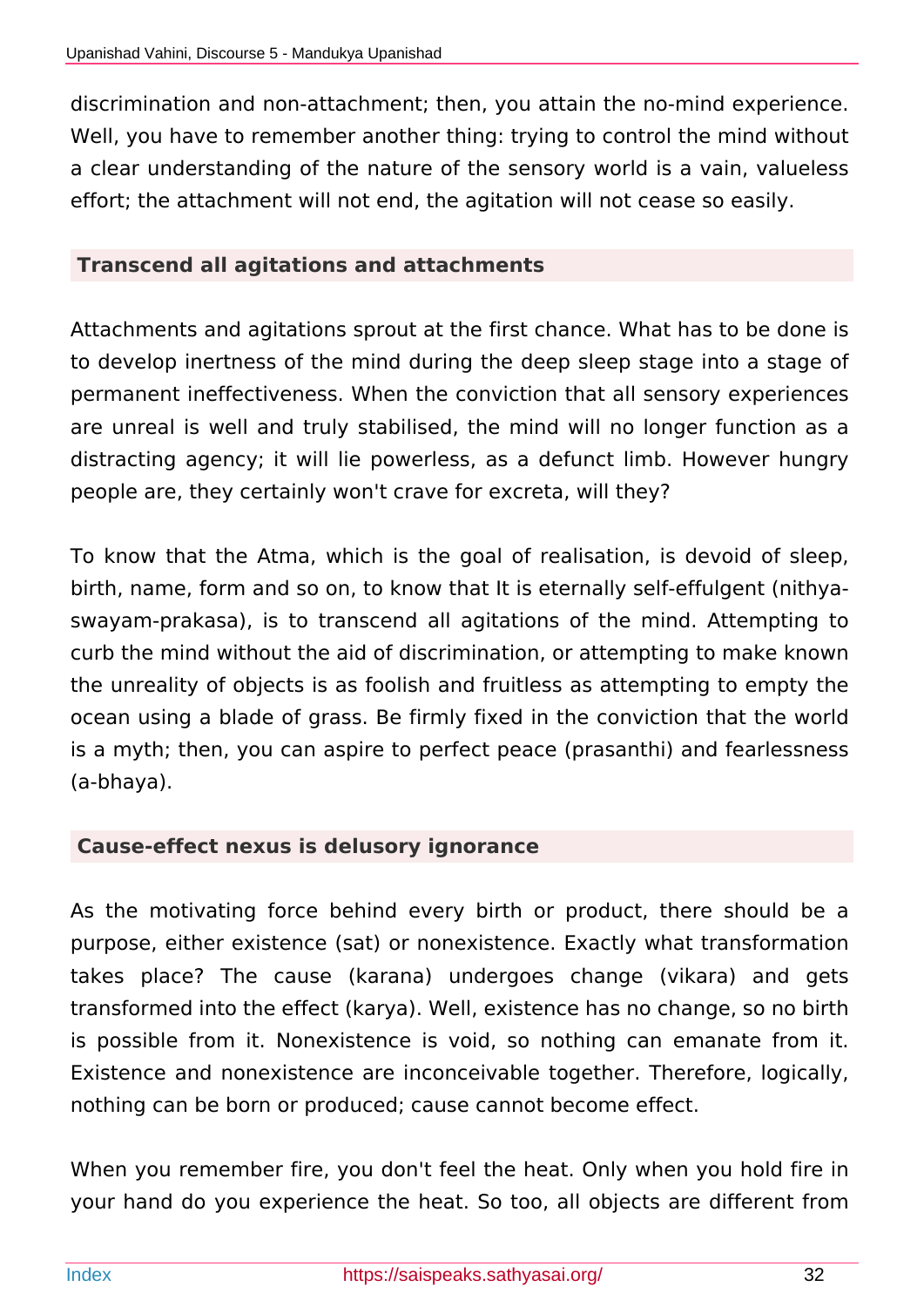discrimination and non-attachment; then, you attain the no-mind experience. Well, you have to remember another thing: trying to control the mind without a clear understanding of the nature of the sensory world is a vain, valueless effort; the attachment will not end, the agitation will not cease so easily.

### Transcend all agitations and attachments

Attachments and agitations sprout at the first chance. What has to be done is to develop inertness of the mind during the deep sleep stage into a stage of permanent ineffectiveness. When the conviction that all sensory experiences are unreal is well and truly stabilised, the mind will no longer function as a distracting agency; it will lie powerless, as a defunct limb. However hungry people are, they certainly won't crave for excreta, will they?

To know that the Atma, which is the goal of realisation, is devoid of sleep, birth, name, form and so on, to know that It is eternally self-effulgent (nithya-swayam-prakasa), is to transcend all agitations of the mind. Attempting to curb the mind without the aid of discrimination, or attempting to make known the unreality of objects is as foolish and fruitless as attempting to empty the ocean using a blade of grass. Be firmly fixed in the conviction that the world is a myth; then, you can aspire to perfect peace (prasanthi) and fearlessness (a-bhaya).

### Cause-effect nexus is delusory ignorance

As the motivating force behind every birth or product, there should be a purpose, either existence (sat) or nonexistence. Exactly what transformation takes place? The cause (karana) undergoes change (vikara) and gets transformed into the effect (karya). Well, existence has no change, so no birth is possible from it. Nonexistence is void, so nothing can emanate from it. Existence and nonexistence are inconceivable together. Therefore, logically, nothing can be born or produced; cause cannot become effect.

When you remember fire, you don't feel the heat. Only when you hold fire in your hand do you experience the heat. So too, all objects are different from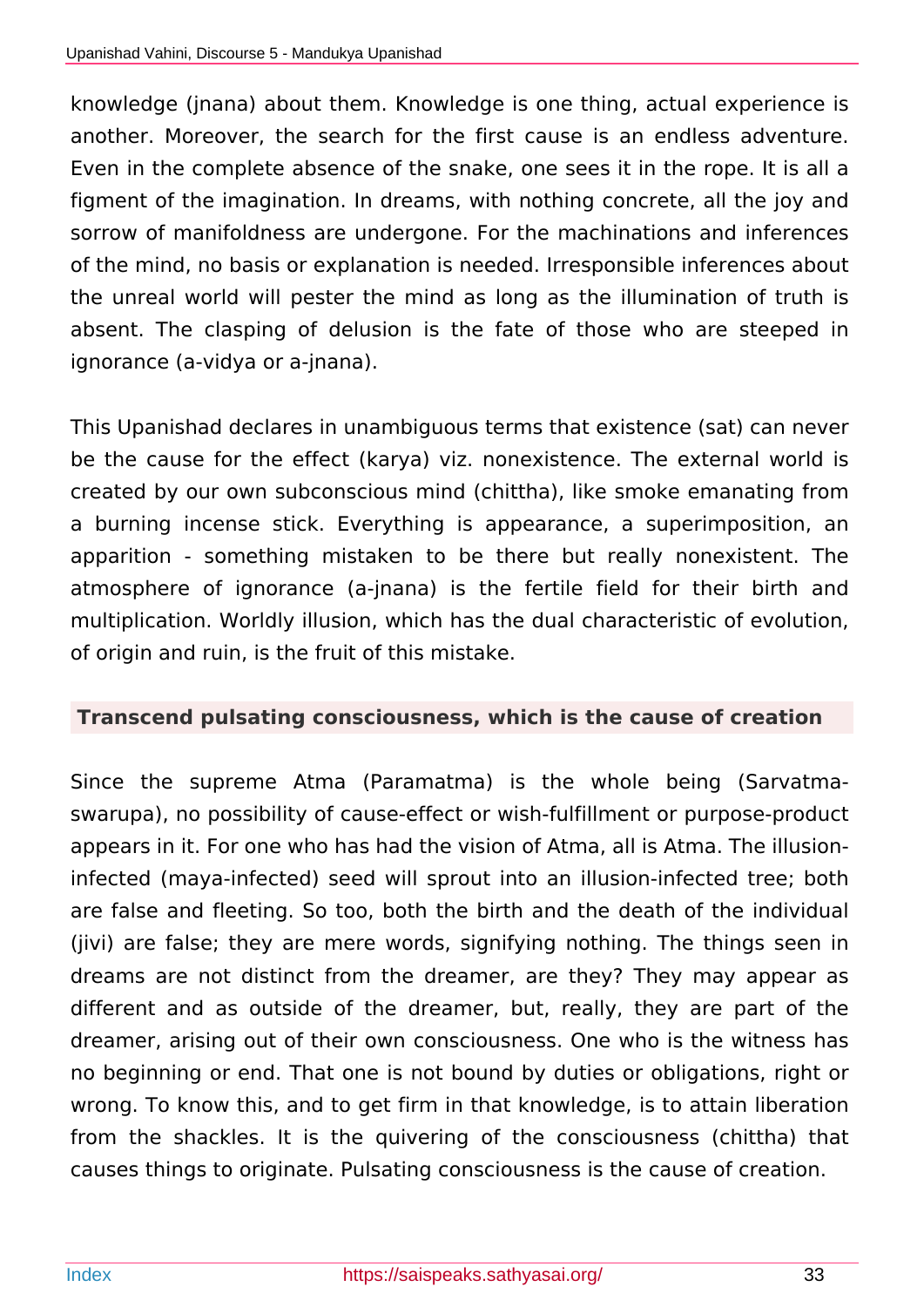knowledge (jnana) about them. Knowledge is one thing, actual experience is another. Moreover, the search for the first cause is an endless adventure. Even in the complete absence of the snake, one sees it in the rope. It is all a figment of the imagination. In dreams, with nothing concrete, all the joy and sorrow of manifoldness are undergone. For the machinations and inferences of the mind, no basis or explanation is needed. Irresponsible inferences about the unreal world will pester the mind as long as the illumination of truth is absent. The clasping of delusion is the fate of those who are steeped in ignorance (a-vidya or a-jnana).

This Upanishad declares in unambiguous terms that existence (sat) can never be the cause for the effect (karya) viz. nonexistence. The external world is created by our own subconscious mind (chittha), like smoke emanating from a burning incense stick. Everything is appearance, a superimposition, an apparition - something mistaken to be there but really nonexistent. The atmosphere of ignorance (a-jnana) is the fertile field for their birth and multiplication. Worldly illusion, which has the dual characteristic of evolution, of origin and ruin, is the fruit of this mistake.

### Transcend pulsating consciousness, which is the cause of creation

Since the supreme Atma (Paramatma) is the whole being (Sarvatma-swarupa), no possibility of cause-effect or wish-fulfillment or purpose-product appears in it. For one who has had the vision of Atma, all is Atma. The illusion-infected (maya-infected) seed will sprout into an illusion-infected tree; both are false and fleeting. So too, both the birth and the death of the individual (jivi) are false; they are mere words, signifying nothing. The things seen in dreams are not distinct from the dreamer, are they? They may appear as different and as outside of the dreamer, but, really, they are part of the dreamer, arising out of their own consciousness. One who is the witness has no beginning or end. That one is not bound by duties or obligations, right or wrong. To know this, and to get firm in that knowledge, is to attain liberation from the shackles. It is the quivering of the consciousness (chittha) that causes things to originate. Pulsating consciousness is the cause of creation.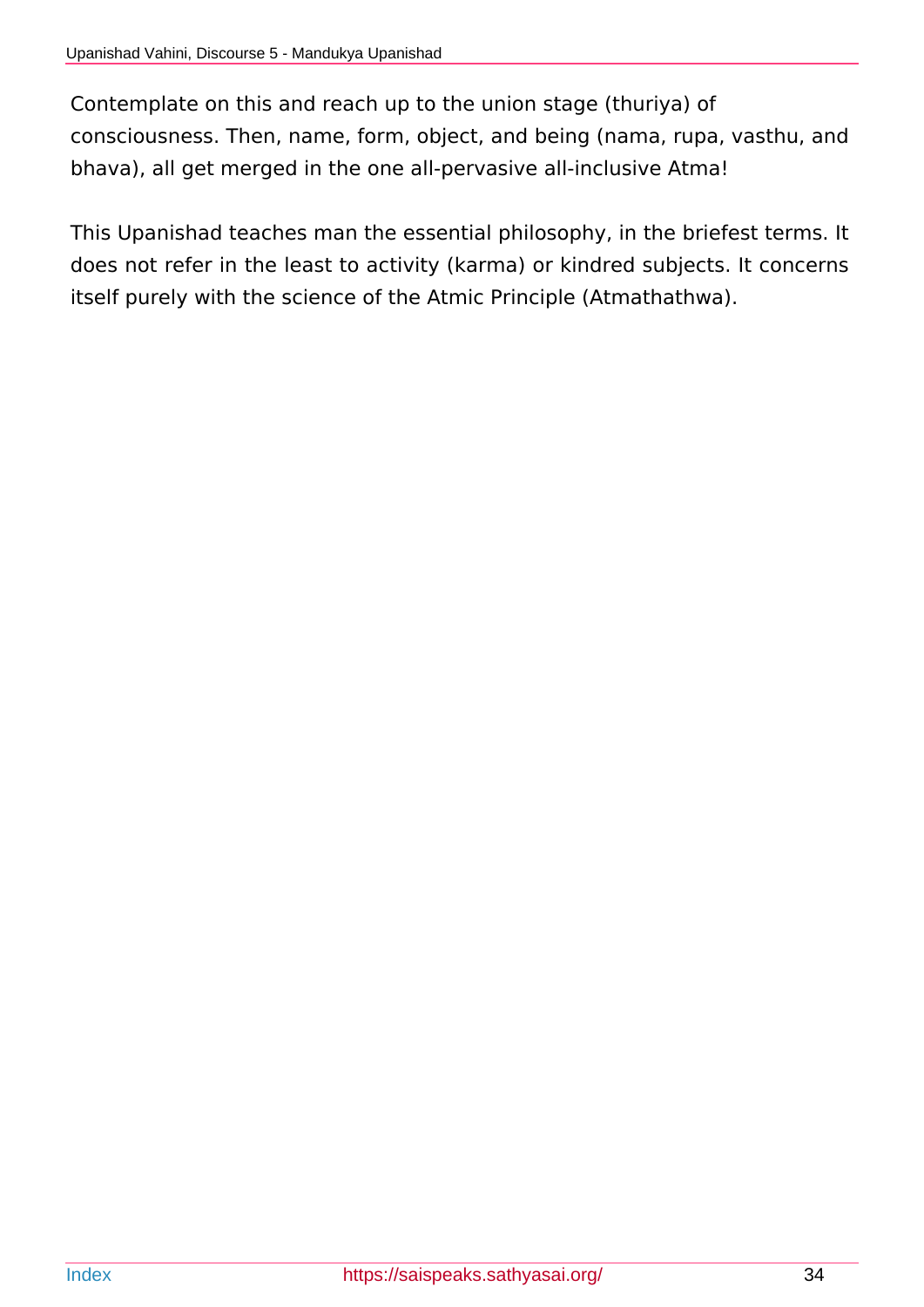Contemplate on this and reach up to the union stage (thuriya) of consciousness. Then, name, form, object, and being (nama, rupa, vasthu, and bhava), all get merged in the one all-pervasive all-inclusive Atma!

This Upanishad teaches man the essential philosophy, in the briefest terms. It does not refer in the least to activity (karma) or kindred subjects. It concerns itself purely with the science of the Atmic Principle (Atmathathwa).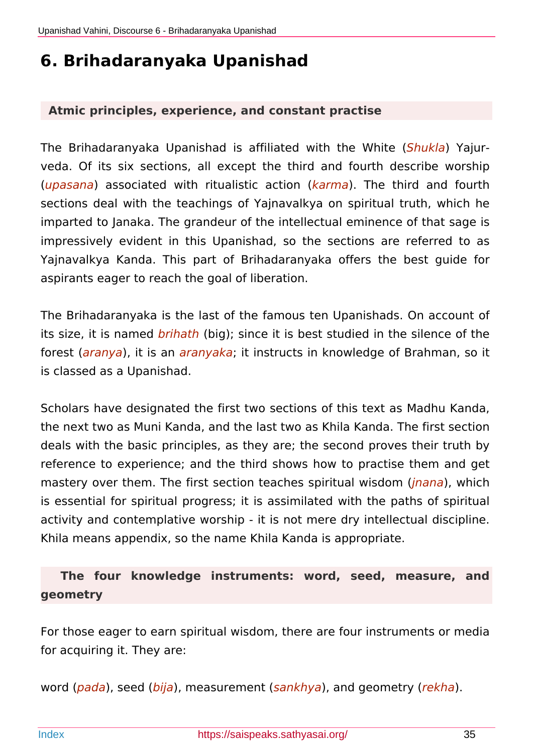# 6. Brihadaranyaka Upanishad

## Atmic principles, experience, and constant practise

The Brihadaranyaka Upanishad is affiliated with the White (*Shukla*) Yajurveda. Of its six sections, all except the third and fourth describe worship (*upasana*) associated with ritualistic action (*karma*). The third and fourth sections deal with the teachings of Yajnavalkya on spiritual truth, which he imparted to Janaka. The grandeur of the intellectual eminence of that sage is impressively evident in this Upanishad, so the sections are referred to as Yajnavalkya Kanda. This part of Brihadaranyaka offers the best guide for aspirants eager to reach the goal of liberation.

The Brihadaranyaka is the last of the famous ten Upanishads. On account of its size, it is named *brihath* (big); since it is best studied in the silence of the forest (*aranya*), it is an *aranyaka*; it instructs in knowledge of Brahman, so it is classed as a Upanishad.

Scholars have designated the first two sections of this text as Madhu Kanda, the next two as Muni Kanda, and the last two as Khila Kanda. The first section deals with the basic principles, as they are; the second proves their truth by reference to experience; and the third shows how to practise them and get mastery over them. The first section teaches spiritual wisdom (*jnana*), which is essential for spiritual progress; it is assimilated with the paths of spiritual activity and contemplative worship - it is not mere dry intellectual discipline. Khila means appendix, so the name Khila Kanda is appropriate.

## The four knowledge instruments: word, seed, measure, and geometry

For those eager to earn spiritual wisdom, there are four instruments or media for acquiring it. They are:

word (*pada*), seed (*bija*), measurement (*sankhya*), and geometry (*rekha*).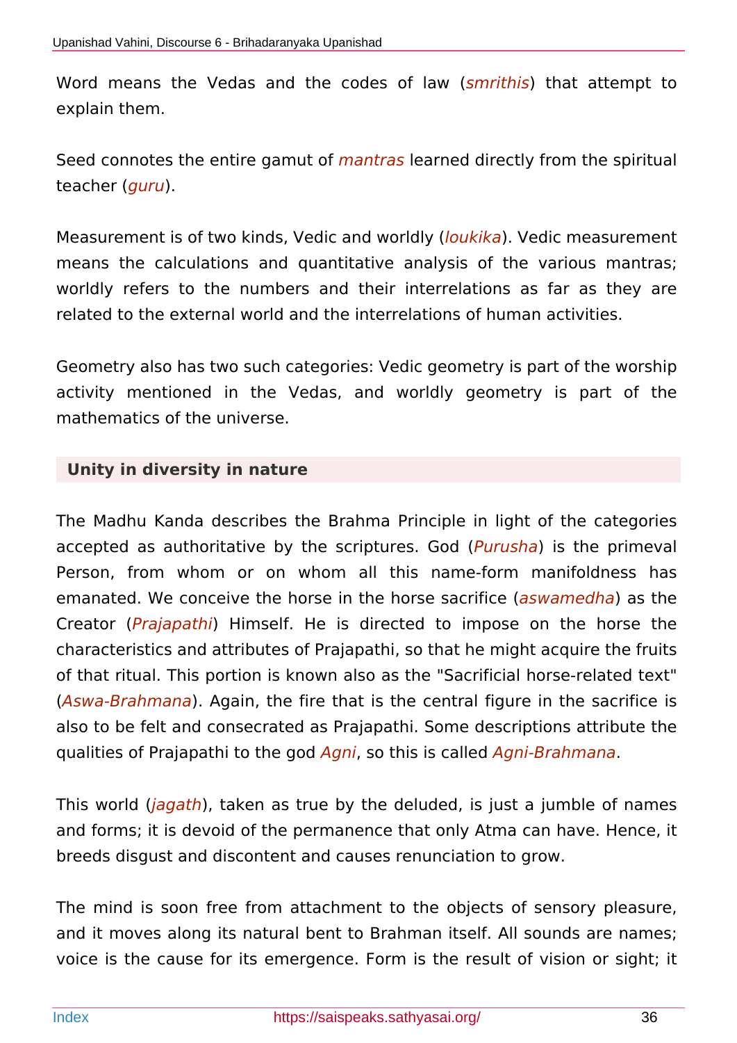Word means the Vedas and the codes of law (*smrithis*) that attempt to explain them.

Seed connotes the entire gamut of *mantras* learned directly from the spiritual teacher (*guru*).

Measurement is of two kinds, Vedic and worldly (*loukika*). Vedic measurement means the calculations and quantitative analysis of the various mantras; worldly refers to the numbers and their interrelations as far as they are related to the external world and the interrelations of human activities.

Geometry also has two such categories: Vedic geometry is part of the worship activity mentioned in the Vedas, and worldly geometry is part of the mathematics of the universe.

## Unity in diversity in nature

The Madhu Kanda describes the Brahma Principle in light of the categories accepted as authoritative by the scriptures. God (*Purusha*) is the primeval Person, from whom or on whom all this name-form manifoldness has emanated. We conceive the horse in the horse sacrifice (*aswamedha*) as the Creator (*Prajapathi*) Himself. He is directed to impose on the horse the characteristics and attributes of Prajapathi, so that he might acquire the fruits of that ritual. This portion is known also as the "Sacrificial horse-related text" (*Aswa-Brahmana*). Again, the fire that is the central figure in the sacrifice is also to be felt and consecrated as Prajapathi. Some descriptions attribute the qualities of Prajapathi to the god *Agni*, so this is called *Agni-Brahmana*.

This world (*jagath*), taken as true by the deluded, is just a jumble of names and forms; it is devoid of the permanence that only Atma can have. Hence, it breeds disgust and discontent and causes renunciation to grow.

The mind is soon free from attachment to the objects of sensory pleasure, and it moves along its natural bent to Brahman itself. All sounds are names; voice is the cause for its emergence. Form is the result of vision or sight; it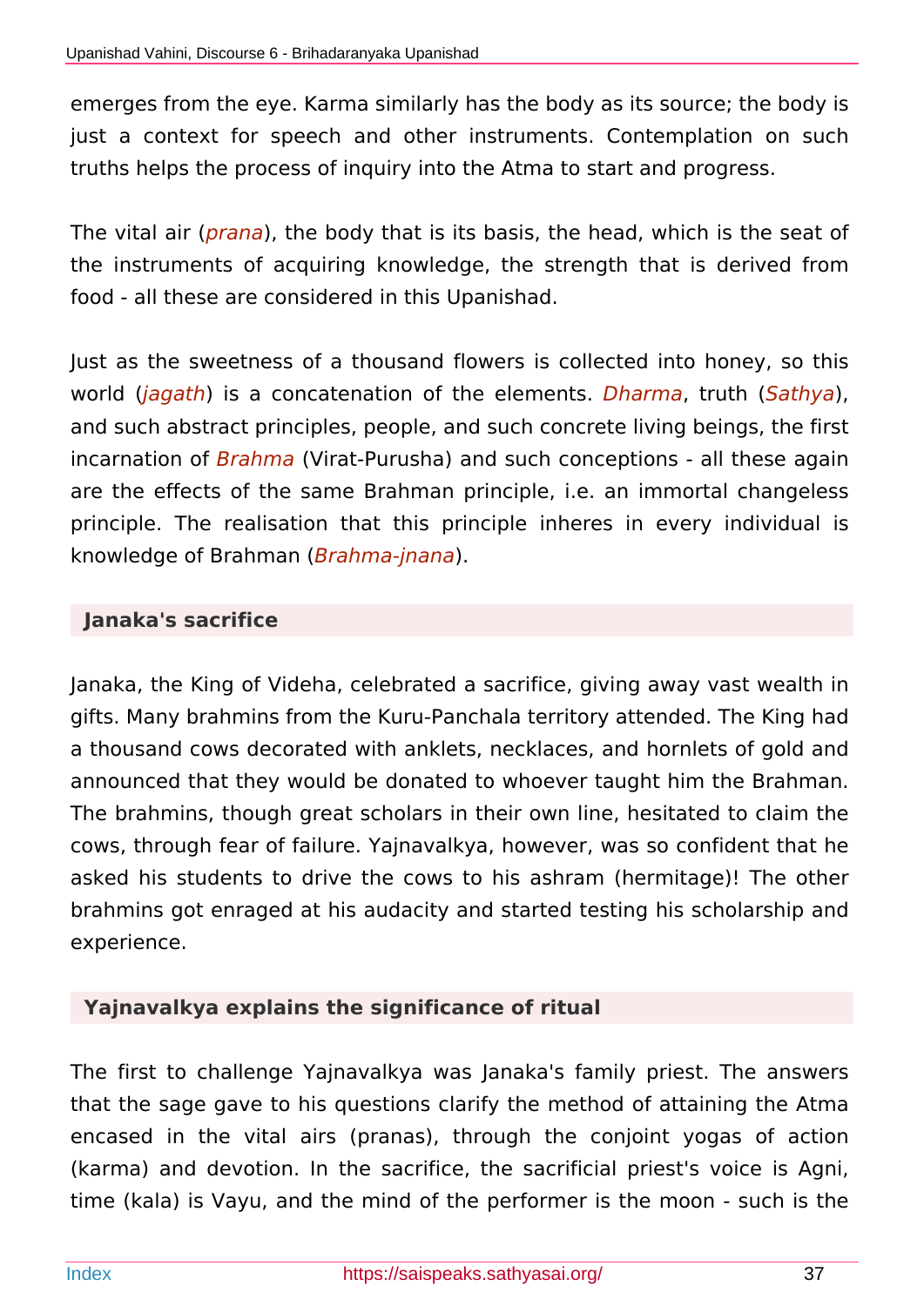emerges from the eye. Karma similarly has the body as its source; the body is just a context for speech and other instruments. Contemplation on such truths helps the process of inquiry into the Atma to start and progress.

The vital air (*prana*), the body that is its basis, the head, which is the seat of the instruments of acquiring knowledge, the strength that is derived from food - all these are considered in this Upanishad.

Just as the sweetness of a thousand flowers is collected into honey, so this world (*jagath*) is a concatenation of the elements. *Dharma*, truth (*Sathya*), and such abstract principles, people, and such concrete living beings, the first incarnation of *Brahma* (Virat-Purusha) and such conceptions - all these again are the effects of the same Brahman principle, i.e. an immortal changeless principle. The realisation that this principle inheres in every individual is knowledge of Brahman (*Brahma-jnana*).

### Janaka's sacrifice

Janaka, the King of Videha, celebrated a sacrifice, giving away vast wealth in gifts. Many brahmins from the Kuru-Panchala territory attended. The King had a thousand cows decorated with anklets, necklaces, and hornlets of gold and announced that they would be donated to whoever taught him the Brahman. The brahmins, though great scholars in their own line, hesitated to claim the cows, through fear of failure. Yajnavalkya, however, was so confident that he asked his students to drive the cows to his ashram (hermitage)! The other brahmins got enraged at his audacity and started testing his scholarship and experience.

### Yajnavalkya explains the significance of ritual

The first to challenge Yajnavalkya was Janaka's family priest. The answers that the sage gave to his questions clarify the method of attaining the Atma encased in the vital airs (pranas), through the conjoint yogas of action (karma) and devotion. In the sacrifice, the sacrificial priest's voice is Agni, time (kala) is Vayu, and the mind of the performer is the moon - such is the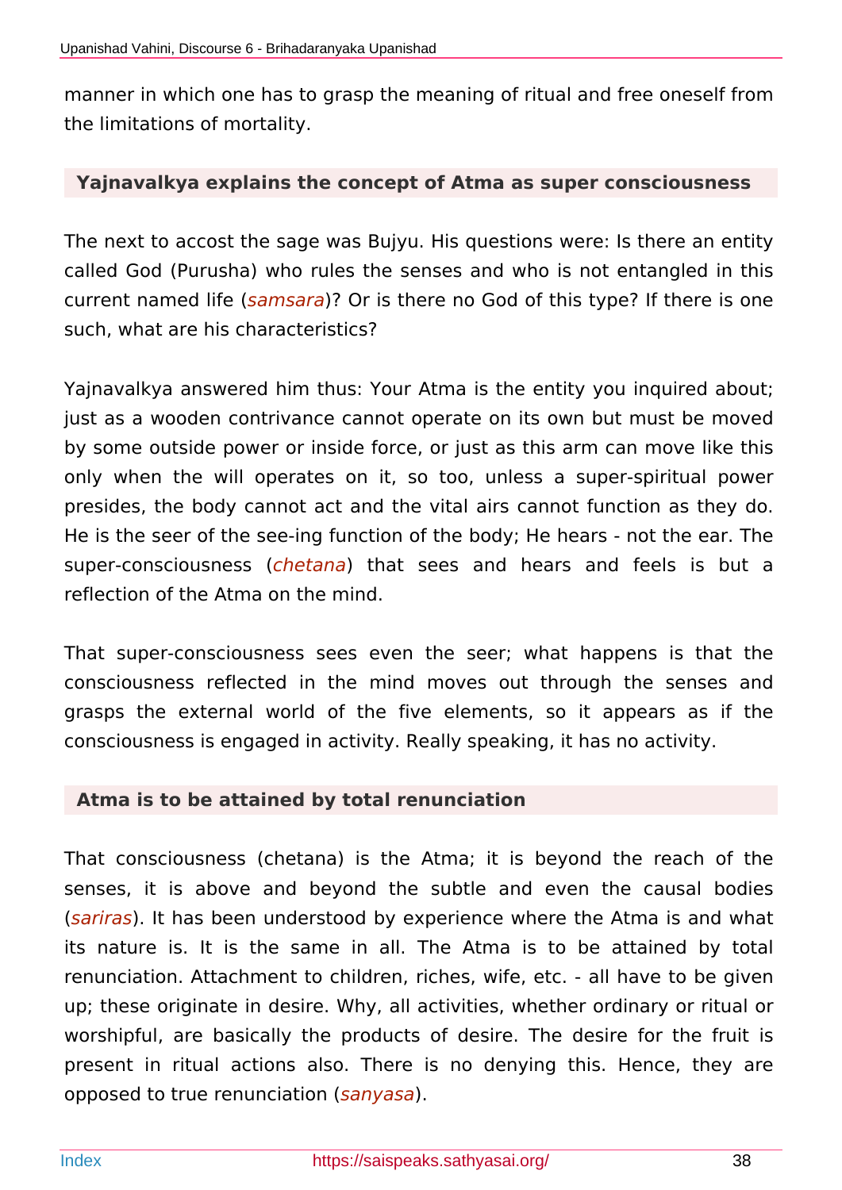manner in which one has to grasp the meaning of ritual and free oneself from the limitations of mortality.

### Yajnavalkya explains the concept of Atma as super consciousness

The next to accost the sage was Bujyu. His questions were: Is there an entity called God (Purusha) who rules the senses and who is not entangled in this current named life (*samsara*)? Or is there no God of this type? If there is one such, what are his characteristics?

Yajnavalkya answered him thus: Your Atma is the entity you inquired about; just as a wooden contrivance cannot operate on its own but must be moved by some outside power or inside force, or just as this arm can move like this only when the will operates on it, so too, unless a super-spiritual power presides, the body cannot act and the vital airs cannot function as they do. He is the seer of the see-ing function of the body; He hears - not the ear. The super-consciousness (*chetana*) that sees and hears and feels is but a reflection of the Atma on the mind.

That super-consciousness sees even the seer; what happens is that the consciousness reflected in the mind moves out through the senses and grasps the external world of the five elements, so it appears as if the consciousness is engaged in activity. Really speaking, it has no activity.

### Atma is to be attained by total renunciation

That consciousness (chetana) is the Atma; it is beyond the reach of the senses, it is above and beyond the subtle and even the causal bodies (*sariras*). It has been understood by experience where the Atma is and what its nature is. It is the same in all. The Atma is to be attained by total renunciation. Attachment to children, riches, wife, etc. - all have to be given up; these originate in desire. Why, all activities, whether ordinary or ritual or worshipful, are basically the products of desire. The desire for the fruit is present in ritual actions also. There is no denying this. Hence, they are opposed to true renunciation (*sanyasa*).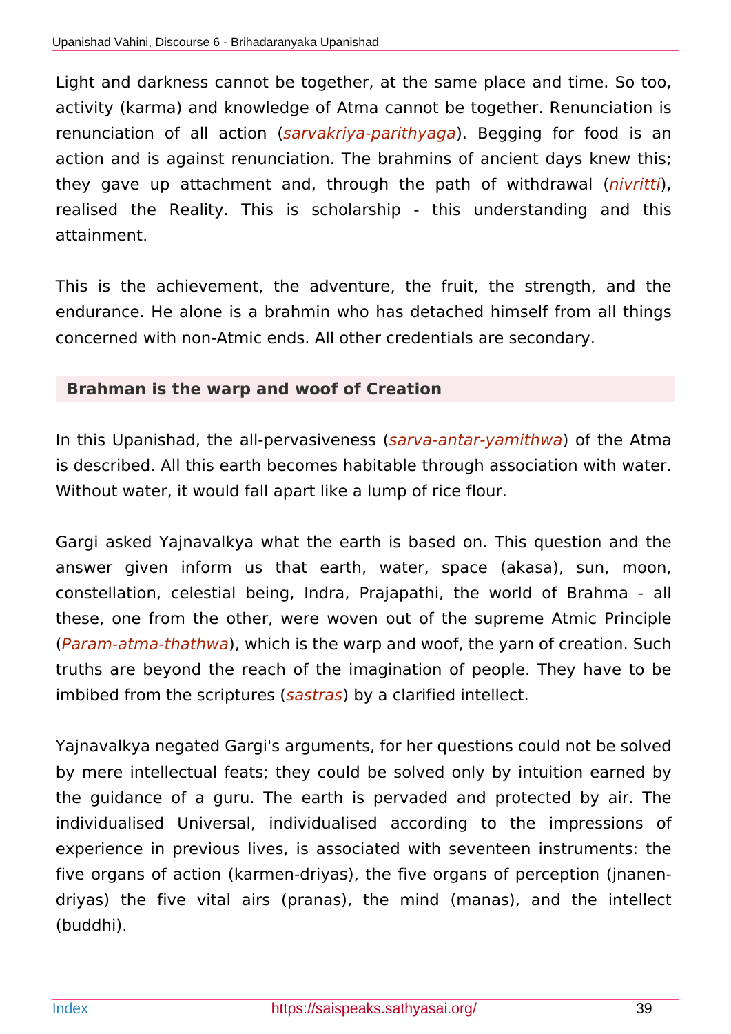Light and darkness cannot be together, at the same place and time. So too, activity (karma) and knowledge of Atma cannot be together. Renunciation is renunciation of all action (*sarvakriya-parithyaga*). Begging for food is an action and is against renunciation. The brahmins of ancient days knew this; they gave up attachment and, through the path of withdrawal (*nivritti*), realised the Reality. This is scholarship - this understanding and this attainment.

This is the achievement, the adventure, the fruit, the strength, and the endurance. He alone is a brahmin who has detached himself from all things concerned with non-Atmic ends. All other credentials are secondary.

### Brahman is the warp and woof of Creation

In this Upanishad, the all-pervasiveness (*sarva-antar-yamithwa*) of the Atma is described. All this earth becomes habitable through association with water. Without water, it would fall apart like a lump of rice flour.

Gargi asked Yajnavalkya what the earth is based on. This question and the answer given inform us that earth, water, space (akasa), sun, moon, constellation, celestial being, Indra, Prajapathi, the world of Brahma - all these, one from the other, were woven out of the supreme Atmic Principle (*Param-atma-thathwa*), which is the warp and woof, the yarn of creation. Such truths are beyond the reach of the imagination of people. They have to be imbibed from the scriptures (*sastras*) by a clarified intellect.

Yajnavalkya negated Gargi's arguments, for her questions could not be solved by mere intellectual feats; they could be solved only by intuition earned by the guidance of a guru. The earth is pervaded and protected by air. The individualised Universal, individualised according to the impressions of experience in previous lives, is associated with seventeen instruments: the five organs of action (karmen-driyas), the five organs of perception (jnanen-driyas) the five vital airs (pranas), the mind (manas), and the intellect (buddhi).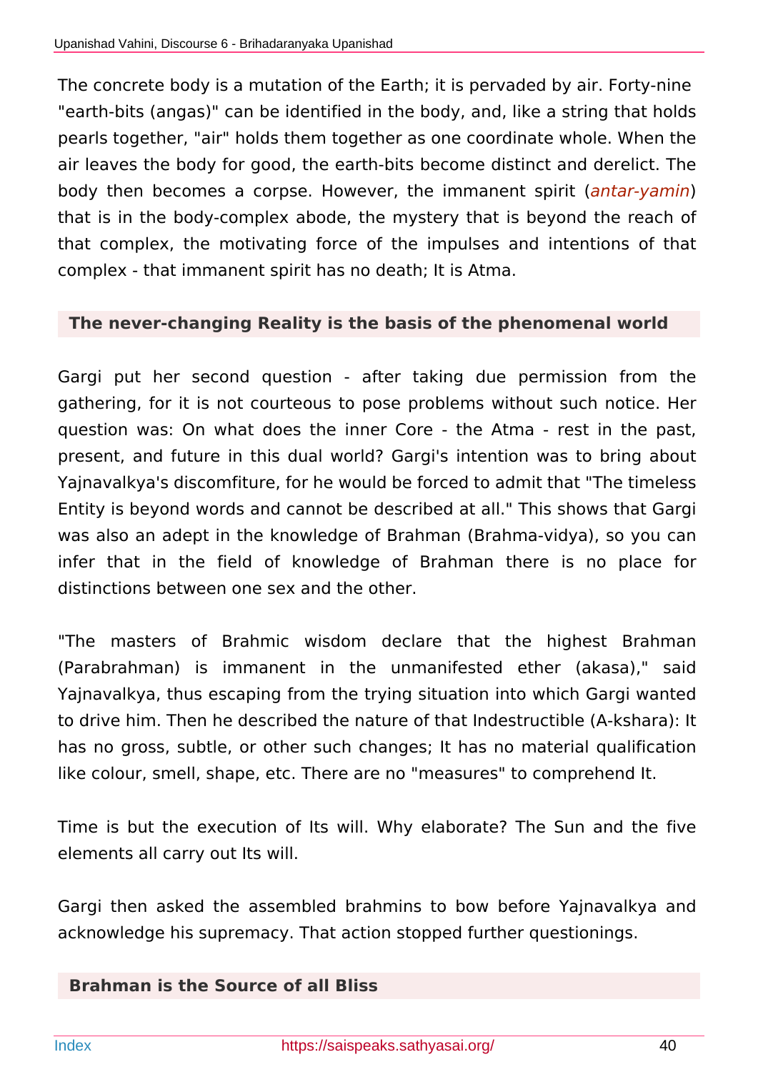The concrete body is a mutation of the Earth; it is pervaded by air. Forty-nine "earth-bits (angas)" can be identified in the body, and, like a string that holds pearls together, "air" holds them together as one coordinate whole. When the air leaves the body for good, the earth-bits become distinct and derelict. The body then becomes a corpse. However, the immanent spirit (*antar-yamin*) that is in the body-complex abode, the mystery that is beyond the reach of that complex, the motivating force of the impulses and intentions of that complex - that immanent spirit has no death; It is Atma.

### The never-changing Reality is the basis of the phenomenal world

Gargi put her second question - after taking due permission from the gathering, for it is not courteous to pose problems without such notice. Her question was: On what does the inner Core - the Atma - rest in the past, present, and future in this dual world? Gargi's intention was to bring about Yajnavalkya's discomfiture, for he would be forced to admit that "The timeless Entity is beyond words and cannot be described at all." This shows that Gargi was also an adept in the knowledge of Brahman (Brahma-vidya), so you can infer that in the field of knowledge of Brahman there is no place for distinctions between one sex and the other.

"The masters of Brahmic wisdom declare that the highest Brahman (Parabrahman) is immanent in the unmanifested ether (akasa)," said Yajnavalkya, thus escaping from the trying situation into which Gargi wanted to drive him. Then he described the nature of that Indestructible (A-kshara): It has no gross, subtle, or other such changes; It has no material qualification like colour, smell, shape, etc. There are no "measures" to comprehend It.

Time is but the execution of Its will. Why elaborate? The Sun and the five elements all carry out Its will.

Gargi then asked the assembled brahmins to bow before Yajnavalkya and acknowledge his supremacy. That action stopped further questionings.

### Brahman is the Source of all Bliss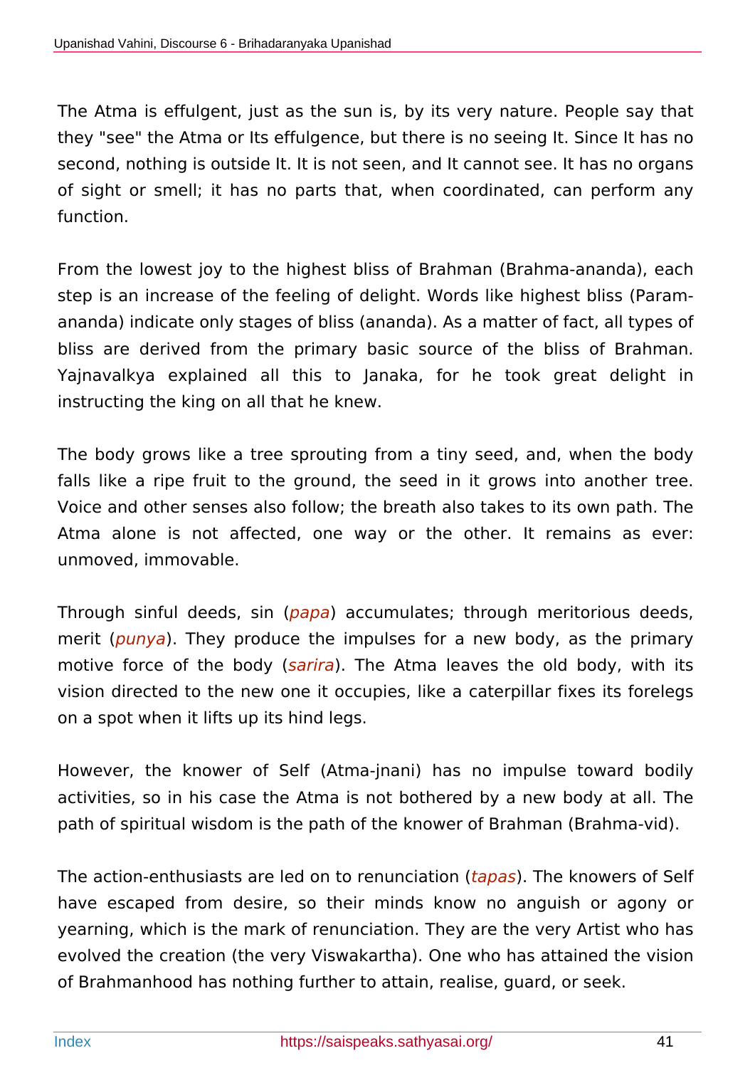The Atma is effulgent, just as the sun is, by its very nature. People say that they "see" the Atma or Its effulgence, but there is no seeing It. Since It has no second, nothing is outside It. It is not seen, and It cannot see. It has no organs of sight or smell; it has no parts that, when coordinated, can perform any function.

From the lowest joy to the highest bliss of Brahman (Brahma-ananda), each step is an increase of the feeling of delight. Words like highest bliss (Param-ananda) indicate only stages of bliss (ananda). As a matter of fact, all types of bliss are derived from the primary basic source of the bliss of Brahman. Yajnavalkya explained all this to Janaka, for he took great delight in instructing the king on all that he knew.

The body grows like a tree sprouting from a tiny seed, and, when the body falls like a ripe fruit to the ground, the seed in it grows into another tree. Voice and other senses also follow; the breath also takes to its own path. The Atma alone is not affected, one way or the other. It remains as ever: unmoved, immovable.

Through sinful deeds, sin (*papa*) accumulates; through meritorious deeds, merit (*punya*). They produce the impulses for a new body, as the primary motive force of the body (*sarira*). The Atma leaves the old body, with its vision directed to the new one it occupies, like a caterpillar fixes its forelegs on a spot when it lifts up its hind legs.

However, the knower of Self (Atma-jnani) has no impulse toward bodily activities, so in his case the Atma is not bothered by a new body at all. The path of spiritual wisdom is the path of the knower of Brahman (Brahma-vid).

The action-enthusiasts are led on to renunciation (*tapas*). The knowers of Self have escaped from desire, so their minds know no anguish or agony or yearning, which is the mark of renunciation. They are the very Artist who has evolved the creation (the very Viswakartha). One who has attained the vision of Brahmanhood has nothing further to attain, realise, guard, or seek.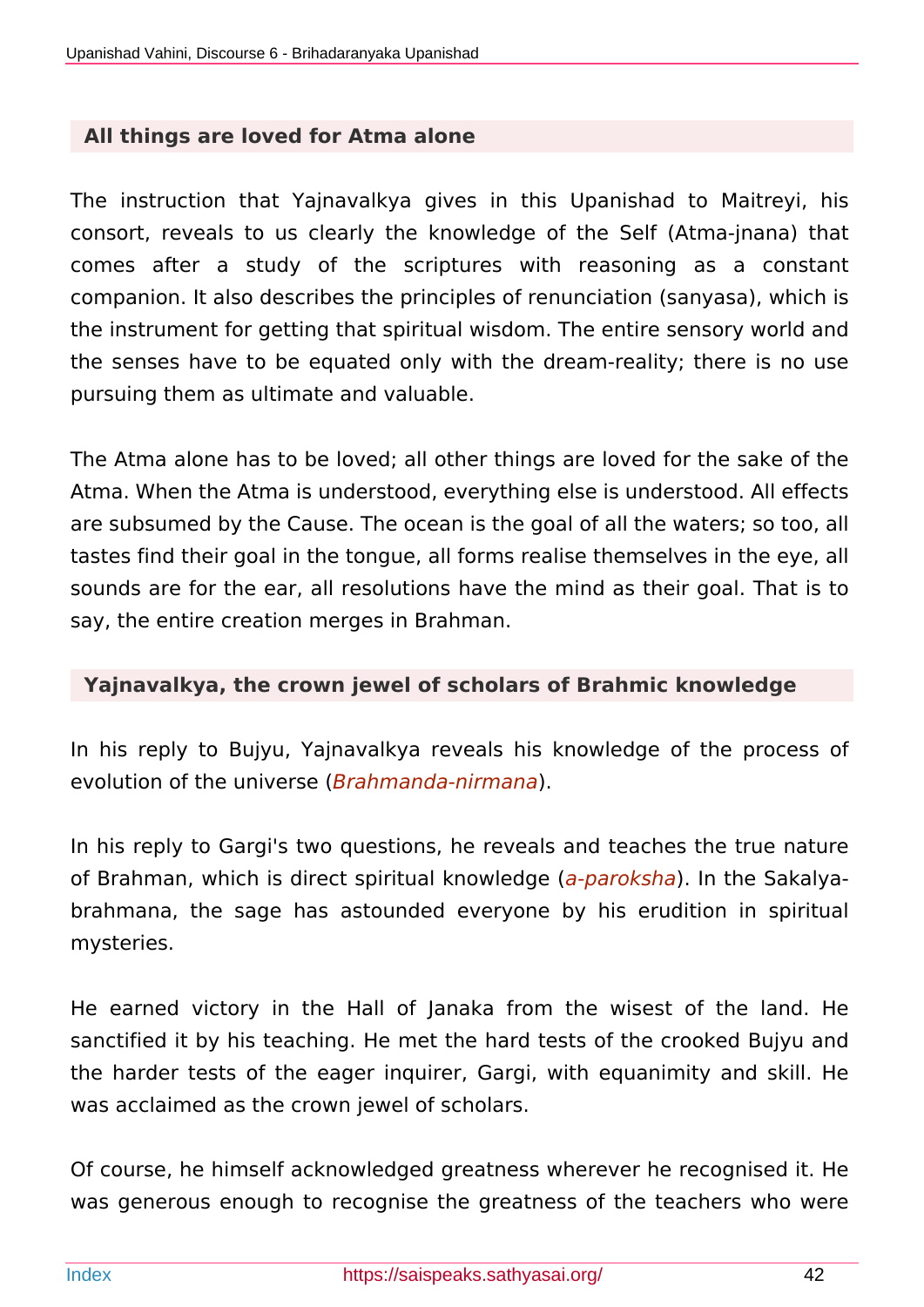### All things are loved for Atma alone

The instruction that Yajnavalkya gives in this Upanishad to Maitreyi, his consort, reveals to us clearly the knowledge of the Self (Atma-jnana) that comes after a study of the scriptures with reasoning as a constant companion. It also describes the principles of renunciation (sanyasa), which is the instrument for getting that spiritual wisdom. The entire sensory world and the senses have to be equated only with the dream-reality; there is no use pursuing them as ultimate and valuable.

The Atma alone has to be loved; all other things are loved for the sake of the Atma. When the Atma is understood, everything else is understood. All effects are subsumed by the Cause. The ocean is the goal of all the waters; so too, all tastes find their goal in the tongue, all forms realise themselves in the eye, all sounds are for the ear, all resolutions have the mind as their goal. That is to say, the entire creation merges in Brahman.

### Yajnavalkya, the crown jewel of scholars of Brahmic knowledge

In his reply to Bujyu, Yajnavalkya reveals his knowledge of the process of evolution of the universe (*Brahmanda-nirmana*).

In his reply to Gargi's two questions, he reveals and teaches the true nature of Brahman, which is direct spiritual knowledge (*a-paroksha*). In the Sakalya-brahmana, the sage has astounded everyone by his erudition in spiritual mysteries.

He earned victory in the Hall of Janaka from the wisest of the land. He sanctified it by his teaching. He met the hard tests of the crooked Bujyu and the harder tests of the eager inquirer, Gargi, with equanimity and skill. He was acclaimed as the crown jewel of scholars.

Of course, he himself acknowledged greatness wherever he recognised it. He was generous enough to recognise the greatness of the teachers who were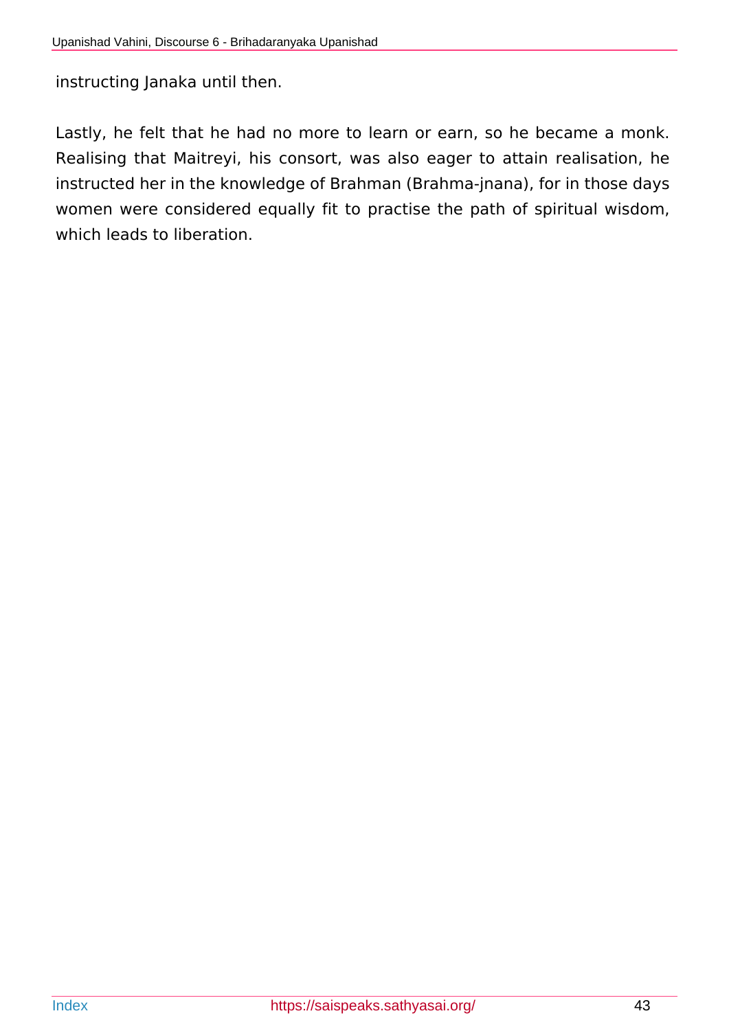instructing Janaka until then.

Lastly, he felt that he had no more to learn or earn, so he became a monk. Realising that Maitreyi, his consort, was also eager to attain realisation, he instructed her in the knowledge of Brahman (Brahma-jnana), for in those days women were considered equally fit to practise the path of spiritual wisdom, which leads to liberation.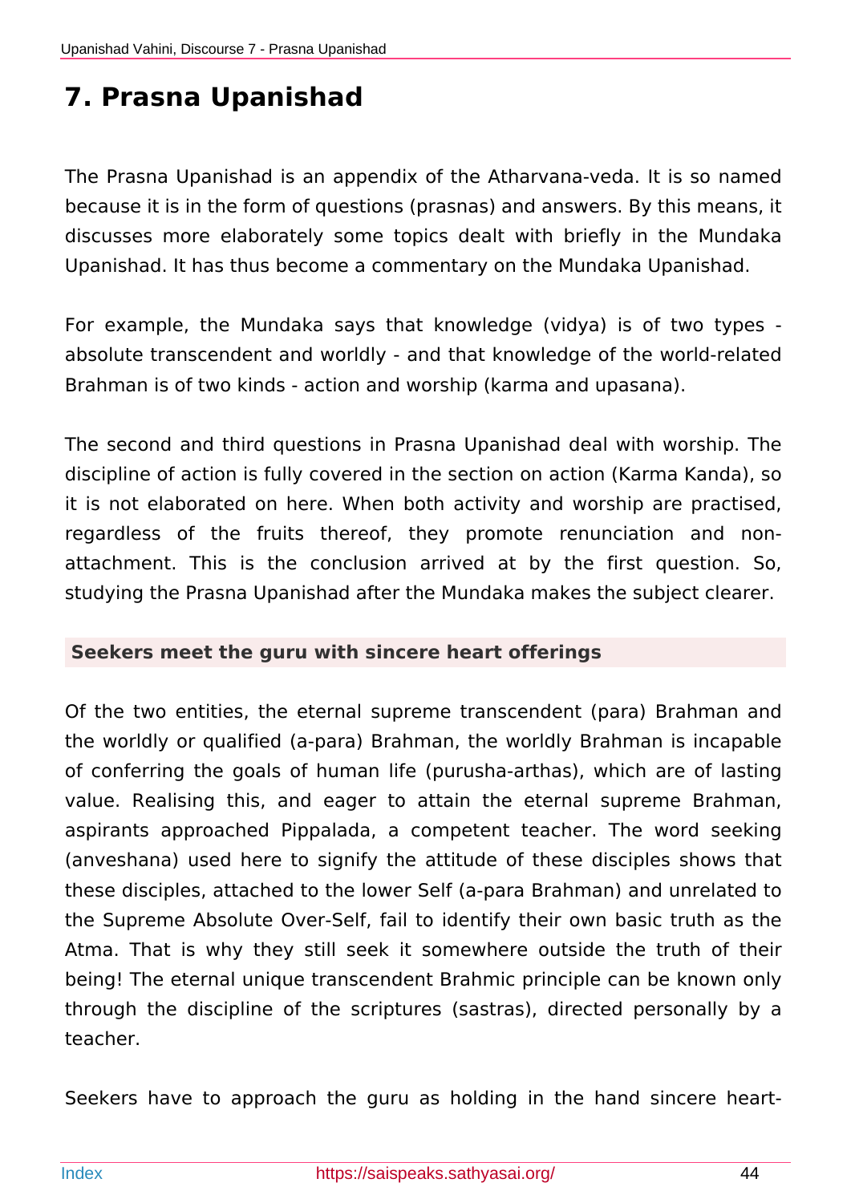# 7. Prasna Upanishad

The Prasna Upanishad is an appendix of the Atharvana-veda. It is so named because it is in the form of questions (prasnas) and answers. By this means, it discusses more elaborately some topics dealt with briefly in the Mundaka Upanishad. It has thus become a commentary on the Mundaka Upanishad.

For example, the Mundaka says that knowledge (vidya) is of two types - absolute transcendent and worldly - and that knowledge of the world-related Brahman is of two kinds - action and worship (karma and upasana).

The second and third questions in Prasna Upanishad deal with worship. The discipline of action is fully covered in the section on action (Karma Kanda), so it is not elaborated on here. When both activity and worship are practised, regardless of the fruits thereof, they promote renunciation and non-attachment. This is the conclusion arrived at by the first question. So, studying the Prasna Upanishad after the Mundaka makes the subject clearer.

### Seekers meet the guru with sincere heart offerings

Of the two entities, the eternal supreme transcendent (para) Brahman and the worldly or qualified (a-para) Brahman, the worldly Brahman is incapable of conferring the goals of human life (purusha-arthas), which are of lasting value. Realising this, and eager to attain the eternal supreme Brahman, aspirants approached Pippalada, a competent teacher. The word seeking (anveshana) used here to signify the attitude of these disciples shows that these disciples, attached to the lower Self (a-para Brahman) and unrelated to the Supreme Absolute Over-Self, fail to identify their own basic truth as the Atma. That is why they still seek it somewhere outside the truth of their being! The eternal unique transcendent Brahmic principle can be known only through the discipline of the scriptures (sastras), directed personally by a teacher.

Seekers have to approach the guru as holding in the hand sincere heart-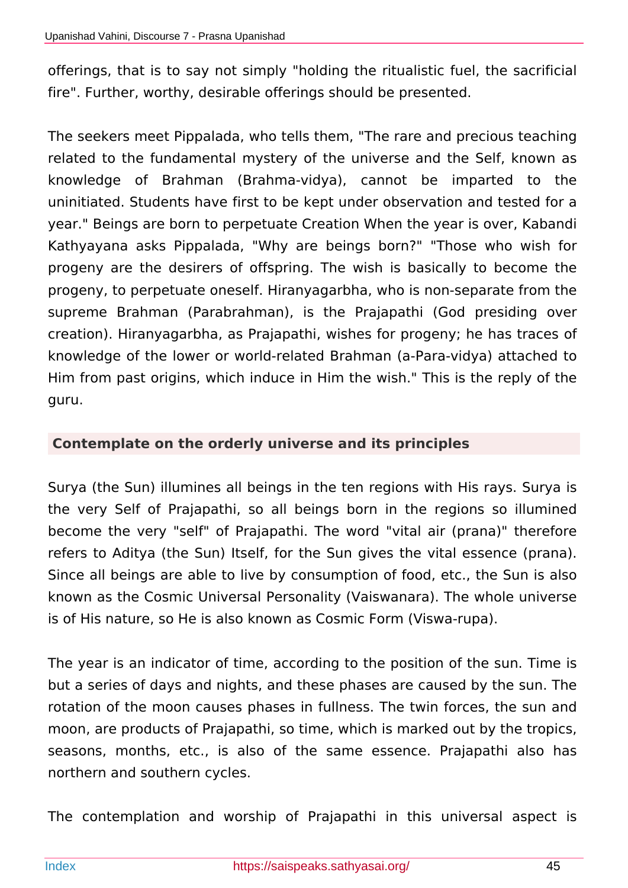offerings, that is to say not simply "holding the ritualistic fuel, the sacrificial fire". Further, worthy, desirable offerings should be presented.

The seekers meet Pippalada, who tells them, "The rare and precious teaching related to the fundamental mystery of the universe and the Self, known as knowledge of Brahman (Brahma-vidya), cannot be imparted to the uninitiated. Students have first to be kept under observation and tested for a year." Beings are born to perpetuate Creation When the year is over, Kabandi Kathyayana asks Pippalada, "Why are beings born?" "Those who wish for progeny are the desirers of offspring. The wish is basically to become the progeny, to perpetuate oneself. Hiranyagarbha, who is non-separate from the supreme Brahman (Parabrahman), is the Prajapathi (God presiding over creation). Hiranyagarbha, as Prajapathi, wishes for progeny; he has traces of knowledge of the lower or world-related Brahman (a-Para-vidya) attached to Him from past origins, which induce in Him the wish." This is the reply of the guru.

### Contemplate on the orderly universe and its principles

Surya (the Sun) illumines all beings in the ten regions with His rays. Surya is the very Self of Prajapathi, so all beings born in the regions so illumined become the very "self" of Prajapathi. The word "vital air (prana)" therefore refers to Aditya (the Sun) Itself, for the Sun gives the vital essence (prana). Since all beings are able to live by consumption of food, etc., the Sun is also known as the Cosmic Universal Personality (Vaiswanara). The whole universe is of His nature, so He is also known as Cosmic Form (Viswa-rupa).

The year is an indicator of time, according to the position of the sun. Time is but a series of days and nights, and these phases are caused by the sun. The rotation of the moon causes phases in fullness. The twin forces, the sun and moon, are products of Prajapathi, so time, which is marked out by the tropics, seasons, months, etc., is also of the same essence. Prajapathi also has northern and southern cycles.

The contemplation and worship of Prajapathi in this universal aspect is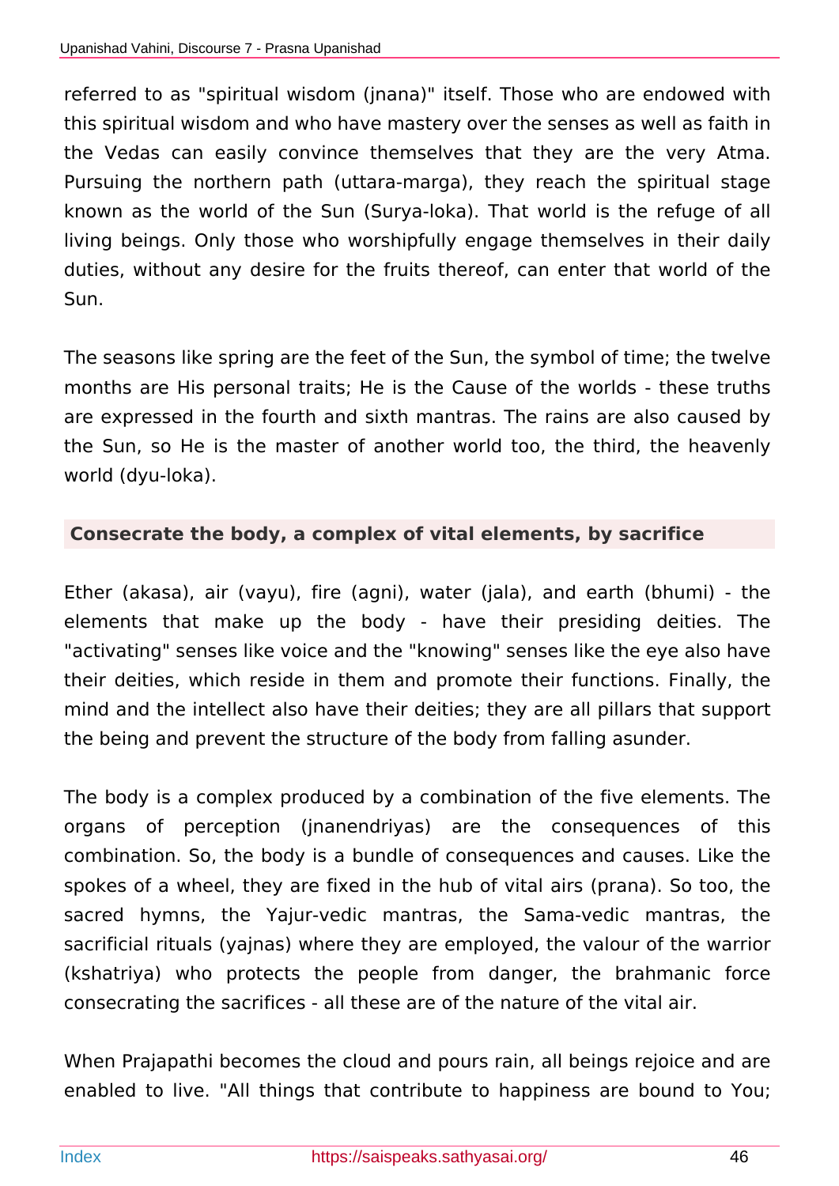referred to as "spiritual wisdom (jnana)" itself. Those who are endowed with this spiritual wisdom and who have mastery over the senses as well as faith in the Vedas can easily convince themselves that they are the very Atma. Pursuing the northern path (uttara-marga), they reach the spiritual stage known as the world of the Sun (Surya-loka). That world is the refuge of all living beings. Only those who worshipfully engage themselves in their daily duties, without any desire for the fruits thereof, can enter that world of the Sun.

The seasons like spring are the feet of the Sun, the symbol of time; the twelve months are His personal traits; He is the Cause of the worlds - these truths are expressed in the fourth and sixth mantras. The rains are also caused by the Sun, so He is the master of another world too, the third, the heavenly world (dyu-loka).

### Consecrate the body, a complex of vital elements, by sacrifice

Ether (akasa), air (vayu), fire (agni), water (jala), and earth (bhumi) - the elements that make up the body - have their presiding deities. The "activating" senses like voice and the "knowing" senses like the eye also have their deities, which reside in them and promote their functions. Finally, the mind and the intellect also have their deities; they are all pillars that support the being and prevent the structure of the body from falling asunder.

The body is a complex produced by a combination of the five elements. The organs of perception (jnanendriyas) are the consequences of this combination. So, the body is a bundle of consequences and causes. Like the spokes of a wheel, they are fixed in the hub of vital airs (prana). So too, the sacred hymns, the Yajur-vedic mantras, the Sama-vedic mantras, the sacrificial rituals (yajnas) where they are employed, the valour of the warrior (kshatriya) who protects the people from danger, the brahmanic force consecrating the sacrifices - all these are of the nature of the vital air.

When Prajapathi becomes the cloud and pours rain, all beings rejoice and are enabled to live. "All things that contribute to happiness are bound to You;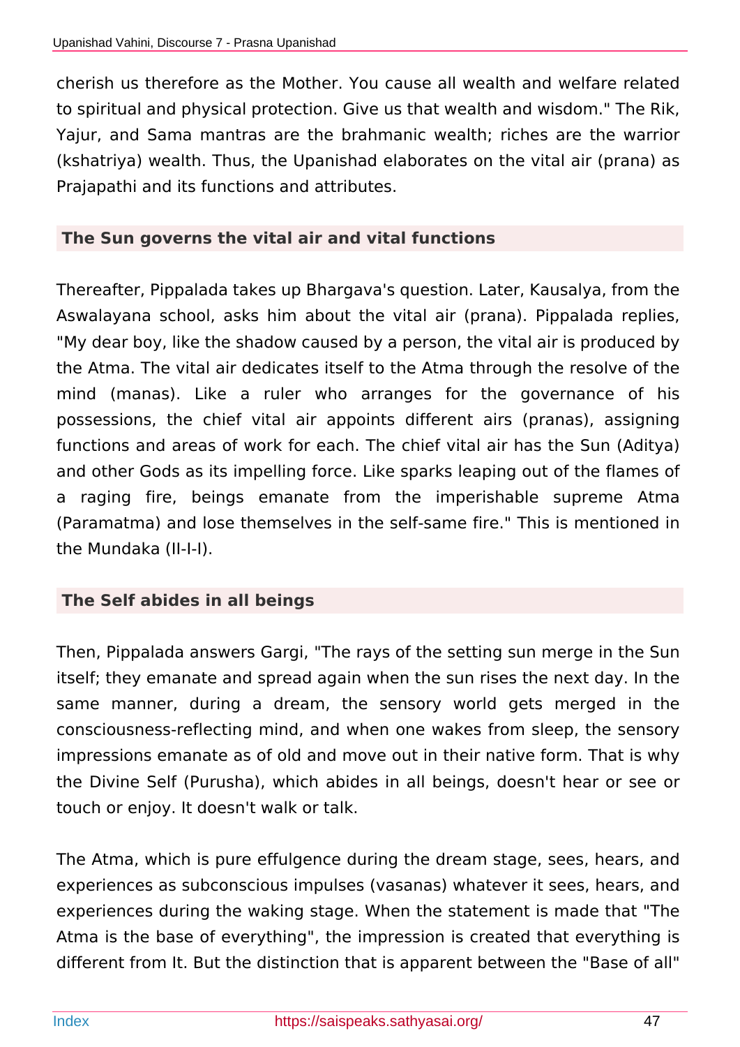cherish us therefore as the Mother. You cause all wealth and welfare related to spiritual and physical protection. Give us that wealth and wisdom." The Rik, Yajur, and Sama mantras are the brahmanic wealth; riches are the warrior (kshatriya) wealth. Thus, the Upanishad elaborates on the vital air (prana) as Prajapathi and its functions and attributes.

### The Sun governs the vital air and vital functions

Thereafter, Pippalada takes up Bhargava's question. Later, Kausalya, from the Aswalayana school, asks him about the vital air (prana). Pippalada replies, "My dear boy, like the shadow caused by a person, the vital air is produced by the Atma. The vital air dedicates itself to the Atma through the resolve of the mind (manas). Like a ruler who arranges for the governance of his possessions, the chief vital air appoints different airs (pranas), assigning functions and areas of work for each. The chief vital air has the Sun (Aditya) and other Gods as its impelling force. Like sparks leaping out of the flames of a raging fire, beings emanate from the imperishable supreme Atma (Paramatma) and lose themselves in the self-same fire." This is mentioned in the Mundaka (II-I-I).

### The Self abides in all beings

Then, Pippalada answers Gargi, "The rays of the setting sun merge in the Sun itself; they emanate and spread again when the sun rises the next day. In the same manner, during a dream, the sensory world gets merged in the consciousness-reflecting mind, and when one wakes from sleep, the sensory impressions emanate as of old and move out in their native form. That is why the Divine Self (Purusha), which abides in all beings, doesn't hear or see or touch or enjoy. It doesn't walk or talk.

The Atma, which is pure effulgence during the dream stage, sees, hears, and experiences as subconscious impulses (vasanas) whatever it sees, hears, and experiences during the waking stage. When the statement is made that "The Atma is the base of everything", the impression is created that everything is different from It. But the distinction that is apparent between the "Base of all"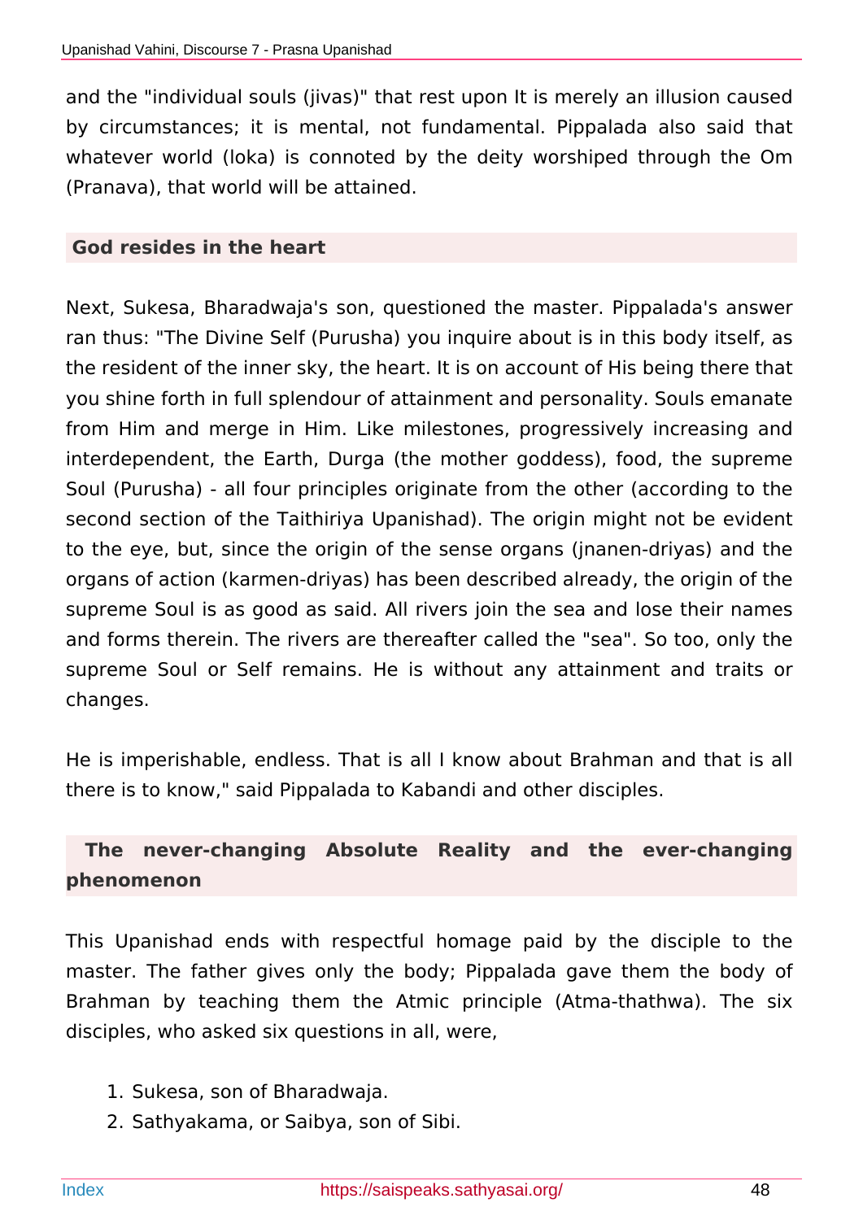and the "individual souls (jivas)" that rest upon It is merely an illusion caused by circumstances; it is mental, not fundamental. Pippalada also said that whatever world (loka) is connoted by the deity worshiped through the Om (Pranava), that world will be attained.

### God resides in the heart

Next, Sukesa, Bharadwaja's son, questioned the master. Pippalada's answer ran thus: "The Divine Self (Purusha) you inquire about is in this body itself, as the resident of the inner sky, the heart. It is on account of His being there that you shine forth in full splendour of attainment and personality. Souls emanate from Him and merge in Him. Like milestones, progressively increasing and interdependent, the Earth, Durga (the mother goddess), food, the supreme Soul (Purusha) - all four principles originate from the other (according to the second section of the Taithiriya Upanishad). The origin might not be evident to the eye, but, since the origin of the sense organs (jnanen-driyas) and the organs of action (karmen-driyas) has been described already, the origin of the supreme Soul is as good as said. All rivers join the sea and lose their names and forms therein. The rivers are thereafter called the "sea". So too, only the supreme Soul or Self remains. He is without any attainment and traits or changes.

He is imperishable, endless. That is all I know about Brahman and that is all there is to know," said Pippalada to Kabandi and other disciples.

### The never-changing Absolute Reality and the ever-changing phenomenon

This Upanishad ends with respectful homage paid by the disciple to the master. The father gives only the body; Pippalada gave them the body of Brahman by teaching them the Atmic principle (Atma-thathwa). The six disciples, who asked six questions in all, were,

1. Sukesa, son of Bharadwaja.
2. Sathyakama, or Saibya, son of Sibi.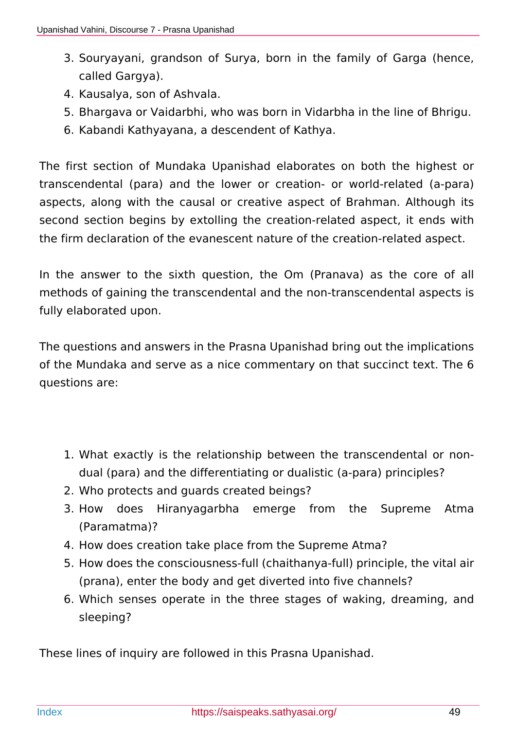3. Souryayani, grandson of Surya, born in the family of Garga (hence, called Gargya).
4. Kausalya, son of Ashvala.
5. Bhargava or Vaidarbhi, who was born in Vidarbha in the line of Bhrigu.
6. Kabandi Kathyayana, a descendent of Kathya.

The first section of Mundaka Upanishad elaborates on both the highest or transcendental (para) and the lower or creation- or world-related (a-para) aspects, along with the causal or creative aspect of Brahman. Although its second section begins by extolling the creation-related aspect, it ends with the firm declaration of the evanescent nature of the creation-related aspect.

In the answer to the sixth question, the Om (Pranava) as the core of all methods of gaining the transcendental and the non-transcendental aspects is fully elaborated upon.

The questions and answers in the Prasna Upanishad bring out the implications of the Mundaka and serve as a nice commentary on that succinct text. The 6 questions are:

1. What exactly is the relationship between the transcendental or non-dual (para) and the differentiating or dualistic (a-para) principles?
2. Who protects and guards created beings?
3. How does Hiranyagarbha emerge from the Supreme Atma (Paramatma)?
4. How does creation take place from the Supreme Atma?
5. How does the consciousness-full (chaithanya-full) principle, the vital air (prana), enter the body and get diverted into five channels?
6. Which senses operate in the three stages of waking, dreaming, and sleeping?

These lines of inquiry are followed in this Prasna Upanishad.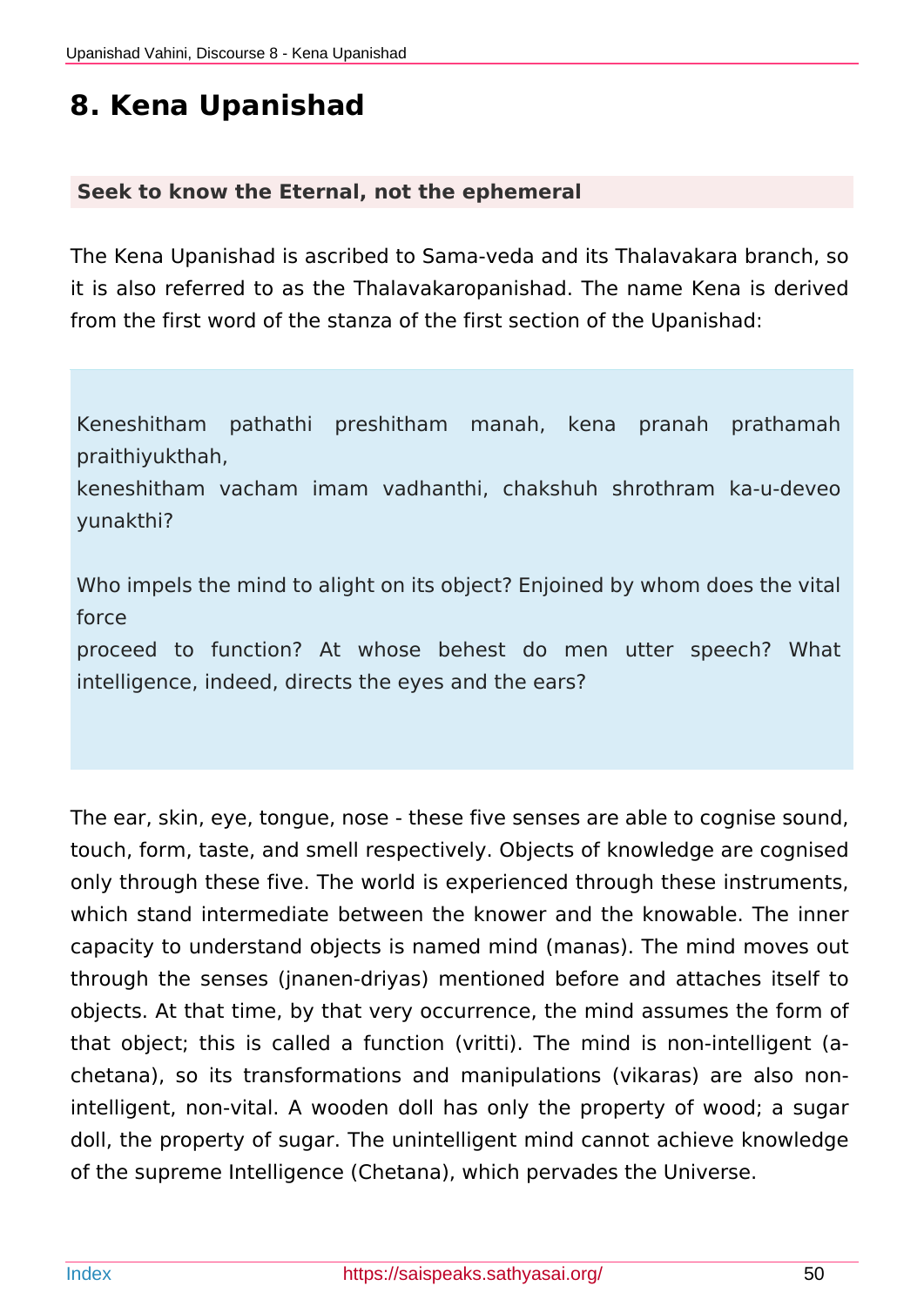# 8. Kena Upanishad

## Seek to know the Eternal, not the ephemeral

The Kena Upanishad is ascribed to Sama-veda and its Thalavakara branch, so it is also referred to as the Thalavakaropanishad. The name Kena is derived from the first word of the stanza of the first section of the Upanishad:

> Keneshitham pathathi preshitham manah, kena pranah prathamah praithiyukthah,
> keneshitham vacham imam vadhanthi, chakshuh shrothram ka-u-deveo yunakthi?
>
> Who impels the mind to alight on its object? Enjoined by whom does the vital force
> proceed to function? At whose behest do men utter speech? What intelligence, indeed, directs the eyes and the ears?

The ear, skin, eye, tongue, nose - these five senses are able to cognise sound, touch, form, taste, and smell respectively. Objects of knowledge are cognised only through these five. The world is experienced through these instruments, which stand intermediate between the knower and the knowable. The inner capacity to understand objects is named mind (manas). The mind moves out through the senses (jnanen-driyas) mentioned before and attaches itself to objects. At that time, by that very occurrence, the mind assumes the form of that object; this is called a function (vritti). The mind is non-intelligent (a-chetana), so its transformations and manipulations (vikaras) are also non-intelligent, non-vital. A wooden doll has only the property of wood; a sugar doll, the property of sugar. The unintelligent mind cannot achieve knowledge of the supreme Intelligence (Chetana), which pervades the Universe.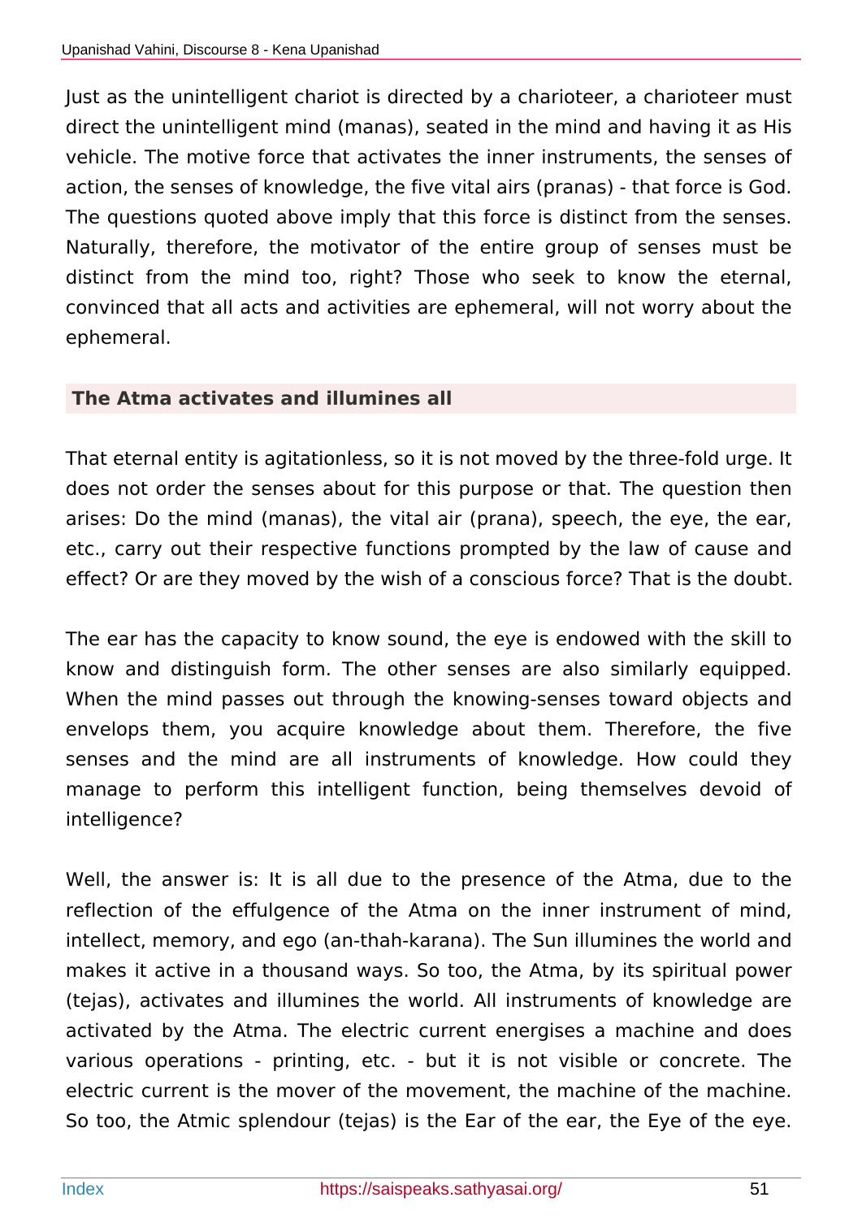Just as the unintelligent chariot is directed by a charioteer, a charioteer must direct the unintelligent mind (manas), seated in the mind and having it as His vehicle. The motive force that activates the inner instruments, the senses of action, the senses of knowledge, the five vital airs (pranas) - that force is God. The questions quoted above imply that this force is distinct from the senses. Naturally, therefore, the motivator of the entire group of senses must be distinct from the mind too, right? Those who seek to know the eternal, convinced that all acts and activities are ephemeral, will not worry about the ephemeral.

## The Atma activates and illumines all

That eternal entity is agitationless, so it is not moved by the three-fold urge. It does not order the senses about for this purpose or that. The question then arises: Do the mind (manas), the vital air (prana), speech, the eye, the ear, etc., carry out their respective functions prompted by the law of cause and effect? Or are they moved by the wish of a conscious force? That is the doubt.

The ear has the capacity to know sound, the eye is endowed with the skill to know and distinguish form. The other senses are also similarly equipped. When the mind passes out through the knowing-senses toward objects and envelops them, you acquire knowledge about them. Therefore, the five senses and the mind are all instruments of knowledge. How could they manage to perform this intelligent function, being themselves devoid of intelligence?

Well, the answer is: It is all due to the presence of the Atma, due to the reflection of the effulgence of the Atma on the inner instrument of mind, intellect, memory, and ego (an-thah-karana). The Sun illumines the world and makes it active in a thousand ways. So too, the Atma, by its spiritual power (tejas), activates and illumines the world. All instruments of knowledge are activated by the Atma. The electric current energises a machine and does various operations - printing, etc. - but it is not visible or concrete. The electric current is the mover of the movement, the machine of the machine. So too, the Atmic splendour (tejas) is the Ear of the ear, the Eye of the eye.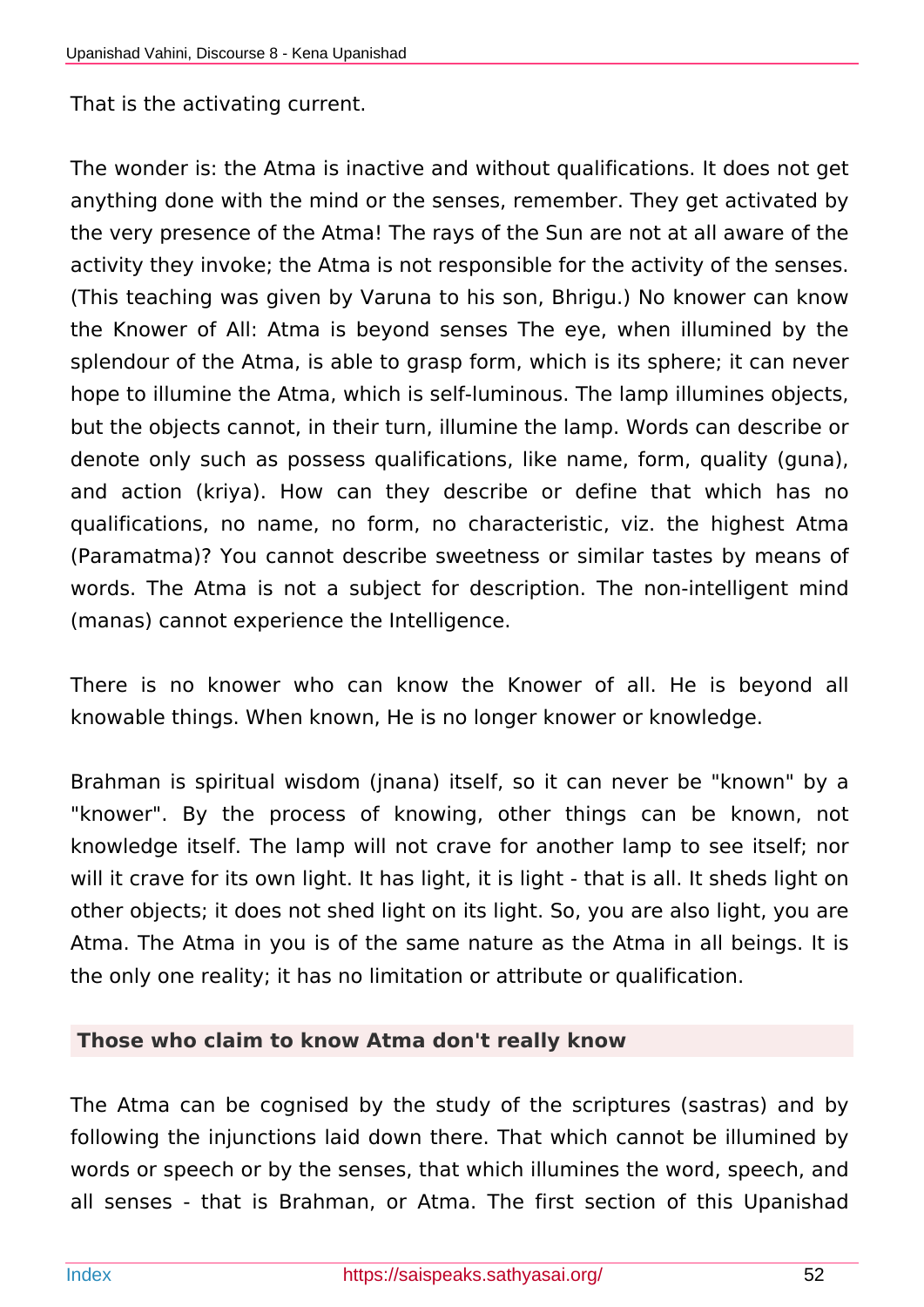That is the activating current.

The wonder is: the Atma is inactive and without qualifications. It does not get anything done with the mind or the senses, remember. They get activated by the very presence of the Atma! The rays of the Sun are not at all aware of the activity they invoke; the Atma is not responsible for the activity of the senses. (This teaching was given by Varuna to his son, Bhrigu.) No knower can know the Knower of All: Atma is beyond senses The eye, when illumined by the splendour of the Atma, is able to grasp form, which is its sphere; it can never hope to illumine the Atma, which is self-luminous. The lamp illumines objects, but the objects cannot, in their turn, illumine the lamp. Words can describe or denote only such as possess qualifications, like name, form, quality (guna), and action (kriya). How can they describe or define that which has no qualifications, no name, no form, no characteristic, viz. the highest Atma (Paramatma)? You cannot describe sweetness or similar tastes by means of words. The Atma is not a subject for description. The non-intelligent mind (manas) cannot experience the Intelligence.

There is no knower who can know the Knower of all. He is beyond all knowable things. When known, He is no longer knower or knowledge.

Brahman is spiritual wisdom (jnana) itself, so it can never be "known" by a "knower". By the process of knowing, other things can be known, not knowledge itself. The lamp will not crave for another lamp to see itself; nor will it crave for its own light. It has light, it is light - that is all. It sheds light on other objects; it does not shed light on its light. So, you are also light, you are Atma. The Atma in you is of the same nature as the Atma in all beings. It is the only one reality; it has no limitation or attribute or qualification.

### Those who claim to know Atma don't really know

The Atma can be cognised by the study of the scriptures (sastras) and by following the injunctions laid down there. That which cannot be illumined by words or speech or by the senses, that which illumines the word, speech, and all senses - that is Brahman, or Atma. The first section of this Upanishad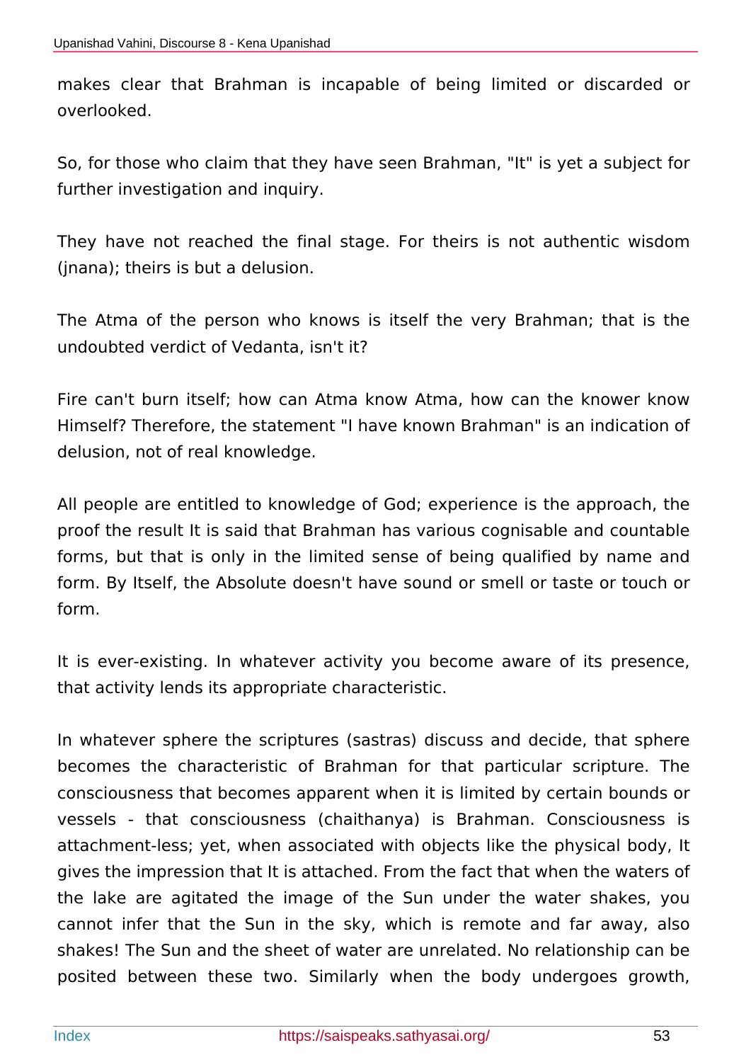makes clear that Brahman is incapable of being limited or discarded or overlooked.

So, for those who claim that they have seen Brahman, "It" is yet a subject for further investigation and inquiry.

They have not reached the final stage. For theirs is not authentic wisdom (jnana); theirs is but a delusion.

The Atma of the person who knows is itself the very Brahman; that is the undoubted verdict of Vedanta, isn't it?

Fire can't burn itself; how can Atma know Atma, how can the knower know Himself? Therefore, the statement "I have known Brahman" is an indication of delusion, not of real knowledge.

All people are entitled to knowledge of God; experience is the approach, the proof the result It is said that Brahman has various cognisable and countable forms, but that is only in the limited sense of being qualified by name and form. By Itself, the Absolute doesn't have sound or smell or taste or touch or form.

It is ever-existing. In whatever activity you become aware of its presence, that activity lends its appropriate characteristic.

In whatever sphere the scriptures (sastras) discuss and decide, that sphere becomes the characteristic of Brahman for that particular scripture. The consciousness that becomes apparent when it is limited by certain bounds or vessels - that consciousness (chaithanya) is Brahman. Consciousness is attachment-less; yet, when associated with objects like the physical body, It gives the impression that It is attached. From the fact that when the waters of the lake are agitated the image of the Sun under the water shakes, you cannot infer that the Sun in the sky, which is remote and far away, also shakes! The Sun and the sheet of water are unrelated. No relationship can be posited between these two. Similarly when the body undergoes growth,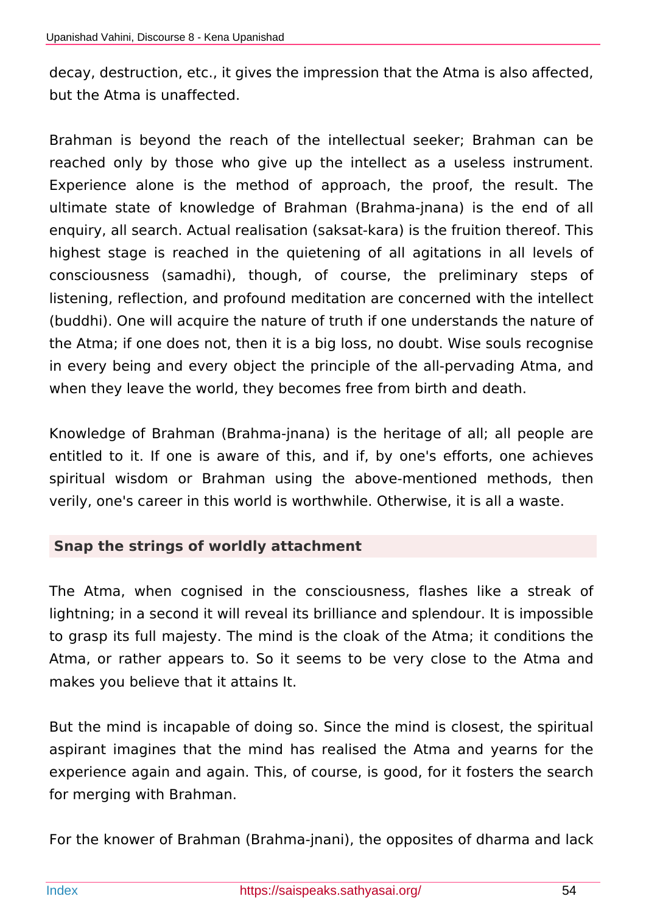decay, destruction, etc., it gives the impression that the Atma is also affected, but the Atma is unaffected.

Brahman is beyond the reach of the intellectual seeker; Brahman can be reached only by those who give up the intellect as a useless instrument. Experience alone is the method of approach, the proof, the result. The ultimate state of knowledge of Brahman (Brahma-jnana) is the end of all enquiry, all search. Actual realisation (saksat-kara) is the fruition thereof. This highest stage is reached in the quietening of all agitations in all levels of consciousness (samadhi), though, of course, the preliminary steps of listening, reflection, and profound meditation are concerned with the intellect (buddhi). One will acquire the nature of truth if one understands the nature of the Atma; if one does not, then it is a big loss, no doubt. Wise souls recognise in every being and every object the principle of the all-pervading Atma, and when they leave the world, they becomes free from birth and death.

Knowledge of Brahman (Brahma-jnana) is the heritage of all; all people are entitled to it. If one is aware of this, and if, by one's efforts, one achieves spiritual wisdom or Brahman using the above-mentioned methods, then verily, one's career in this world is worthwhile. Otherwise, it is all a waste.

### Snap the strings of worldly attachment

The Atma, when cognised in the consciousness, flashes like a streak of lightning; in a second it will reveal its brilliance and splendour. It is impossible to grasp its full majesty. The mind is the cloak of the Atma; it conditions the Atma, or rather appears to. So it seems to be very close to the Atma and makes you believe that it attains It.

But the mind is incapable of doing so. Since the mind is closest, the spiritual aspirant imagines that the mind has realised the Atma and yearns for the experience again and again. This, of course, is good, for it fosters the search for merging with Brahman.

For the knower of Brahman (Brahma-jnani), the opposites of dharma and lack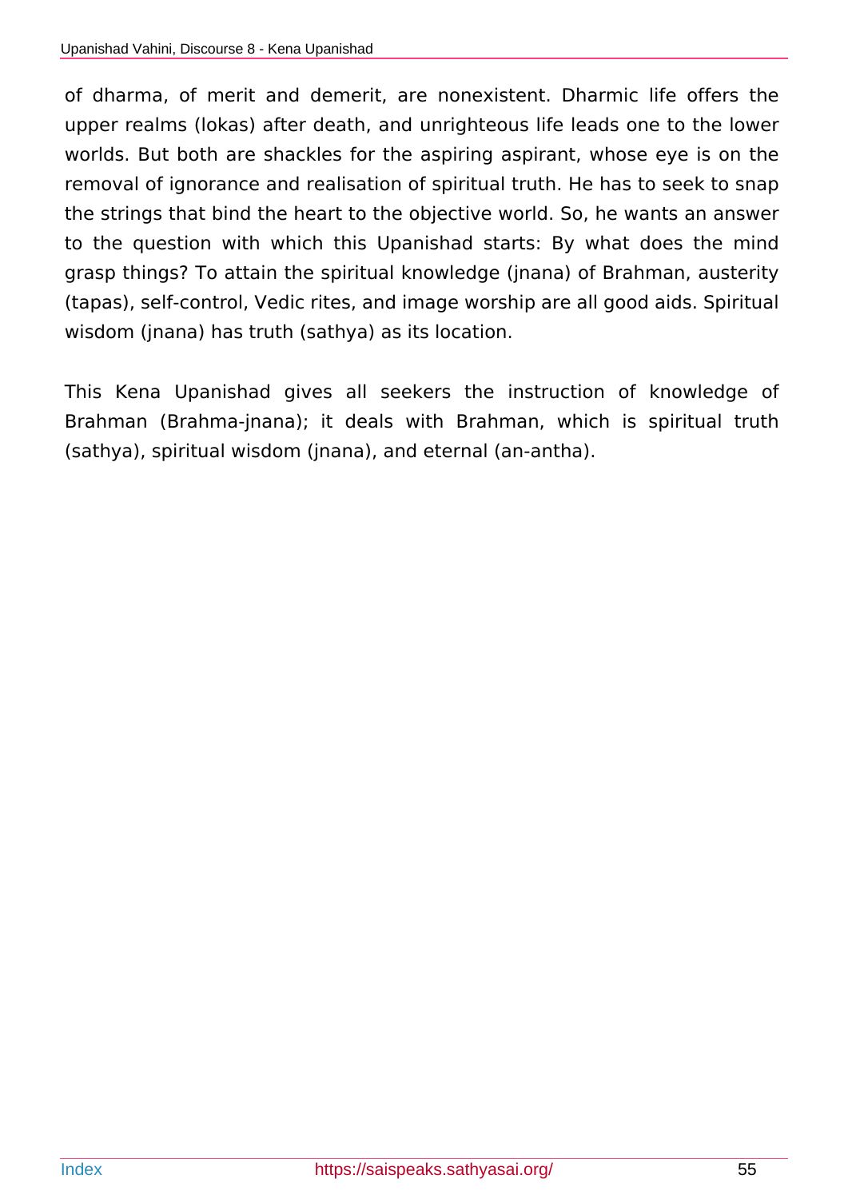of dharma, of merit and demerit, are nonexistent. Dharmic life offers the upper realms (lokas) after death, and unrighteous life leads one to the lower worlds. But both are shackles for the aspiring aspirant, whose eye is on the removal of ignorance and realisation of spiritual truth. He has to seek to snap the strings that bind the heart to the objective world. So, he wants an answer to the question with which this Upanishad starts: By what does the mind grasp things? To attain the spiritual knowledge (jnana) of Brahman, austerity (tapas), self-control, Vedic rites, and image worship are all good aids. Spiritual wisdom (jnana) has truth (sathya) as its location.

This Kena Upanishad gives all seekers the instruction of knowledge of Brahman (Brahma-jnana); it deals with Brahman, which is spiritual truth (sathya), spiritual wisdom (jnana), and eternal (an-antha).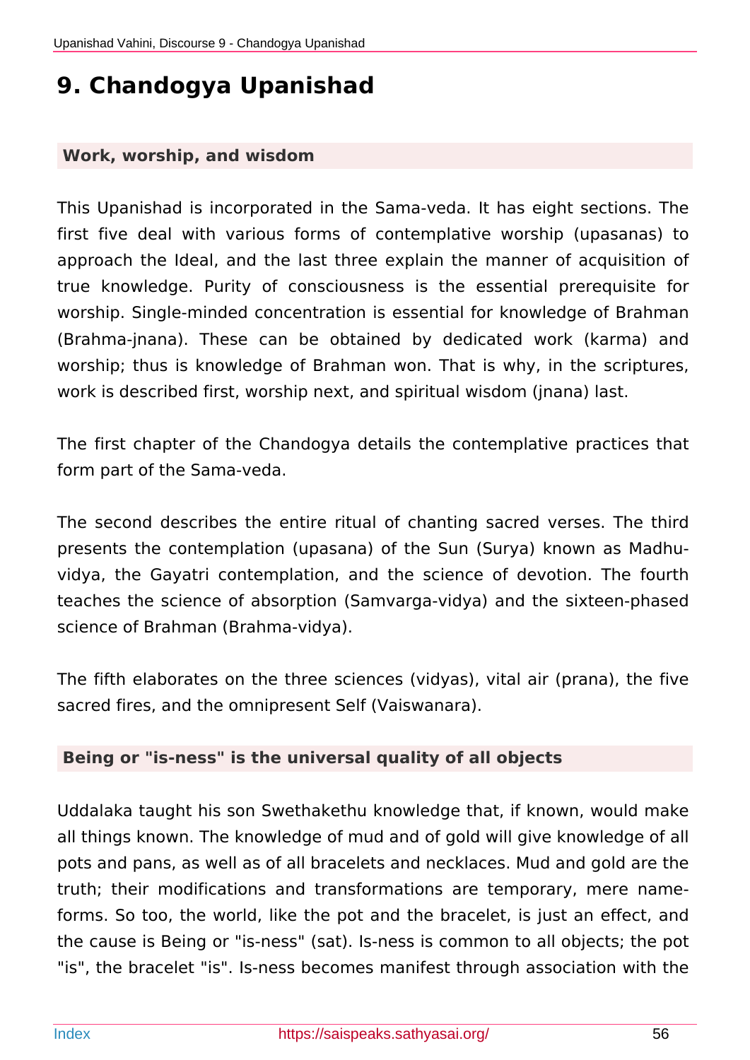# 9. Chandogya Upanishad

### Work, worship, and wisdom

This Upanishad is incorporated in the Sama-veda. It has eight sections. The first five deal with various forms of contemplative worship (upasanas) to approach the Ideal, and the last three explain the manner of acquisition of true knowledge. Purity of consciousness is the essential prerequisite for worship. Single-minded concentration is essential for knowledge of Brahman (Brahma-jnana). These can be obtained by dedicated work (karma) and worship; thus is knowledge of Brahman won. That is why, in the scriptures, work is described first, worship next, and spiritual wisdom (jnana) last.

The first chapter of the Chandogya details the contemplative practices that form part of the Sama-veda.

The second describes the entire ritual of chanting sacred verses. The third presents the contemplation (upasana) of the Sun (Surya) known as Madhu-vidya, the Gayatri contemplation, and the science of devotion. The fourth teaches the science of absorption (Samvarga-vidya) and the sixteen-phased science of Brahman (Brahma-vidya).

The fifth elaborates on the three sciences (vidyas), vital air (prana), the five sacred fires, and the omnipresent Self (Vaiswanara).

### Being or "is-ness" is the universal quality of all objects

Uddalaka taught his son Swethakethu knowledge that, if known, would make all things known. The knowledge of mud and of gold will give knowledge of all pots and pans, as well as of all bracelets and necklaces. Mud and gold are the truth; their modifications and transformations are temporary, mere name-forms. So too, the world, like the pot and the bracelet, is just an effect, and the cause is Being or "is-ness" (sat). Is-ness is common to all objects; the pot "is", the bracelet "is". Is-ness becomes manifest through association with the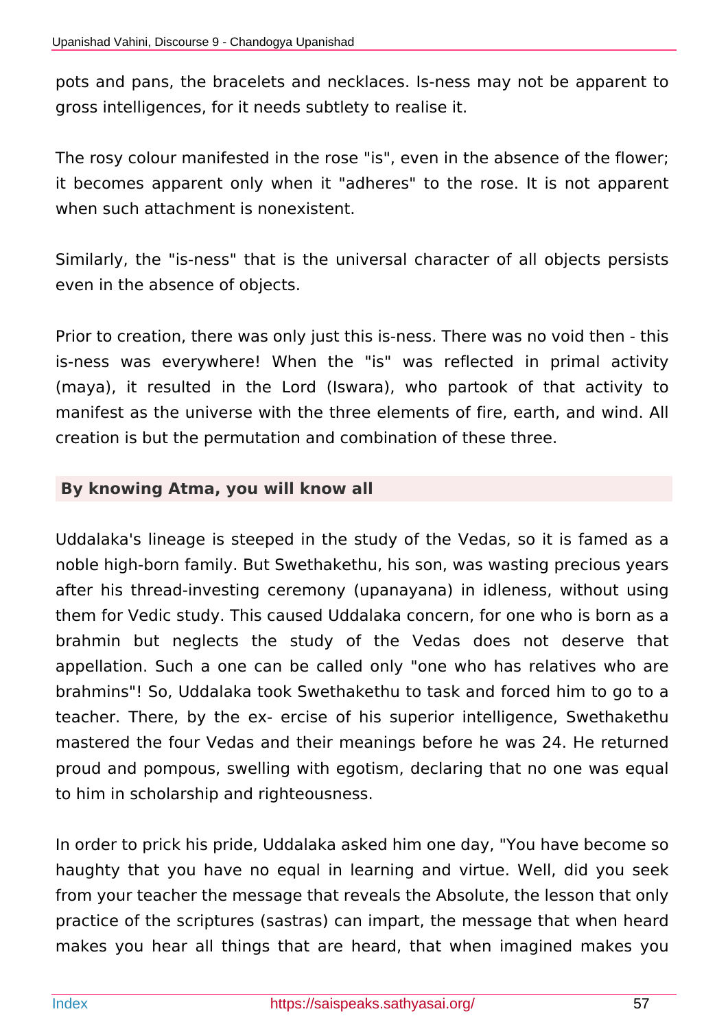pots and pans, the bracelets and necklaces. Is-ness may not be apparent to gross intelligences, for it needs subtlety to realise it.

The rosy colour manifested in the rose "is", even in the absence of the flower; it becomes apparent only when it "adheres" to the rose. It is not apparent when such attachment is nonexistent.

Similarly, the "is-ness" that is the universal character of all objects persists even in the absence of objects.

Prior to creation, there was only just this is-ness. There was no void then - this is-ness was everywhere! When the "is" was reflected in primal activity (maya), it resulted in the Lord (Iswara), who partook of that activity to manifest as the universe with the three elements of fire, earth, and wind. All creation is but the permutation and combination of these three.

### By knowing Atma, you will know all

Uddalaka's lineage is steeped in the study of the Vedas, so it is famed as a noble high-born family. But Swethakethu, his son, was wasting precious years after his thread-investing ceremony (upanayana) in idleness, without using them for Vedic study. This caused Uddalaka concern, for one who is born as a brahmin but neglects the study of the Vedas does not deserve that appellation. Such a one can be called only "one who has relatives who are brahmins"! So, Uddalaka took Swethakethu to task and forced him to go to a teacher. There, by the ex- ercise of his superior intelligence, Swethakethu mastered the four Vedas and their meanings before he was 24. He returned proud and pompous, swelling with egotism, declaring that no one was equal to him in scholarship and righteousness.

In order to prick his pride, Uddalaka asked him one day, "You have become so haughty that you have no equal in learning and virtue. Well, did you seek from your teacher the message that reveals the Absolute, the lesson that only practice of the scriptures (sastras) can impart, the message that when heard makes you hear all things that are heard, that when imagined makes you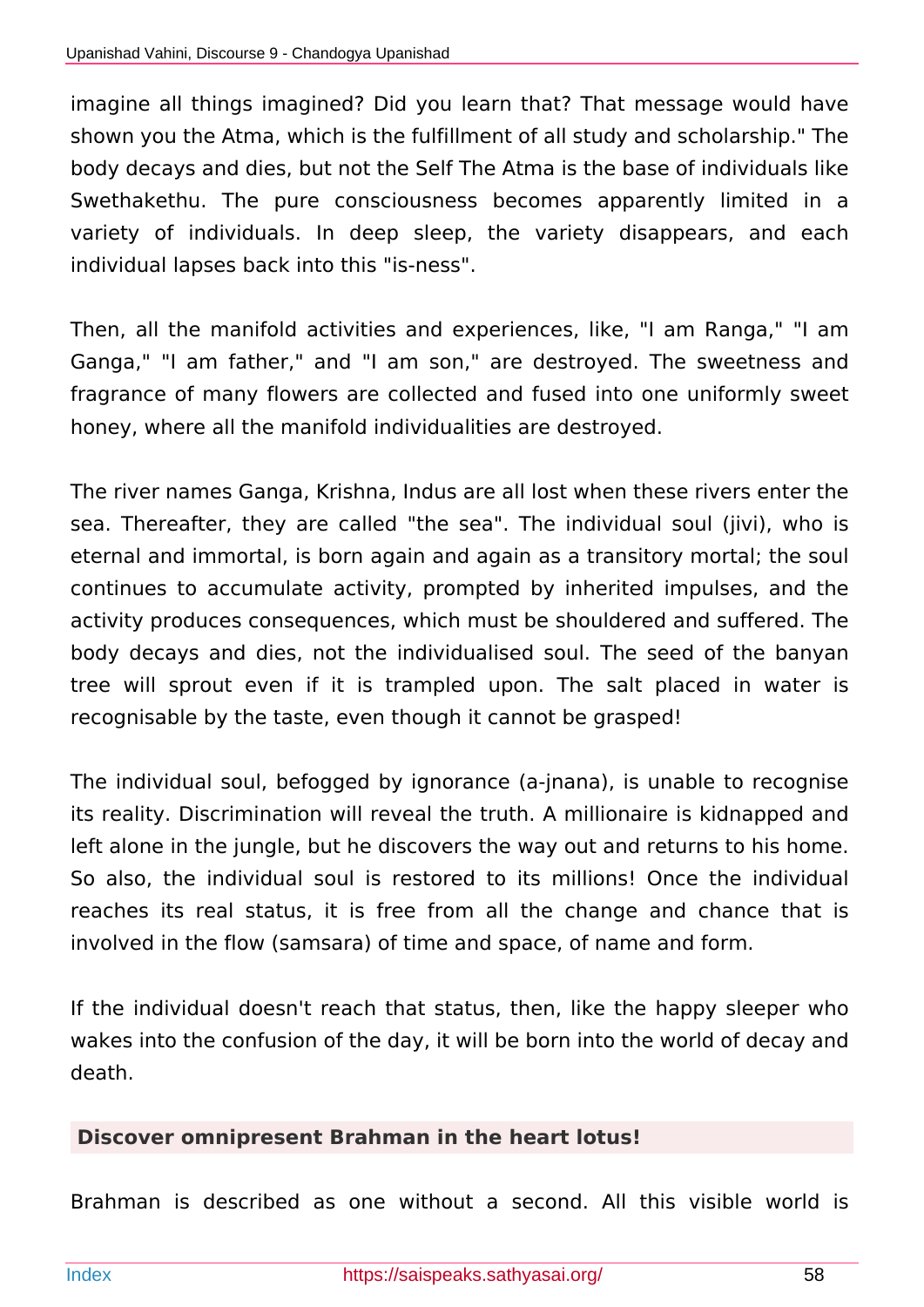imagine all things imagined? Did you learn that? That message would have shown you the Atma, which is the fulfillment of all study and scholarship." The body decays and dies, but not the Self The Atma is the base of individuals like Swethakethu. The pure consciousness becomes apparently limited in a variety of individuals. In deep sleep, the variety disappears, and each individual lapses back into this "is-ness".

Then, all the manifold activities and experiences, like, "I am Ranga," "I am Ganga," "I am father," and "I am son," are destroyed. The sweetness and fragrance of many flowers are collected and fused into one uniformly sweet honey, where all the manifold individualities are destroyed.

The river names Ganga, Krishna, Indus are all lost when these rivers enter the sea. Thereafter, they are called "the sea". The individual soul (jivi), who is eternal and immortal, is born again and again as a transitory mortal; the soul continues to accumulate activity, prompted by inherited impulses, and the activity produces consequences, which must be shouldered and suffered. The body decays and dies, not the individualised soul. The seed of the banyan tree will sprout even if it is trampled upon. The salt placed in water is recognisable by the taste, even though it cannot be grasped!

The individual soul, befogged by ignorance (a-jnana), is unable to recognise its reality. Discrimination will reveal the truth. A millionaire is kidnapped and left alone in the jungle, but he discovers the way out and returns to his home. So also, the individual soul is restored to its millions! Once the individual reaches its real status, it is free from all the change and chance that is involved in the flow (samsara) of time and space, of name and form.

If the individual doesn't reach that status, then, like the happy sleeper who wakes into the confusion of the day, it will be born into the world of decay and death.

### Discover omnipresent Brahman in the heart lotus!

Brahman is described as one without a second. All this visible world is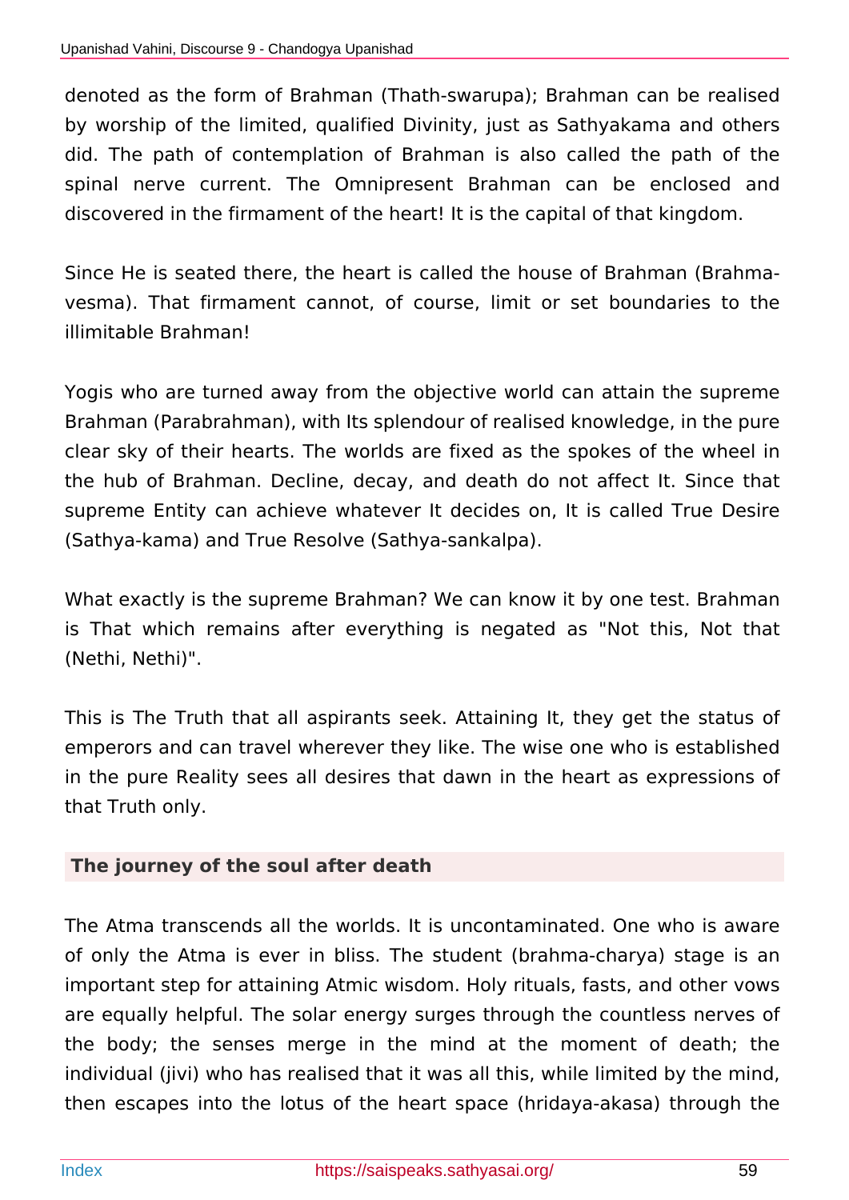denoted as the form of Brahman (Thath-swarupa); Brahman can be realised by worship of the limited, qualified Divinity, just as Sathyakama and others did. The path of contemplation of Brahman is also called the path of the spinal nerve current. The Omnipresent Brahman can be enclosed and discovered in the firmament of the heart! It is the capital of that kingdom.

Since He is seated there, the heart is called the house of Brahman (Brahma-vesma). That firmament cannot, of course, limit or set boundaries to the illimitable Brahman!

Yogis who are turned away from the objective world can attain the supreme Brahman (Parabrahman), with Its splendour of realised knowledge, in the pure clear sky of their hearts. The worlds are fixed as the spokes of the wheel in the hub of Brahman. Decline, decay, and death do not affect It. Since that supreme Entity can achieve whatever It decides on, It is called True Desire (Sathya-kama) and True Resolve (Sathya-sankalpa).

What exactly is the supreme Brahman? We can know it by one test. Brahman is That which remains after everything is negated as "Not this, Not that (Nethi, Nethi)".

This is The Truth that all aspirants seek. Attaining It, they get the status of emperors and can travel wherever they like. The wise one who is established in the pure Reality sees all desires that dawn in the heart as expressions of that Truth only.

### The journey of the soul after death

The Atma transcends all the worlds. It is uncontaminated. One who is aware of only the Atma is ever in bliss. The student (brahma-charya) stage is an important step for attaining Atmic wisdom. Holy rituals, fasts, and other vows are equally helpful. The solar energy surges through the countless nerves of the body; the senses merge in the mind at the moment of death; the individual (jivi) who has realised that it was all this, while limited by the mind, then escapes into the lotus of the heart space (hridaya-akasa) through the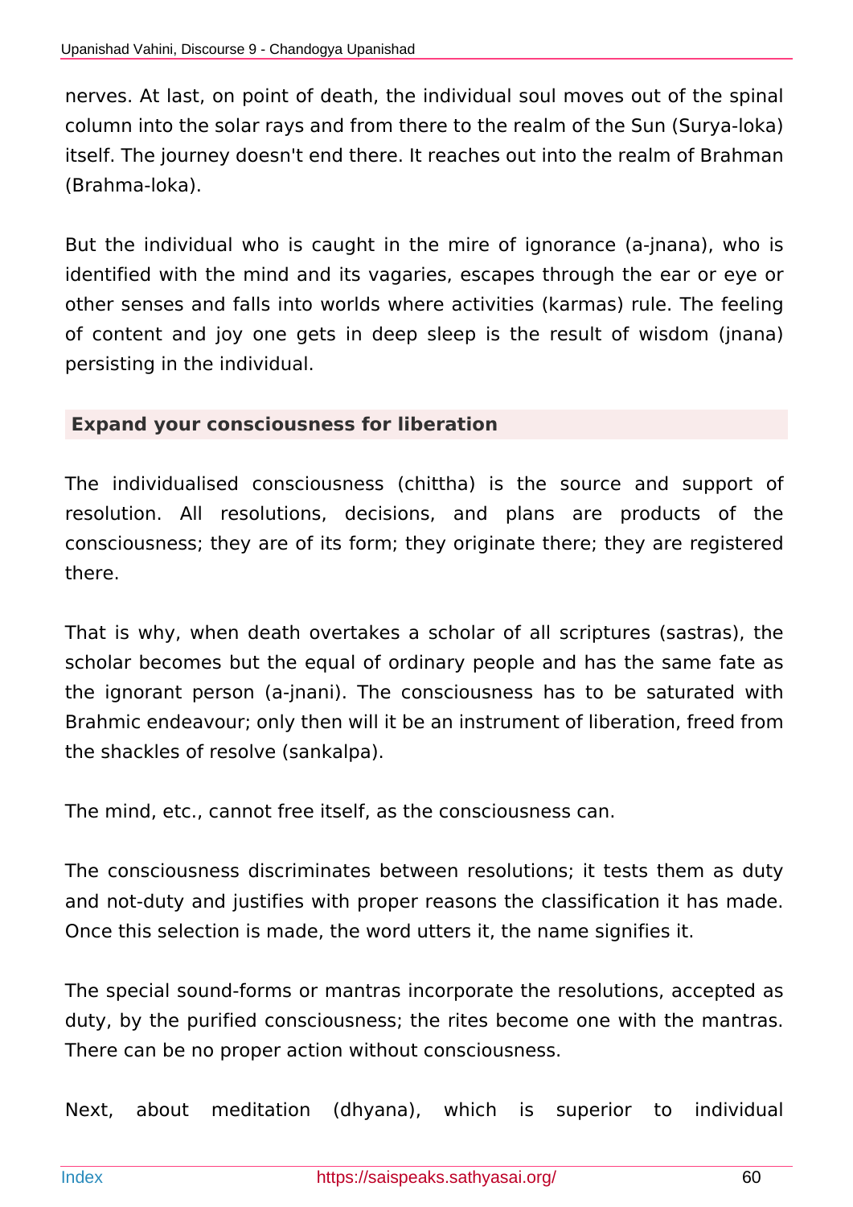nerves. At last, on point of death, the individual soul moves out of the spinal column into the solar rays and from there to the realm of the Sun (Surya-loka) itself. The journey doesn't end there. It reaches out into the realm of Brahman (Brahma-loka).

But the individual who is caught in the mire of ignorance (a-jnana), who is identified with the mind and its vagaries, escapes through the ear or eye or other senses and falls into worlds where activities (karmas) rule. The feeling of content and joy one gets in deep sleep is the result of wisdom (jnana) persisting in the individual.

### Expand your consciousness for liberation

The individualised consciousness (chittha) is the source and support of resolution. All resolutions, decisions, and plans are products of the consciousness; they are of its form; they originate there; they are registered there.

That is why, when death overtakes a scholar of all scriptures (sastras), the scholar becomes but the equal of ordinary people and has the same fate as the ignorant person (a-jnani). The consciousness has to be saturated with Brahmic endeavour; only then will it be an instrument of liberation, freed from the shackles of resolve (sankalpa).

The mind, etc., cannot free itself, as the consciousness can.

The consciousness discriminates between resolutions; it tests them as duty and not-duty and justifies with proper reasons the classification it has made. Once this selection is made, the word utters it, the name signifies it.

The special sound-forms or mantras incorporate the resolutions, accepted as duty, by the purified consciousness; the rites become one with the mantras. There can be no proper action without consciousness.

Next, about meditation (dhyana), which is superior to individual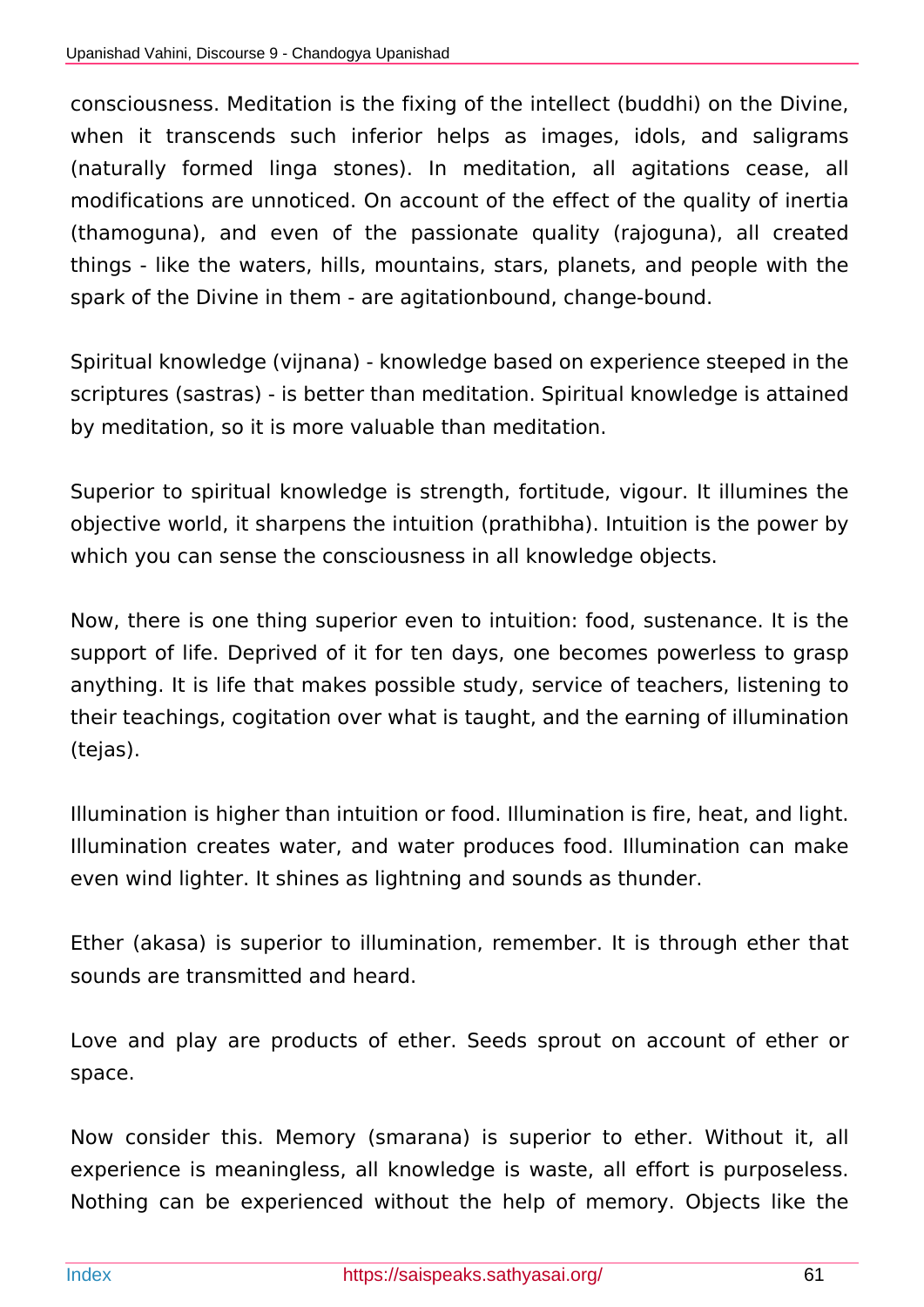consciousness. Meditation is the fixing of the intellect (buddhi) on the Divine, when it transcends such inferior helps as images, idols, and saligrams (naturally formed linga stones). In meditation, all agitations cease, all modifications are unnoticed. On account of the effect of the quality of inertia (thamoguna), and even of the passionate quality (rajoguna), all created things - like the waters, hills, mountains, stars, planets, and people with the spark of the Divine in them - are agitationbound, change-bound.

Spiritual knowledge (vijnana) - knowledge based on experience steeped in the scriptures (sastras) - is better than meditation. Spiritual knowledge is attained by meditation, so it is more valuable than meditation.

Superior to spiritual knowledge is strength, fortitude, vigour. It illumines the objective world, it sharpens the intuition (prathibha). Intuition is the power by which you can sense the consciousness in all knowledge objects.

Now, there is one thing superior even to intuition: food, sustenance. It is the support of life. Deprived of it for ten days, one becomes powerless to grasp anything. It is life that makes possible study, service of teachers, listening to their teachings, cogitation over what is taught, and the earning of illumination (tejas).

Illumination is higher than intuition or food. Illumination is fire, heat, and light. Illumination creates water, and water produces food. Illumination can make even wind lighter. It shines as lightning and sounds as thunder.

Ether (akasa) is superior to illumination, remember. It is through ether that sounds are transmitted and heard.

Love and play are products of ether. Seeds sprout on account of ether or space.

Now consider this. Memory (smarana) is superior to ether. Without it, all experience is meaningless, all knowledge is waste, all effort is purposeless. Nothing can be experienced without the help of memory. Objects like the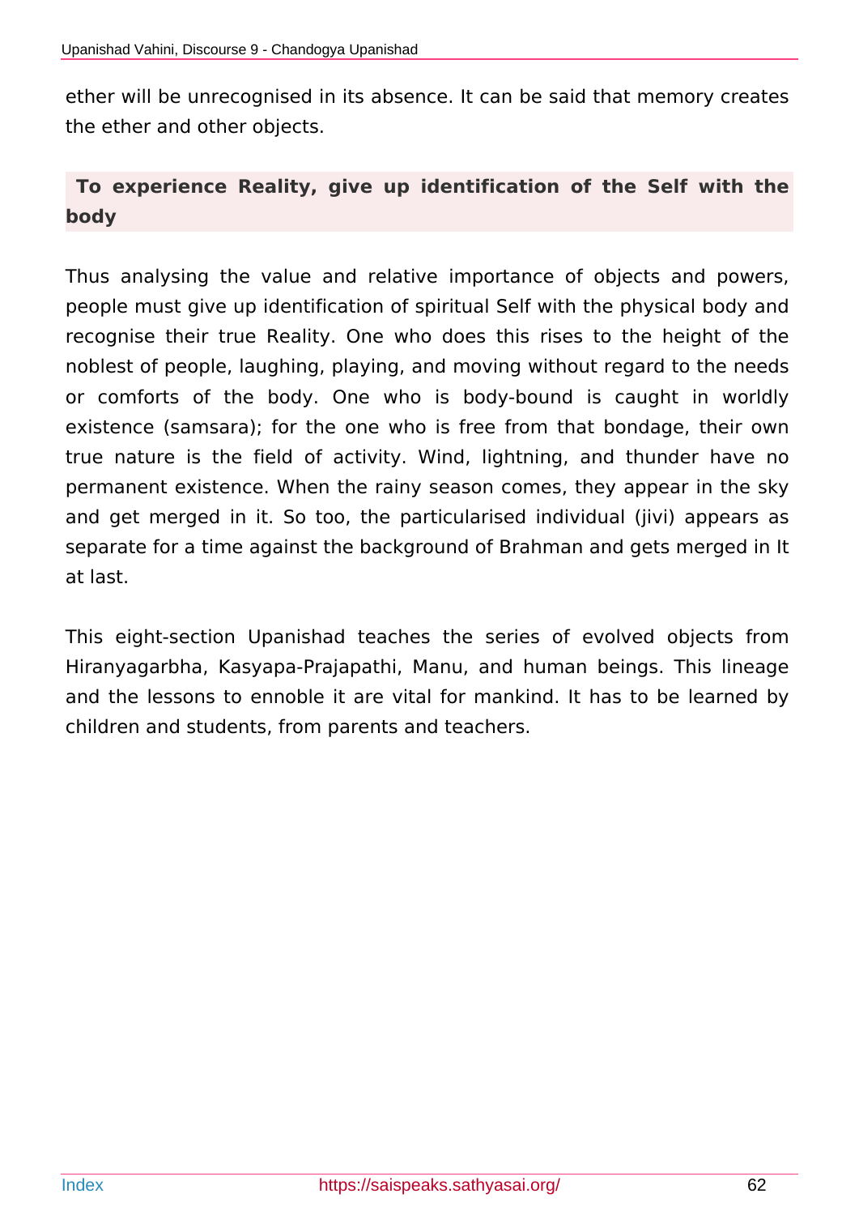ether will be unrecognised in its absence. It can be said that memory creates the ether and other objects.

## To experience Reality, give up identification of the Self with the body

Thus analysing the value and relative importance of objects and powers, people must give up identification of spiritual Self with the physical body and recognise their true Reality. One who does this rises to the height of the noblest of people, laughing, playing, and moving without regard to the needs or comforts of the body. One who is body-bound is caught in worldly existence (samsara); for the one who is free from that bondage, their own true nature is the field of activity. Wind, lightning, and thunder have no permanent existence. When the rainy season comes, they appear in the sky and get merged in it. So too, the particularised individual (jivi) appears as separate for a time against the background of Brahman and gets merged in It at last.

This eight-section Upanishad teaches the series of evolved objects from Hiranyagarbha, Kasyapa-Prajapathi, Manu, and human beings. This lineage and the lessons to ennoble it are vital for mankind. It has to be learned by children and students, from parents and teachers.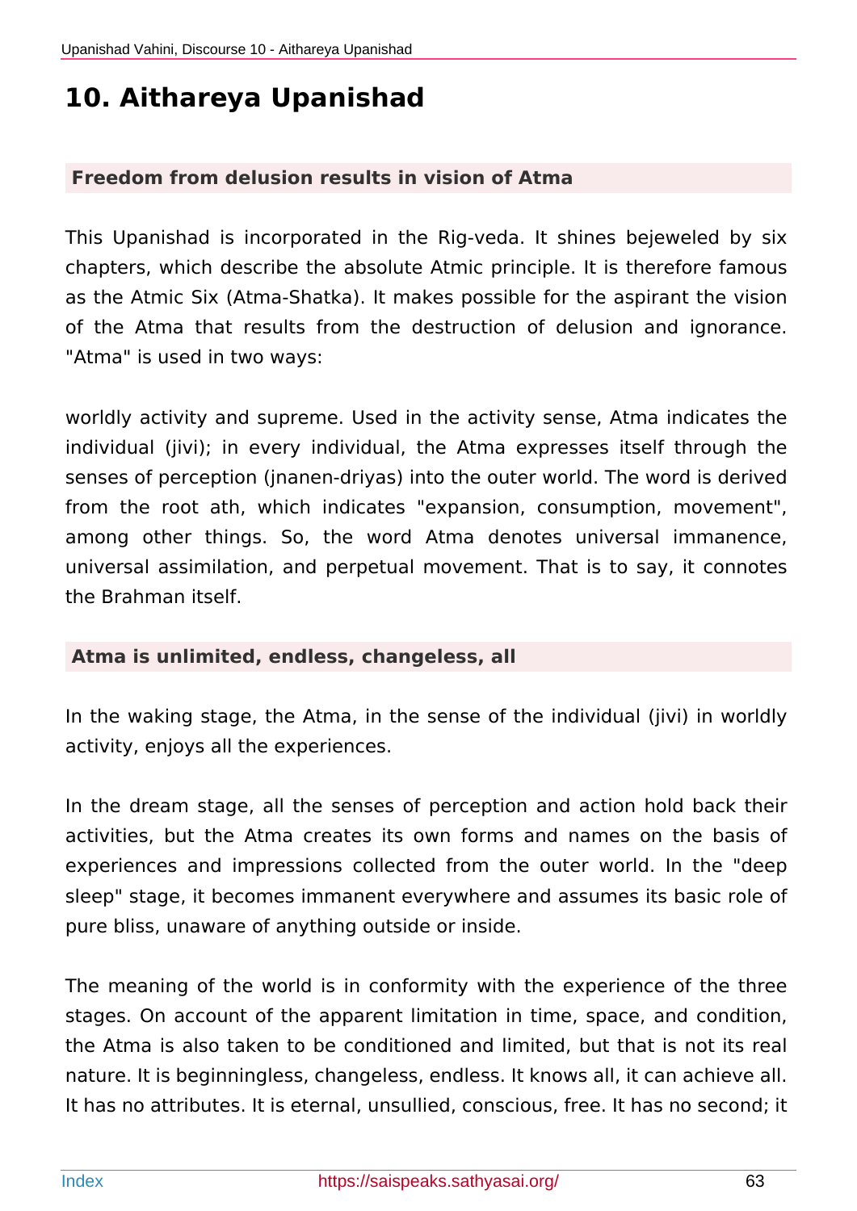# 10. Aithareya Upanishad

### Freedom from delusion results in vision of Atma

This Upanishad is incorporated in the Rig-veda. It shines bejeweled by six chapters, which describe the absolute Atmic principle. It is therefore famous as the Atmic Six (Atma-Shatka). It makes possible for the aspirant the vision of the Atma that results from the destruction of delusion and ignorance. "Atma" is used in two ways:

worldly activity and supreme. Used in the activity sense, Atma indicates the individual (jivi); in every individual, the Atma expresses itself through the senses of perception (jnanen-driyas) into the outer world. The word is derived from the root ath, which indicates "expansion, consumption, movement", among other things. So, the word Atma denotes universal immanence, universal assimilation, and perpetual movement. That is to say, it connotes the Brahman itself.

### Atma is unlimited, endless, changeless, all

In the waking stage, the Atma, in the sense of the individual (jivi) in worldly activity, enjoys all the experiences.

In the dream stage, all the senses of perception and action hold back their activities, but the Atma creates its own forms and names on the basis of experiences and impressions collected from the outer world. In the "deep sleep" stage, it becomes immanent everywhere and assumes its basic role of pure bliss, unaware of anything outside or inside.

The meaning of the world is in conformity with the experience of the three stages. On account of the apparent limitation in time, space, and condition, the Atma is also taken to be conditioned and limited, but that is not its real nature. It is beginningless, changeless, endless. It knows all, it can achieve all. It has no attributes. It is eternal, unsullied, conscious, free. It has no second; it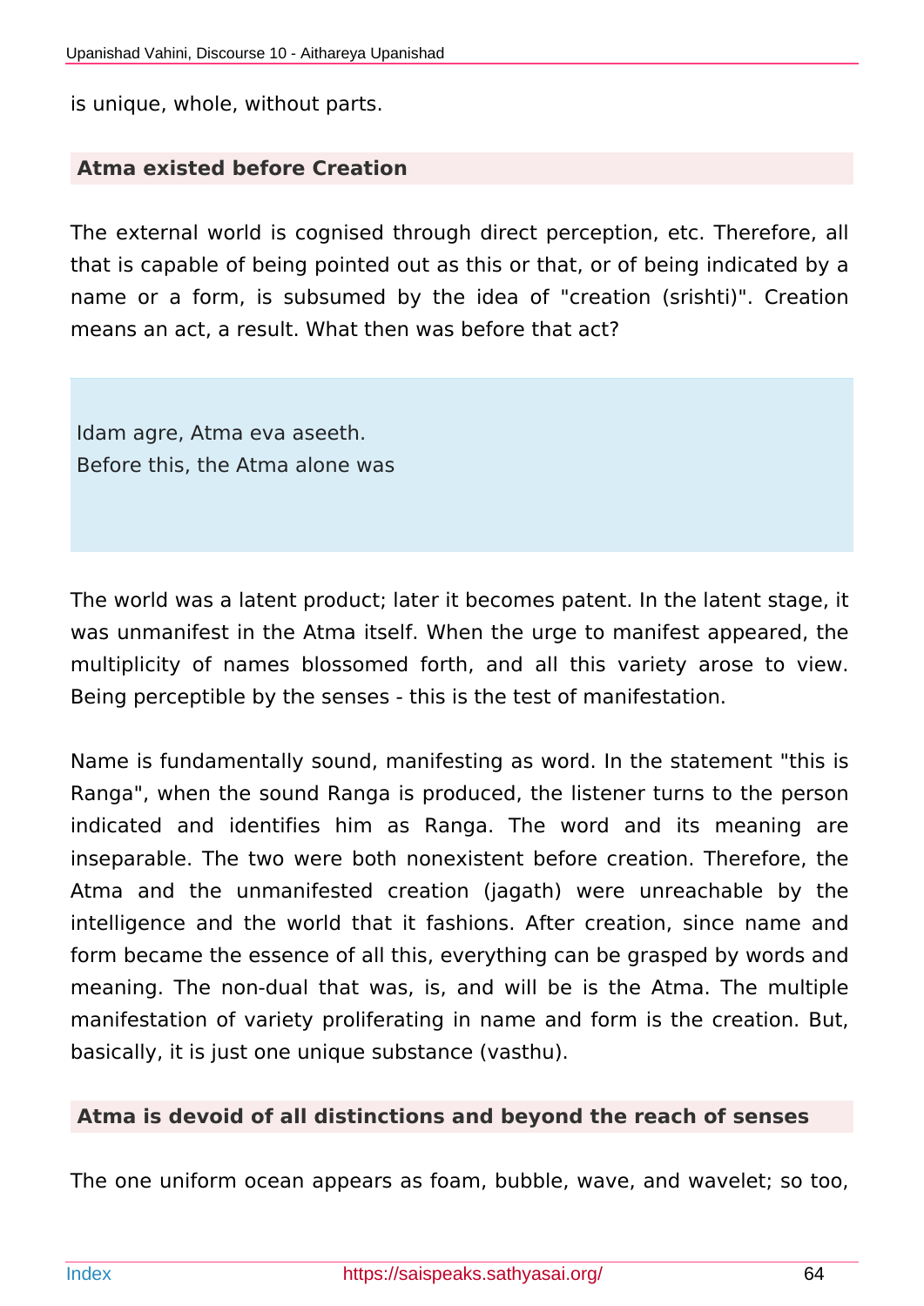is unique, whole, without parts.

### Atma existed before Creation

The external world is cognised through direct perception, etc. Therefore, all that is capable of being pointed out as this or that, or of being indicated by a name or a form, is subsumed by the idea of "creation (srishti)". Creation means an act, a result. What then was before that act?

> Idam agre, Atma eva aseeth.
> Before this, the Atma alone was

The world was a latent product; later it becomes patent. In the latent stage, it was unmanifest in the Atma itself. When the urge to manifest appeared, the multiplicity of names blossomed forth, and all this variety arose to view. Being perceptible by the senses - this is the test of manifestation.

Name is fundamentally sound, manifesting as word. In the statement "this is Ranga", when the sound Ranga is produced, the listener turns to the person indicated and identifies him as Ranga. The word and its meaning are inseparable. The two were both nonexistent before creation. Therefore, the Atma and the unmanifested creation (jagath) were unreachable by the intelligence and the world that it fashions. After creation, since name and form became the essence of all this, everything can be grasped by words and meaning. The non-dual that was, is, and will be is the Atma. The multiple manifestation of variety proliferating in name and form is the creation. But, basically, it is just one unique substance (vasthu).

### Atma is devoid of all distinctions and beyond the reach of senses

The one uniform ocean appears as foam, bubble, wave, and wavelet; so too,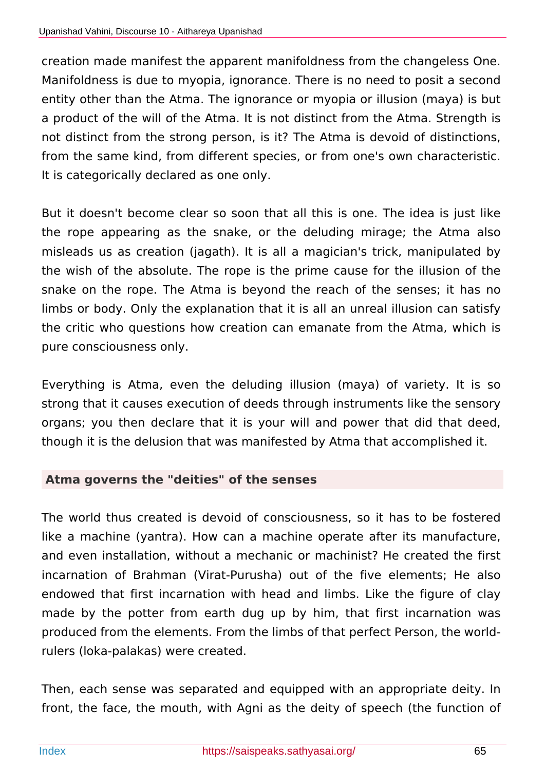creation made manifest the apparent manifoldness from the changeless One. Manifoldness is due to myopia, ignorance. There is no need to posit a second entity other than the Atma. The ignorance or myopia or illusion (maya) is but a product of the will of the Atma. It is not distinct from the Atma. Strength is not distinct from the strong person, is it? The Atma is devoid of distinctions, from the same kind, from different species, or from one's own characteristic. It is categorically declared as one only.

But it doesn't become clear so soon that all this is one. The idea is just like the rope appearing as the snake, or the deluding mirage; the Atma also misleads us as creation (jagath). It is all a magician's trick, manipulated by the wish of the absolute. The rope is the prime cause for the illusion of the snake on the rope. The Atma is beyond the reach of the senses; it has no limbs or body. Only the explanation that it is all an unreal illusion can satisfy the critic who questions how creation can emanate from the Atma, which is pure consciousness only.

Everything is Atma, even the deluding illusion (maya) of variety. It is so strong that it causes execution of deeds through instruments like the sensory organs; you then declare that it is your will and power that did that deed, though it is the delusion that was manifested by Atma that accomplished it.

### Atma governs the "deities" of the senses

The world thus created is devoid of consciousness, so it has to be fostered like a machine (yantra). How can a machine operate after its manufacture, and even installation, without a mechanic or machinist? He created the first incarnation of Brahman (Virat-Purusha) out of the five elements; He also endowed that first incarnation with head and limbs. Like the figure of clay made by the potter from earth dug up by him, that first incarnation was produced from the elements. From the limbs of that perfect Person, the world-rulers (loka-palakas) were created.

Then, each sense was separated and equipped with an appropriate deity. In front, the face, the mouth, with Agni as the deity of speech (the function of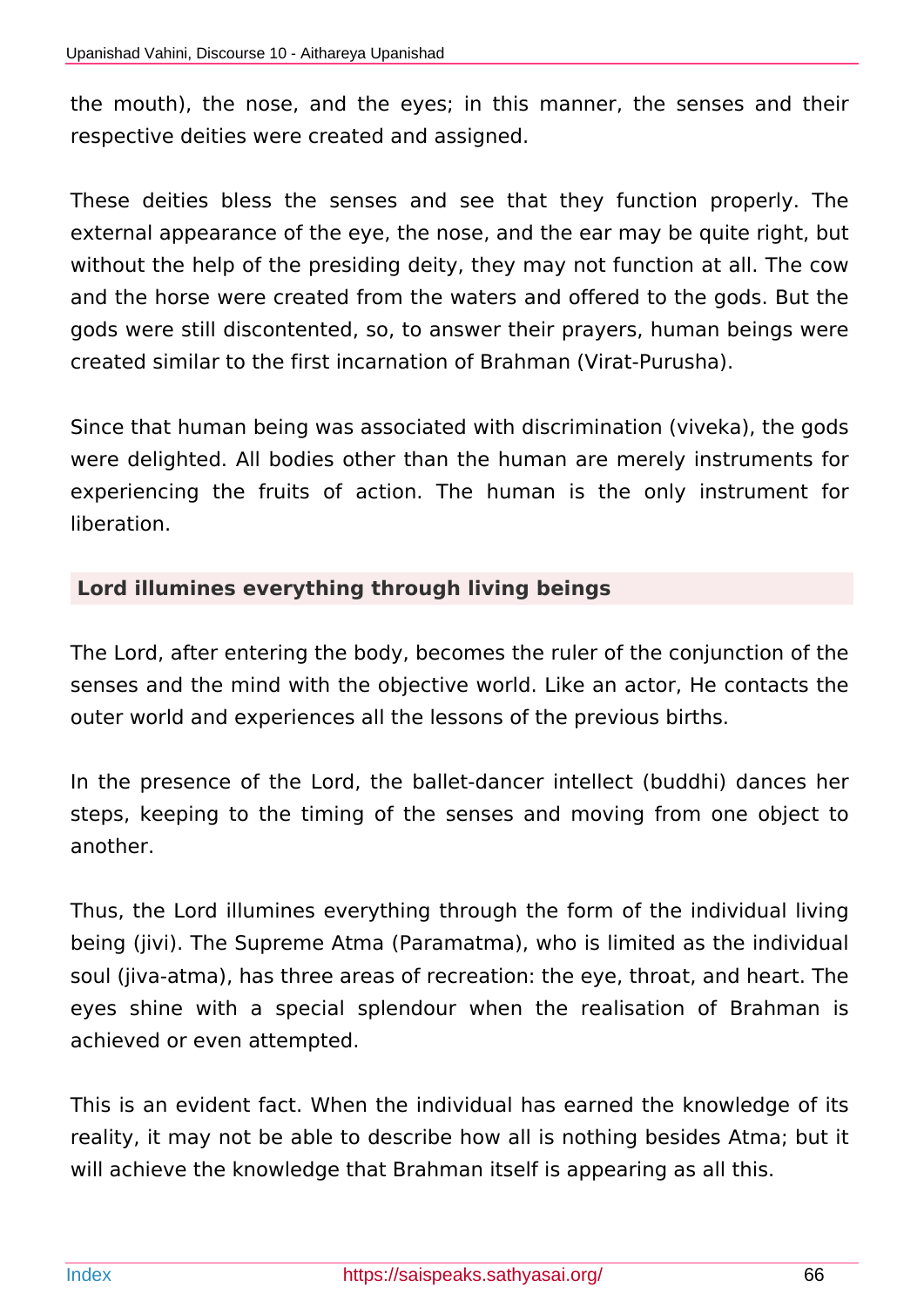the mouth), the nose, and the eyes; in this manner, the senses and their respective deities were created and assigned.

These deities bless the senses and see that they function properly. The external appearance of the eye, the nose, and the ear may be quite right, but without the help of the presiding deity, they may not function at all. The cow and the horse were created from the waters and offered to the gods. But the gods were still discontented, so, to answer their prayers, human beings were created similar to the first incarnation of Brahman (Virat-Purusha).

Since that human being was associated with discrimination (viveka), the gods were delighted. All bodies other than the human are merely instruments for experiencing the fruits of action. The human is the only instrument for liberation.

### Lord illumines everything through living beings

The Lord, after entering the body, becomes the ruler of the conjunction of the senses and the mind with the objective world. Like an actor, He contacts the outer world and experiences all the lessons of the previous births.

In the presence of the Lord, the ballet-dancer intellect (buddhi) dances her steps, keeping to the timing of the senses and moving from one object to another.

Thus, the Lord illumines everything through the form of the individual living being (jivi). The Supreme Atma (Paramatma), who is limited as the individual soul (jiva-atma), has three areas of recreation: the eye, throat, and heart. The eyes shine with a special splendour when the realisation of Brahman is achieved or even attempted.

This is an evident fact. When the individual has earned the knowledge of its reality, it may not be able to describe how all is nothing besides Atma; but it will achieve the knowledge that Brahman itself is appearing as all this.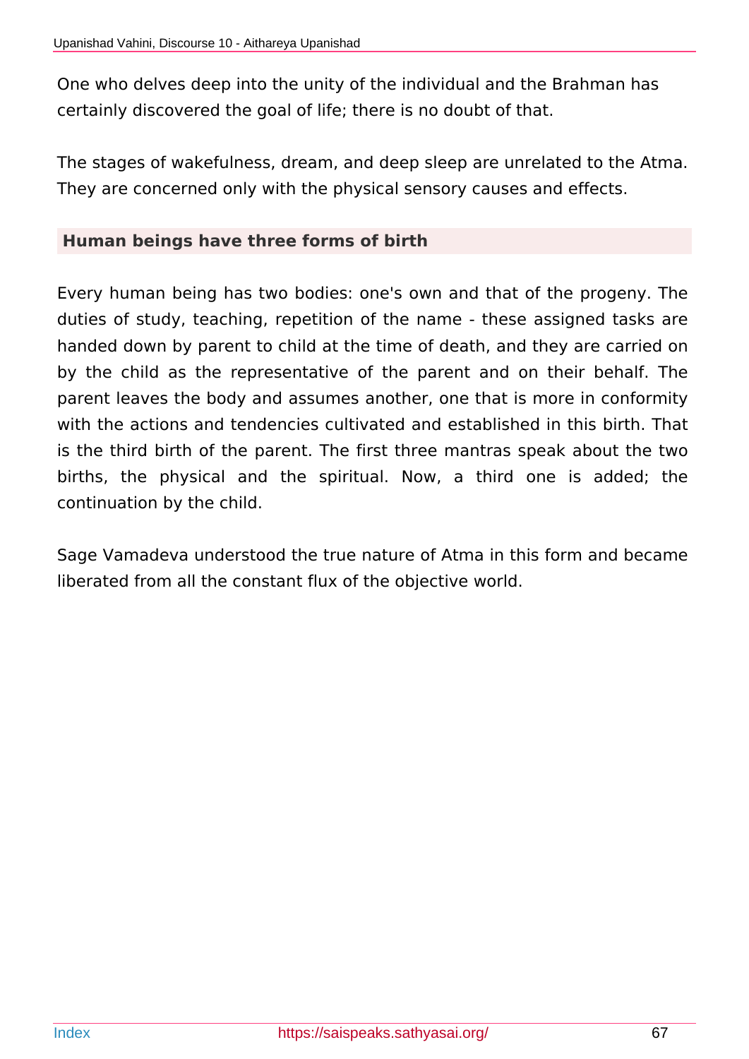One who delves deep into the unity of the individual and the Brahman has certainly discovered the goal of life; there is no doubt of that.

The stages of wakefulness, dream, and deep sleep are unrelated to the Atma. They are concerned only with the physical sensory causes and effects.

### Human beings have three forms of birth

Every human being has two bodies: one's own and that of the progeny. The duties of study, teaching, repetition of the name - these assigned tasks are handed down by parent to child at the time of death, and they are carried on by the child as the representative of the parent and on their behalf. The parent leaves the body and assumes another, one that is more in conformity with the actions and tendencies cultivated and established in this birth. That is the third birth of the parent. The first three mantras speak about the two births, the physical and the spiritual. Now, a third one is added; the continuation by the child.

Sage Vamadeva understood the true nature of Atma in this form and became liberated from all the constant flux of the objective world.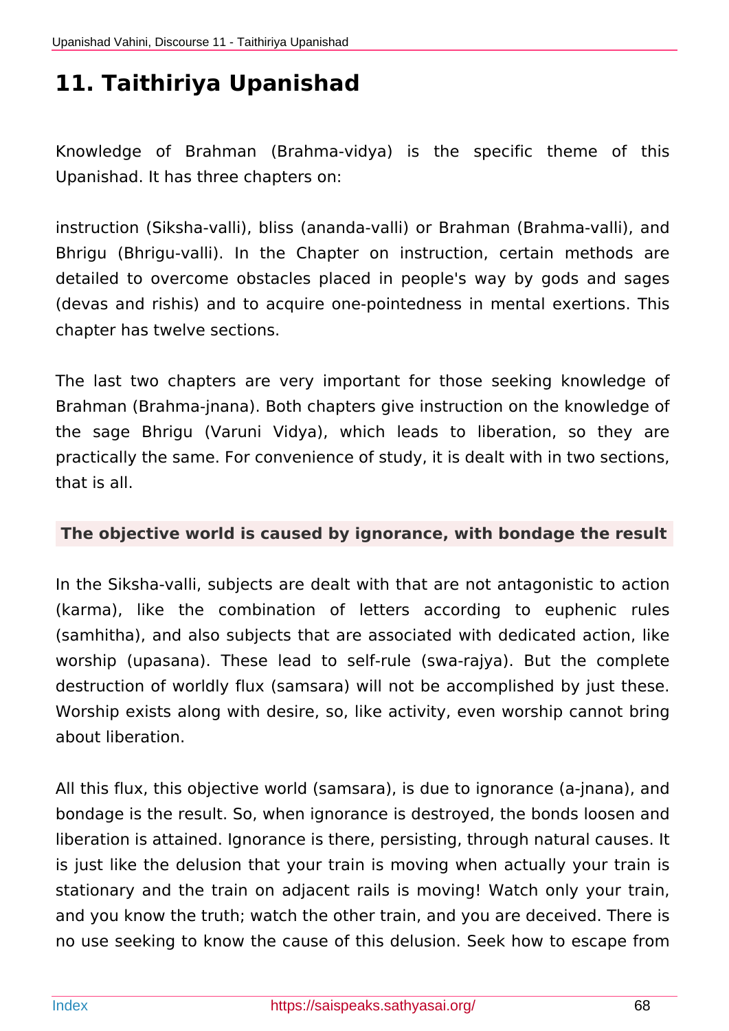# 11. Taithiriya Upanishad

Knowledge of Brahman (Brahma-vidya) is the specific theme of this Upanishad. It has three chapters on:

instruction (Siksha-valli), bliss (ananda-valli) or Brahman (Brahma-valli), and Bhrigu (Bhrigu-valli). In the Chapter on instruction, certain methods are detailed to overcome obstacles placed in people's way by gods and sages (devas and rishis) and to acquire one-pointedness in mental exertions. This chapter has twelve sections.

The last two chapters are very important for those seeking knowledge of Brahman (Brahma-jnana). Both chapters give instruction on the knowledge of the sage Bhrigu (Varuni Vidya), which leads to liberation, so they are practically the same. For convenience of study, it is dealt with in two sections, that is all.

### The objective world is caused by ignorance, with bondage the result

In the Siksha-valli, subjects are dealt with that are not antagonistic to action (karma), like the combination of letters according to euphenic rules (samhitha), and also subjects that are associated with dedicated action, like worship (upasana). These lead to self-rule (swa-rajya). But the complete destruction of worldly flux (samsara) will not be accomplished by just these. Worship exists along with desire, so, like activity, even worship cannot bring about liberation.

All this flux, this objective world (samsara), is due to ignorance (a-jnana), and bondage is the result. So, when ignorance is destroyed, the bonds loosen and liberation is attained. Ignorance is there, persisting, through natural causes. It is just like the delusion that your train is moving when actually your train is stationary and the train on adjacent rails is moving! Watch only your train, and you know the truth; watch the other train, and you are deceived. There is no use seeking to know the cause of this delusion. Seek how to escape from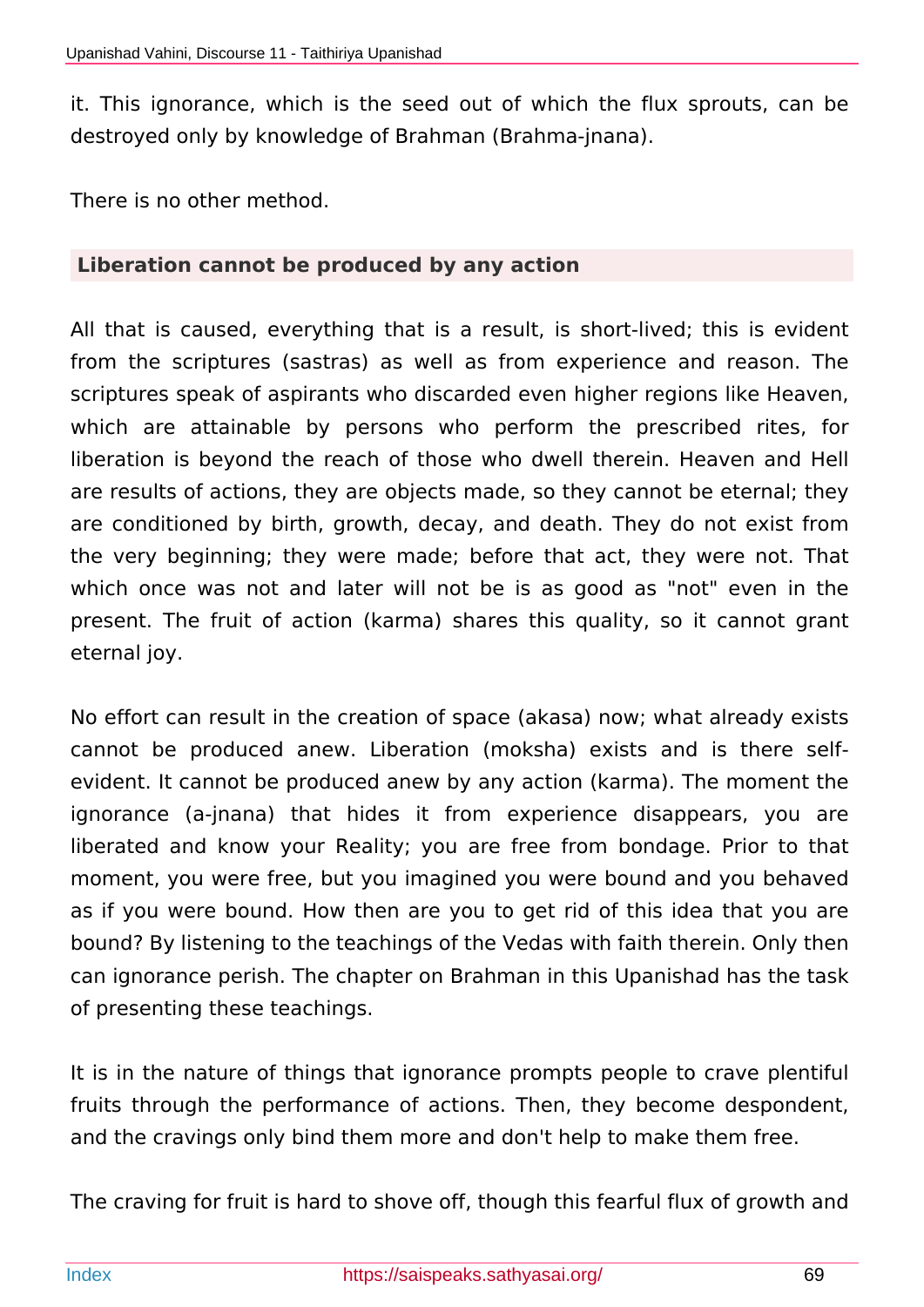it. This ignorance, which is the seed out of which the flux sprouts, can be destroyed only by knowledge of Brahman (Brahma-jnana).

There is no other method.

### Liberation cannot be produced by any action

All that is caused, everything that is a result, is short-lived; this is evident from the scriptures (sastras) as well as from experience and reason. The scriptures speak of aspirants who discarded even higher regions like Heaven, which are attainable by persons who perform the prescribed rites, for liberation is beyond the reach of those who dwell therein. Heaven and Hell are results of actions, they are objects made, so they cannot be eternal; they are conditioned by birth, growth, decay, and death. They do not exist from the very beginning; they were made; before that act, they were not. That which once was not and later will not be is as good as "not" even in the present. The fruit of action (karma) shares this quality, so it cannot grant eternal joy.

No effort can result in the creation of space (akasa) now; what already exists cannot be produced anew. Liberation (moksha) exists and is there self-evident. It cannot be produced anew by any action (karma). The moment the ignorance (a-jnana) that hides it from experience disappears, you are liberated and know your Reality; you are free from bondage. Prior to that moment, you were free, but you imagined you were bound and you behaved as if you were bound. How then are you to get rid of this idea that you are bound? By listening to the teachings of the Vedas with faith therein. Only then can ignorance perish. The chapter on Brahman in this Upanishad has the task of presenting these teachings.

It is in the nature of things that ignorance prompts people to crave plentiful fruits through the performance of actions. Then, they become despondent, and the cravings only bind them more and don't help to make them free.

The craving for fruit is hard to shove off, though this fearful flux of growth and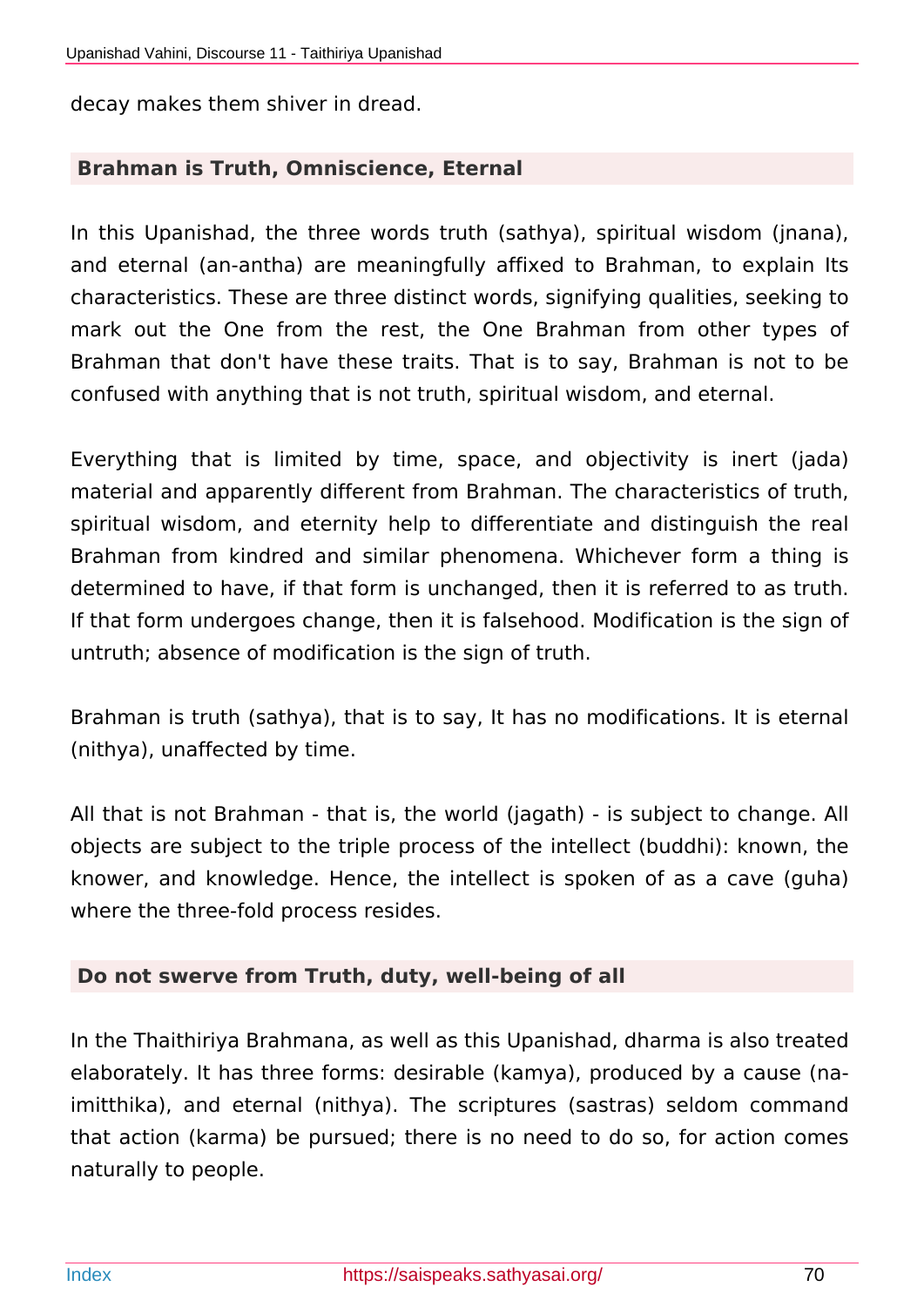decay makes them shiver in dread.

### Brahman is Truth, Omniscience, Eternal

In this Upanishad, the three words truth (sathya), spiritual wisdom (jnana), and eternal (an-antha) are meaningfully affixed to Brahman, to explain Its characteristics. These are three distinct words, signifying qualities, seeking to mark out the One from the rest, the One Brahman from other types of Brahman that don't have these traits. That is to say, Brahman is not to be confused with anything that is not truth, spiritual wisdom, and eternal.

Everything that is limited by time, space, and objectivity is inert (jada) material and apparently different from Brahman. The characteristics of truth, spiritual wisdom, and eternity help to differentiate and distinguish the real Brahman from kindred and similar phenomena. Whichever form a thing is determined to have, if that form is unchanged, then it is referred to as truth. If that form undergoes change, then it is falsehood. Modification is the sign of untruth; absence of modification is the sign of truth.

Brahman is truth (sathya), that is to say, It has no modifications. It is eternal (nithya), unaffected by time.

All that is not Brahman - that is, the world (jagath) - is subject to change. All objects are subject to the triple process of the intellect (buddhi): known, the knower, and knowledge. Hence, the intellect is spoken of as a cave (guha) where the three-fold process resides.

### Do not swerve from Truth, duty, well-being of all

In the Thaithiriya Brahmana, as well as this Upanishad, dharma is also treated elaborately. It has three forms: desirable (kamya), produced by a cause (naimitthika), and eternal (nithya). The scriptures (sastras) seldom command that action (karma) be pursued; there is no need to do so, for action comes naturally to people.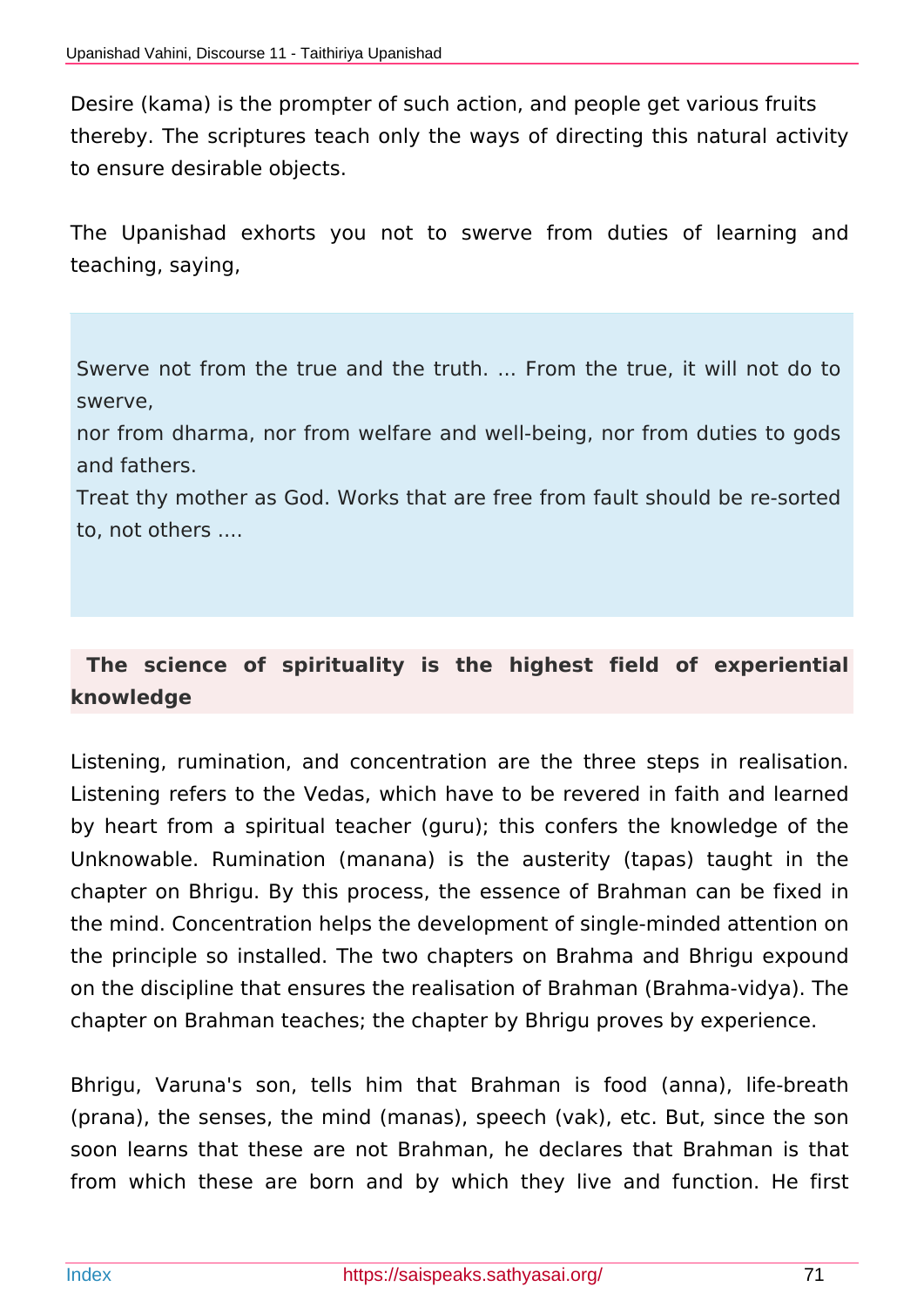Desire (kama) is the prompter of such action, and people get various fruits thereby. The scriptures teach only the ways of directing this natural activity to ensure desirable objects.

The Upanishad exhorts you not to swerve from duties of learning and teaching, saying,

> Swerve not from the true and the truth. ... From the true, it will not do to swerve,
> nor from dharma, nor from welfare and well-being, nor from duties to gods and fathers.
> Treat thy mother as God. Works that are free from fault should be re-sorted to, not others ....

### The science of spirituality is the highest field of experiential knowledge

Listening, rumination, and concentration are the three steps in realisation. Listening refers to the Vedas, which have to be revered in faith and learned by heart from a spiritual teacher (guru); this confers the knowledge of the Unknowable. Rumination (manana) is the austerity (tapas) taught in the chapter on Bhrigu. By this process, the essence of Brahman can be fixed in the mind. Concentration helps the development of single-minded attention on the principle so installed. The two chapters on Brahma and Bhrigu expound on the discipline that ensures the realisation of Brahman (Brahma-vidya). The chapter on Brahman teaches; the chapter by Bhrigu proves by experience.

Bhrigu, Varuna's son, tells him that Brahman is food (anna), life-breath (prana), the senses, the mind (manas), speech (vak), etc. But, since the son soon learns that these are not Brahman, he declares that Brahman is that from which these are born and by which they live and function. He first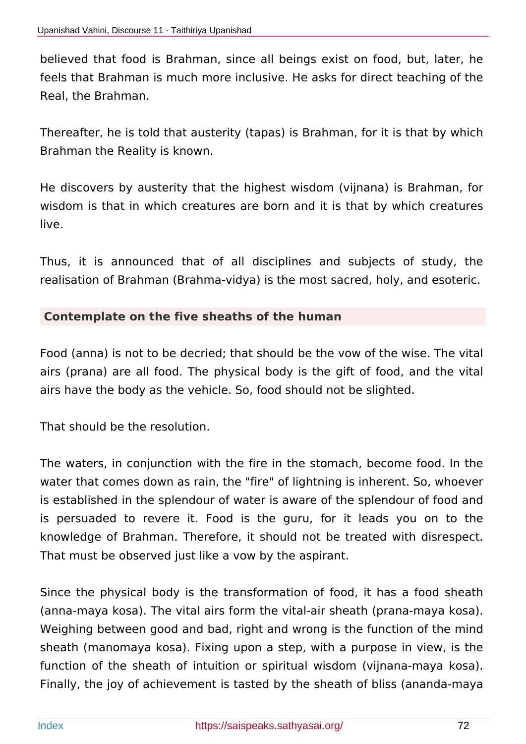believed that food is Brahman, since all beings exist on food, but, later, he feels that Brahman is much more inclusive. He asks for direct teaching of the Real, the Brahman.

Thereafter, he is told that austerity (tapas) is Brahman, for it is that by which Brahman the Reality is known.

He discovers by austerity that the highest wisdom (vijnana) is Brahman, for wisdom is that in which creatures are born and it is that by which creatures live.

Thus, it is announced that of all disciplines and subjects of study, the realisation of Brahman (Brahma-vidya) is the most sacred, holy, and esoteric.

### Contemplate on the five sheaths of the human

Food (anna) is not to be decried; that should be the vow of the wise. The vital airs (prana) are all food. The physical body is the gift of food, and the vital airs have the body as the vehicle. So, food should not be slighted.

That should be the resolution.

The waters, in conjunction with the fire in the stomach, become food. In the water that comes down as rain, the "fire" of lightning is inherent. So, whoever is established in the splendour of water is aware of the splendour of food and is persuaded to revere it. Food is the guru, for it leads you on to the knowledge of Brahman. Therefore, it should not be treated with disrespect. That must be observed just like a vow by the aspirant.

Since the physical body is the transformation of food, it has a food sheath (anna-maya kosa). The vital airs form the vital-air sheath (prana-maya kosa). Weighing between good and bad, right and wrong is the function of the mind sheath (manomaya kosa). Fixing upon a step, with a purpose in view, is the function of the sheath of intuition or spiritual wisdom (vijnana-maya kosa). Finally, the joy of achievement is tasted by the sheath of bliss (ananda-maya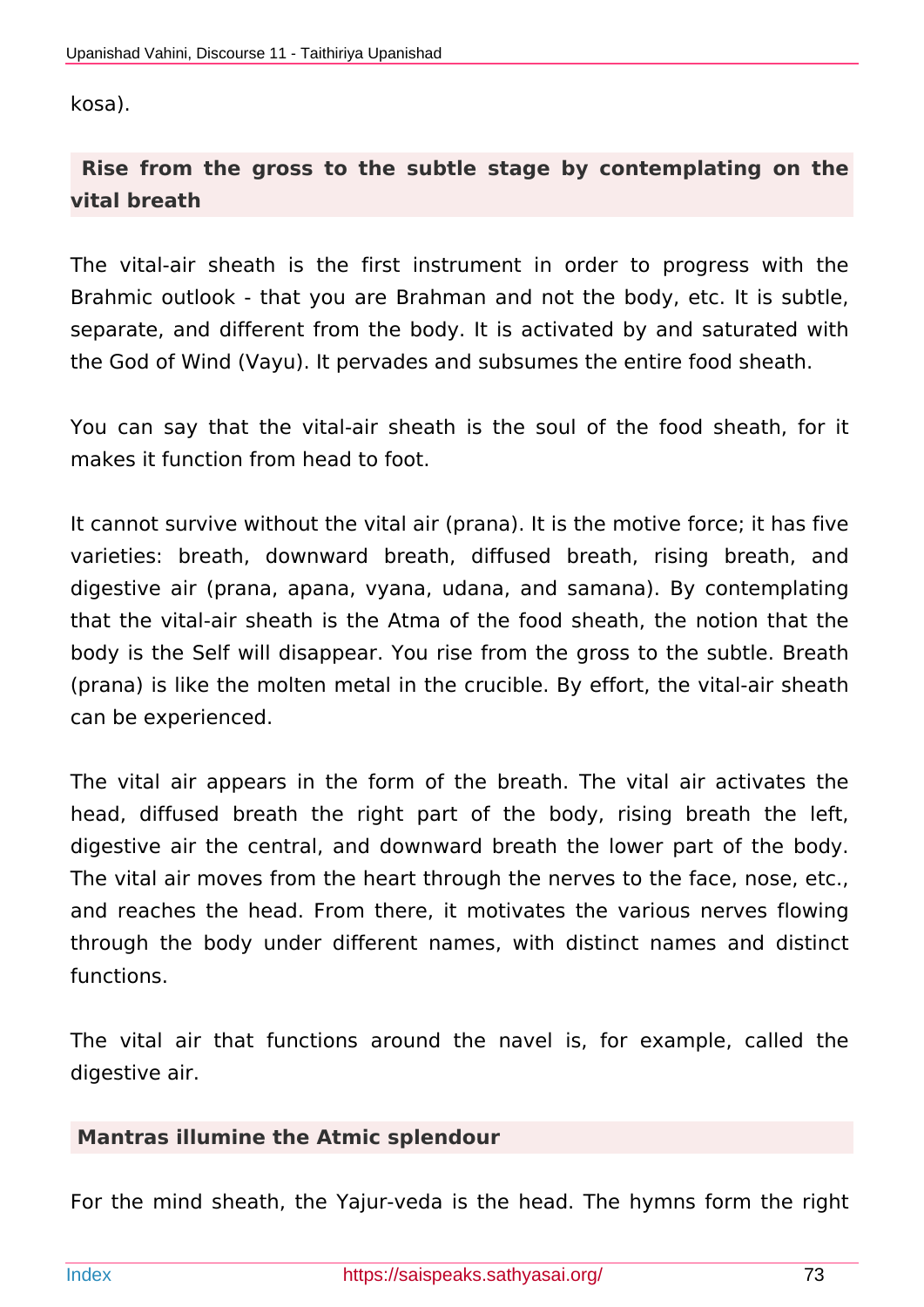kosa).

### Rise from the gross to the subtle stage by contemplating on the vital breath

The vital-air sheath is the first instrument in order to progress with the Brahmic outlook - that you are Brahman and not the body, etc. It is subtle, separate, and different from the body. It is activated by and saturated with the God of Wind (Vayu). It pervades and subsumes the entire food sheath.

You can say that the vital-air sheath is the soul of the food sheath, for it makes it function from head to foot.

It cannot survive without the vital air (prana). It is the motive force; it has five varieties: breath, downward breath, diffused breath, rising breath, and digestive air (prana, apana, vyana, udana, and samana). By contemplating that the vital-air sheath is the Atma of the food sheath, the notion that the body is the Self will disappear. You rise from the gross to the subtle. Breath (prana) is like the molten metal in the crucible. By effort, the vital-air sheath can be experienced.

The vital air appears in the form of the breath. The vital air activates the head, diffused breath the right part of the body, rising breath the left, digestive air the central, and downward breath the lower part of the body. The vital air moves from the heart through the nerves to the face, nose, etc., and reaches the head. From there, it motivates the various nerves flowing through the body under different names, with distinct names and distinct functions.

The vital air that functions around the navel is, for example, called the digestive air.

### Mantras illumine the Atmic splendour

For the mind sheath, the Yajur-veda is the head. The hymns form the right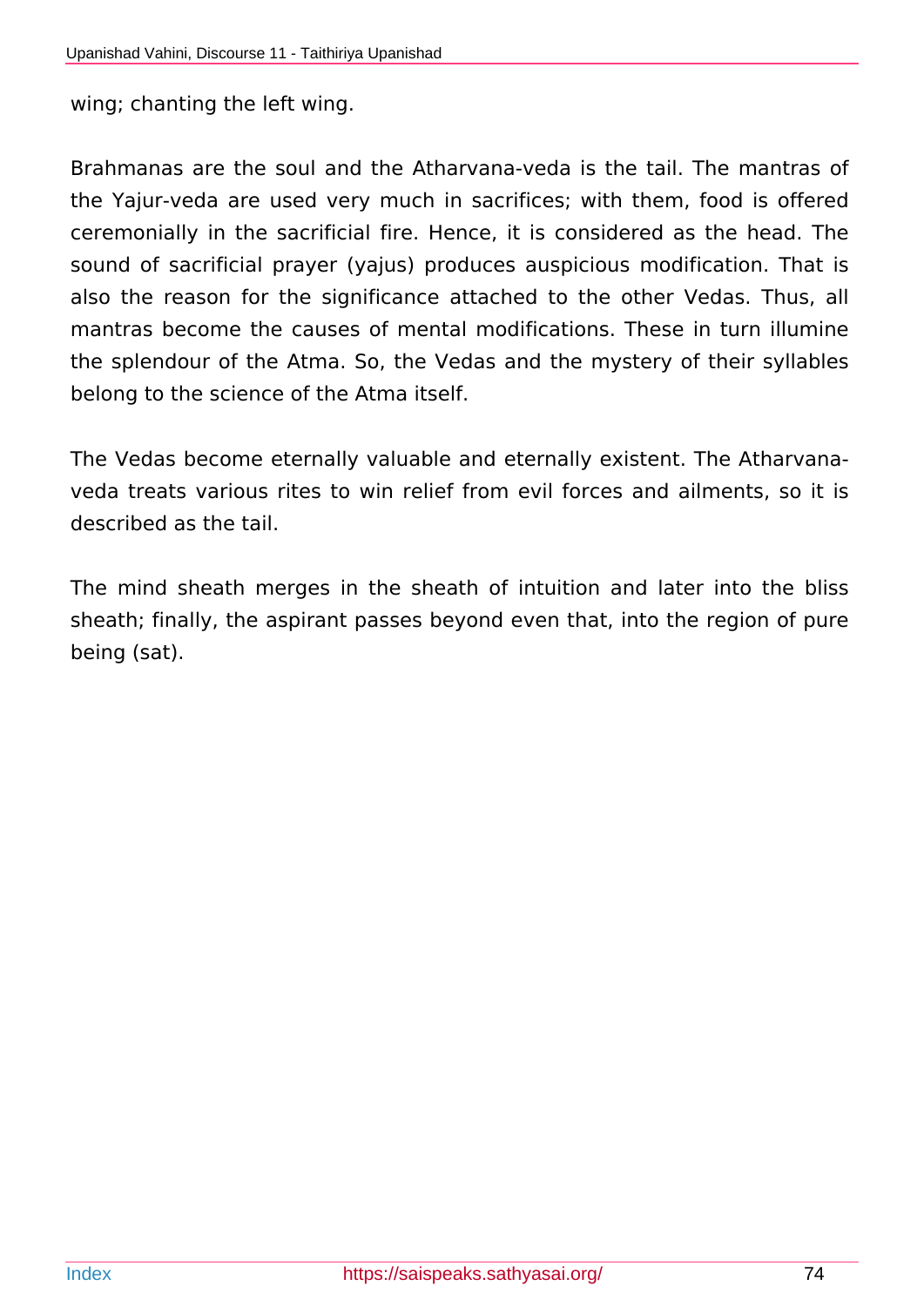wing; chanting the left wing.

Brahmanas are the soul and the Atharvana-veda is the tail. The mantras of the Yajur-veda are used very much in sacrifices; with them, food is offered ceremonially in the sacrificial fire. Hence, it is considered as the head. The sound of sacrificial prayer (yajus) produces auspicious modification. That is also the reason for the significance attached to the other Vedas. Thus, all mantras become the causes of mental modifications. These in turn illumine the splendour of the Atma. So, the Vedas and the mystery of their syllables belong to the science of the Atma itself.

The Vedas become eternally valuable and eternally existent. The Atharvana-veda treats various rites to win relief from evil forces and ailments, so it is described as the tail.

The mind sheath merges in the sheath of intuition and later into the bliss sheath; finally, the aspirant passes beyond even that, into the region of pure being (sat).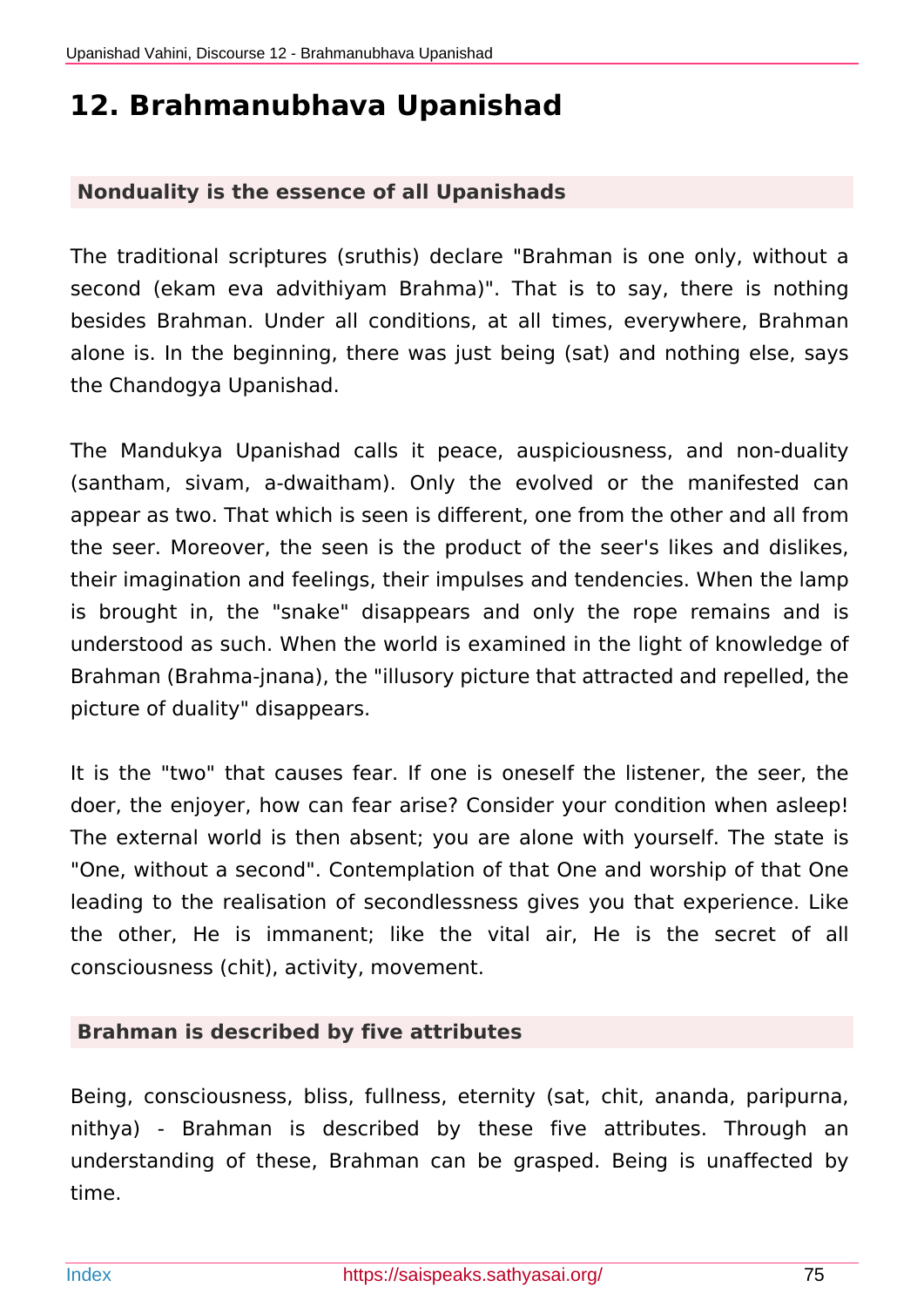# 12. Brahmanubhava Upanishad

## Nonduality is the essence of all Upanishads

The traditional scriptures (sruthis) declare "Brahman is one only, without a second (ekam eva advithiyam Brahma)". That is to say, there is nothing besides Brahman. Under all conditions, at all times, everywhere, Brahman alone is. In the beginning, there was just being (sat) and nothing else, says the Chandogya Upanishad.

The Mandukya Upanishad calls it peace, auspiciousness, and non-duality (santham, sivam, a-dwaitham). Only the evolved or the manifested can appear as two. That which is seen is different, one from the other and all from the seer. Moreover, the seen is the product of the seer's likes and dislikes, their imagination and feelings, their impulses and tendencies. When the lamp is brought in, the "snake" disappears and only the rope remains and is understood as such. When the world is examined in the light of knowledge of Brahman (Brahma-jnana), the "illusory picture that attracted and repelled, the picture of duality" disappears.

It is the "two" that causes fear. If one is oneself the listener, the seer, the doer, the enjoyer, how can fear arise? Consider your condition when asleep! The external world is then absent; you are alone with yourself. The state is "One, without a second". Contemplation of that One and worship of that One leading to the realisation of secondlessness gives you that experience. Like the other, He is immanent; like the vital air, He is the secret of all consciousness (chit), activity, movement.

## Brahman is described by five attributes

Being, consciousness, bliss, fullness, eternity (sat, chit, ananda, paripurna, nithya) - Brahman is described by these five attributes. Through an understanding of these, Brahman can be grasped. Being is unaffected by time.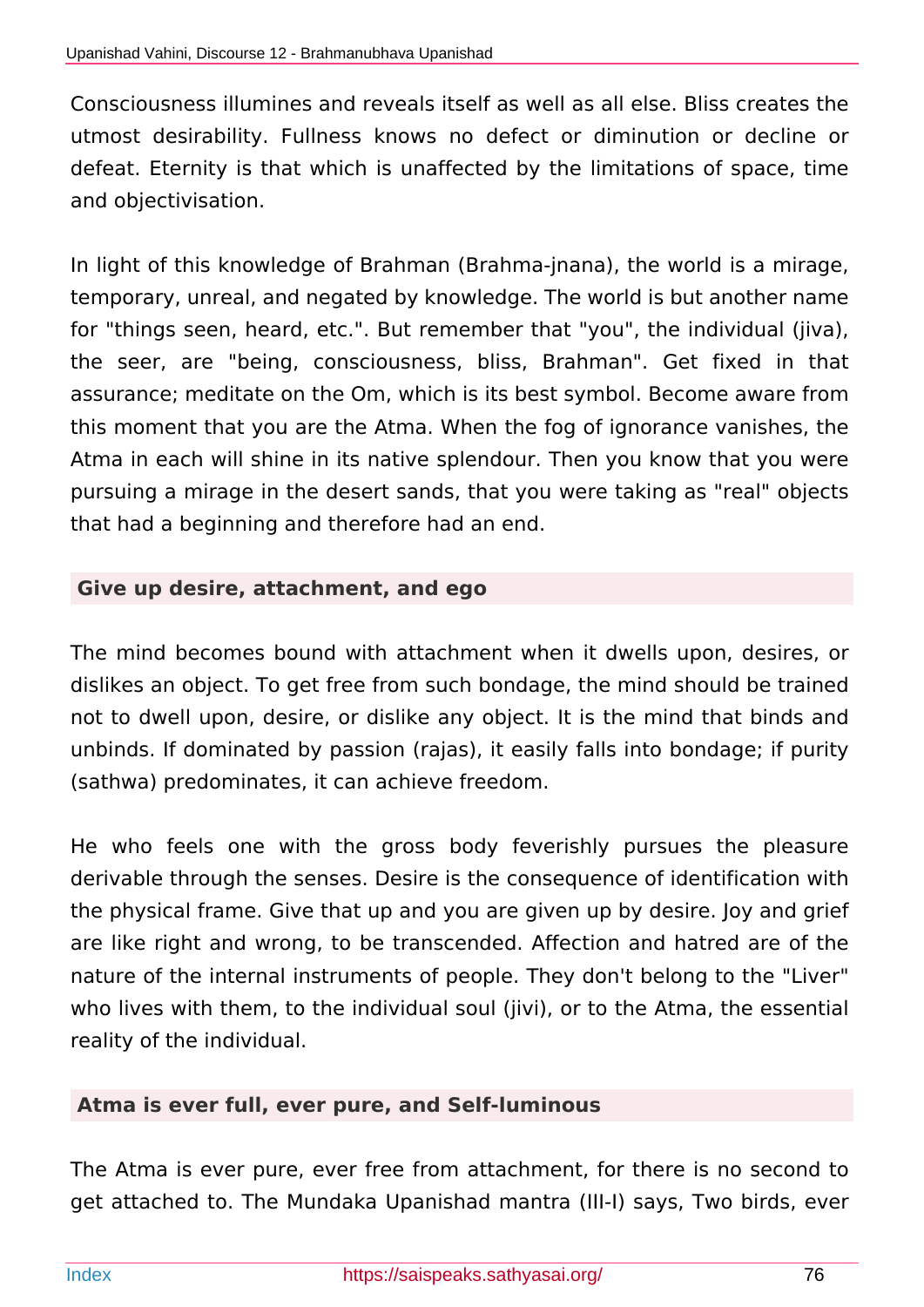Consciousness illumines and reveals itself as well as all else. Bliss creates the utmost desirability. Fullness knows no defect or diminution or decline or defeat. Eternity is that which is unaffected by the limitations of space, time and objectivisation.

In light of this knowledge of Brahman (Brahma-jnana), the world is a mirage, temporary, unreal, and negated by knowledge. The world is but another name for "things seen, heard, etc.". But remember that "you", the individual (jiva), the seer, are "being, consciousness, bliss, Brahman". Get fixed in that assurance; meditate on the Om, which is its best symbol. Become aware from this moment that you are the Atma. When the fog of ignorance vanishes, the Atma in each will shine in its native splendour. Then you know that you were pursuing a mirage in the desert sands, that you were taking as "real" objects that had a beginning and therefore had an end.

### Give up desire, attachment, and ego

The mind becomes bound with attachment when it dwells upon, desires, or dislikes an object. To get free from such bondage, the mind should be trained not to dwell upon, desire, or dislike any object. It is the mind that binds and unbinds. If dominated by passion (rajas), it easily falls into bondage; if purity (sathwa) predominates, it can achieve freedom.

He who feels one with the gross body feverishly pursues the pleasure derivable through the senses. Desire is the consequence of identification with the physical frame. Give that up and you are given up by desire. Joy and grief are like right and wrong, to be transcended. Affection and hatred are of the nature of the internal instruments of people. They don't belong to the "Liver" who lives with them, to the individual soul (jivi), or to the Atma, the essential reality of the individual.

### Atma is ever full, ever pure, and Self-luminous

The Atma is ever pure, ever free from attachment, for there is no second to get attached to. The Mundaka Upanishad mantra (III-I) says, Two birds, ever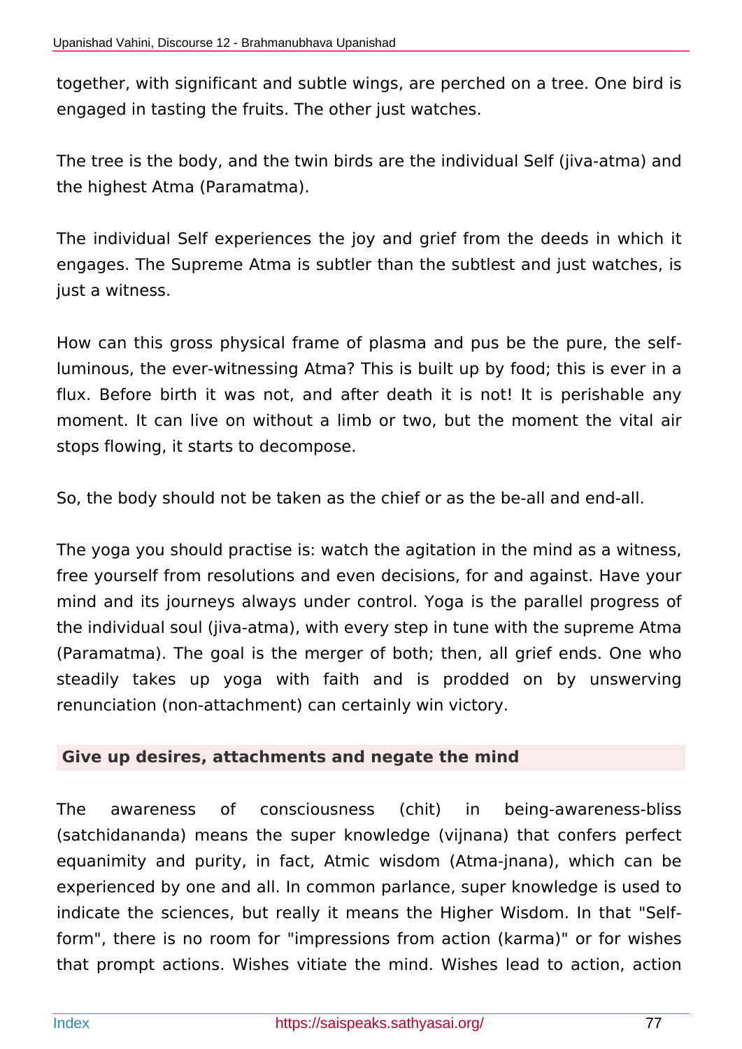together, with significant and subtle wings, are perched on a tree. One bird is engaged in tasting the fruits. The other just watches.

The tree is the body, and the twin birds are the individual Self (jiva-atma) and the highest Atma (Paramatma).

The individual Self experiences the joy and grief from the deeds in which it engages. The Supreme Atma is subtler than the subtlest and just watches, is just a witness.

How can this gross physical frame of plasma and pus be the pure, the self-luminous, the ever-witnessing Atma? This is built up by food; this is ever in a flux. Before birth it was not, and after death it is not! It is perishable any moment. It can live on without a limb or two, but the moment the vital air stops flowing, it starts to decompose.

So, the body should not be taken as the chief or as the be-all and end-all.

The yoga you should practise is: watch the agitation in the mind as a witness, free yourself from resolutions and even decisions, for and against. Have your mind and its journeys always under control. Yoga is the parallel progress of the individual soul (jiva-atma), with every step in tune with the supreme Atma (Paramatma). The goal is the merger of both; then, all grief ends. One who steadily takes up yoga with faith and is prodded on by unswerving renunciation (non-attachment) can certainly win victory.

### Give up desires, attachments and negate the mind

The awareness of consciousness (chit) in being-awareness-bliss (satchidananda) means the super knowledge (vijnana) that confers perfect equanimity and purity, in fact, Atmic wisdom (Atma-jnana), which can be experienced by one and all. In common parlance, super knowledge is used to indicate the sciences, but really it means the Higher Wisdom. In that "Self-form", there is no room for "impressions from action (karma)" or for wishes that prompt actions. Wishes vitiate the mind. Wishes lead to action, action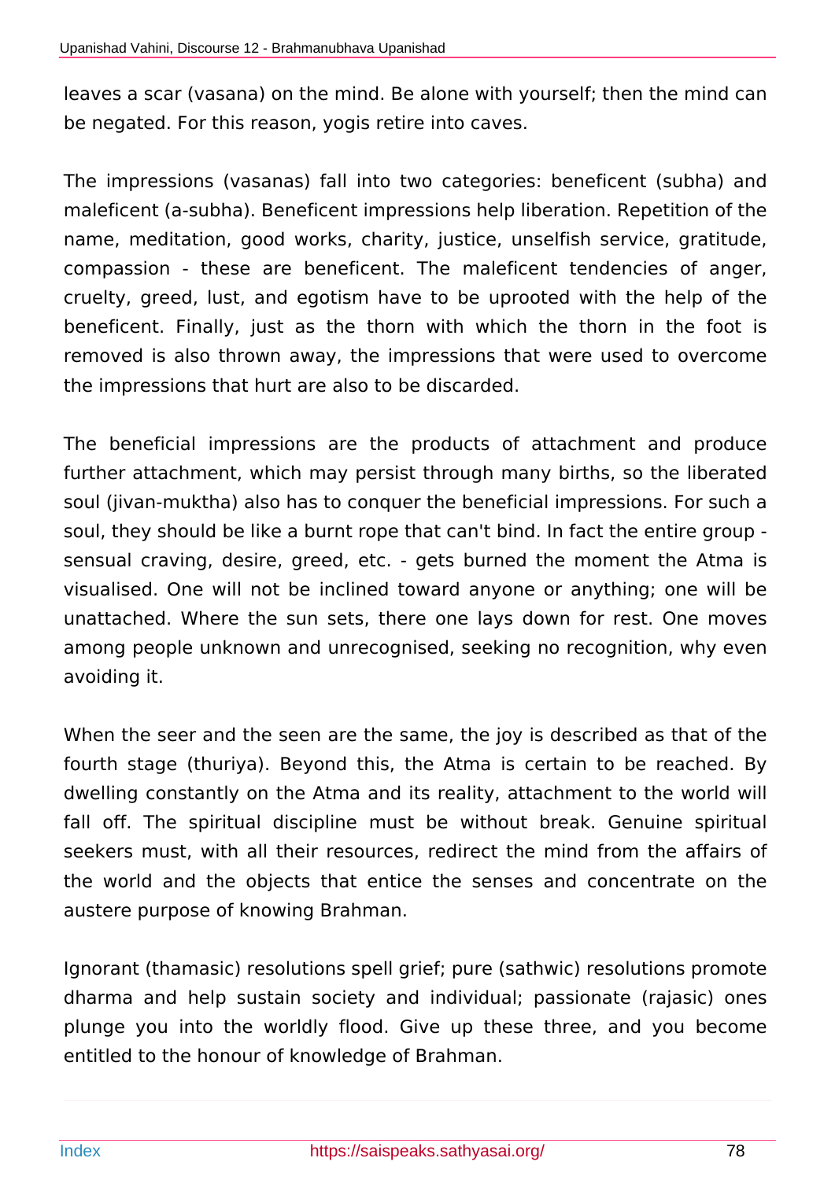leaves a scar (vasana) on the mind. Be alone with yourself; then the mind can be negated. For this reason, yogis retire into caves.

The impressions (vasanas) fall into two categories: beneficent (subha) and maleficent (a-subha). Beneficent impressions help liberation. Repetition of the name, meditation, good works, charity, justice, unselfish service, gratitude, compassion - these are beneficent. The maleficent tendencies of anger, cruelty, greed, lust, and egotism have to be uprooted with the help of the beneficent. Finally, just as the thorn with which the thorn in the foot is removed is also thrown away, the impressions that were used to overcome the impressions that hurt are also to be discarded.

The beneficial impressions are the products of attachment and produce further attachment, which may persist through many births, so the liberated soul (jivan-muktha) also has to conquer the beneficial impressions. For such a soul, they should be like a burnt rope that can't bind. In fact the entire group - sensual craving, desire, greed, etc. - gets burned the moment the Atma is visualised. One will not be inclined toward anyone or anything; one will be unattached. Where the sun sets, there one lays down for rest. One moves among people unknown and unrecognised, seeking no recognition, why even avoiding it.

When the seer and the seen are the same, the joy is described as that of the fourth stage (thuriya). Beyond this, the Atma is certain to be reached. By dwelling constantly on the Atma and its reality, attachment to the world will fall off. The spiritual discipline must be without break. Genuine spiritual seekers must, with all their resources, redirect the mind from the affairs of the world and the objects that entice the senses and concentrate on the austere purpose of knowing Brahman.

Ignorant (thamasic) resolutions spell grief; pure (sathwic) resolutions promote dharma and help sustain society and individual; passionate (rajasic) ones plunge you into the worldly flood. Give up these three, and you become entitled to the honour of knowledge of Brahman.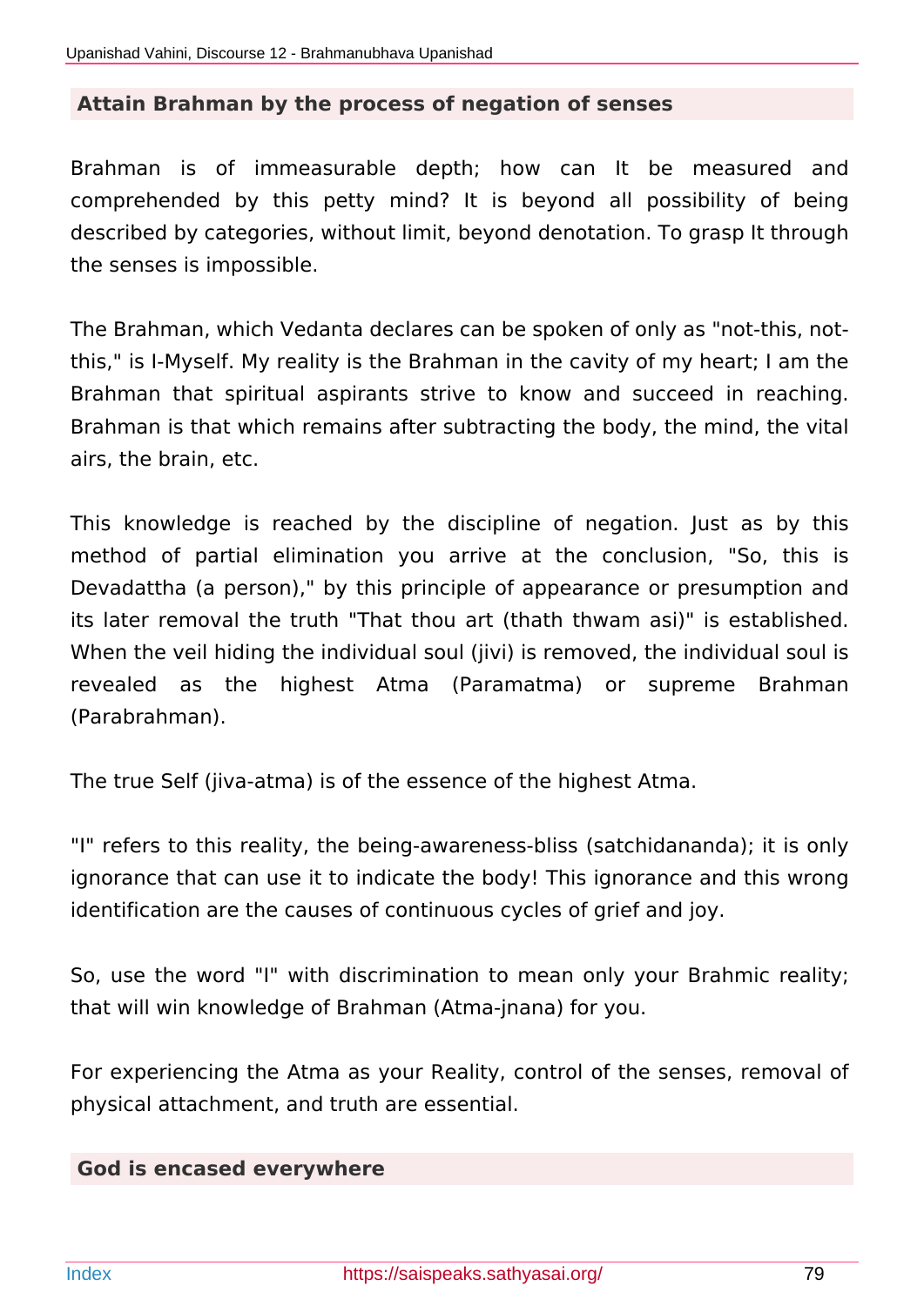### Attain Brahman by the process of negation of senses

Brahman is of immeasurable depth; how can It be measured and comprehended by this petty mind? It is beyond all possibility of being described by categories, without limit, beyond denotation. To grasp It through the senses is impossible.

The Brahman, which Vedanta declares can be spoken of only as "not-this, not-this," is I-Myself. My reality is the Brahman in the cavity of my heart; I am the Brahman that spiritual aspirants strive to know and succeed in reaching. Brahman is that which remains after subtracting the body, the mind, the vital airs, the brain, etc.

This knowledge is reached by the discipline of negation. Just as by this method of partial elimination you arrive at the conclusion, "So, this is Devadattha (a person)," by this principle of appearance or presumption and its later removal the truth "That thou art (thath thwam asi)" is established. When the veil hiding the individual soul (jivi) is removed, the individual soul is revealed as the highest Atma (Paramatma) or supreme Brahman (Parabrahman).

The true Self (jiva-atma) is of the essence of the highest Atma.

"I" refers to this reality, the being-awareness-bliss (satchidananda); it is only ignorance that can use it to indicate the body! This ignorance and this wrong identification are the causes of continuous cycles of grief and joy.

So, use the word "I" with discrimination to mean only your Brahmic reality; that will win knowledge of Brahman (Atma-jnana) for you.

For experiencing the Atma as your Reality, control of the senses, removal of physical attachment, and truth are essential.

### God is encased everywhere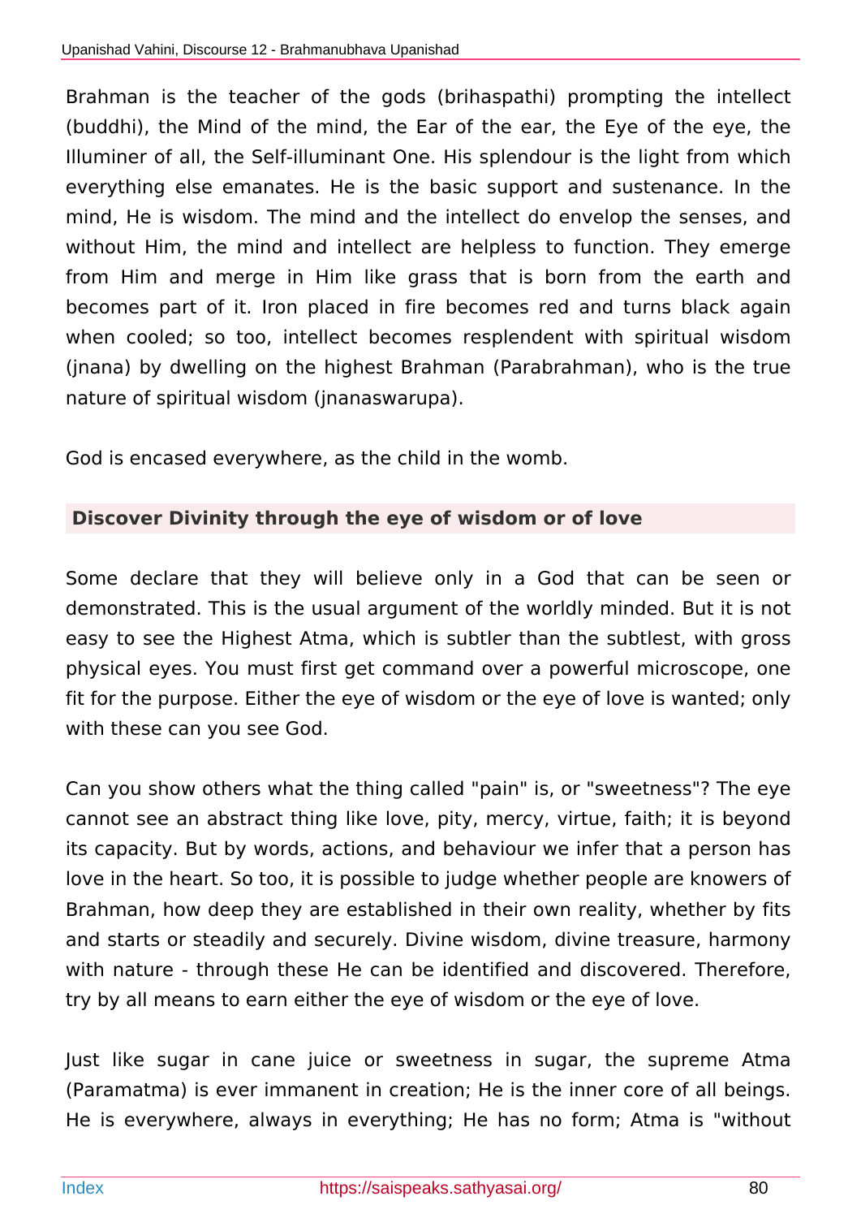Brahman is the teacher of the gods (brihaspathi) prompting the intellect (buddhi), the Mind of the mind, the Ear of the ear, the Eye of the eye, the Illuminer of all, the Self-illuminant One. His splendour is the light from which everything else emanates. He is the basic support and sustenance. In the mind, He is wisdom. The mind and the intellect do envelop the senses, and without Him, the mind and intellect are helpless to function. They emerge from Him and merge in Him like grass that is born from the earth and becomes part of it. Iron placed in fire becomes red and turns black again when cooled; so too, intellect becomes resplendent with spiritual wisdom (jnana) by dwelling on the highest Brahman (Parabrahman), who is the true nature of spiritual wisdom (jnanaswarupa).

God is encased everywhere, as the child in the womb.

### Discover Divinity through the eye of wisdom or of love

Some declare that they will believe only in a God that can be seen or demonstrated. This is the usual argument of the worldly minded. But it is not easy to see the Highest Atma, which is subtler than the subtlest, with gross physical eyes. You must first get command over a powerful microscope, one fit for the purpose. Either the eye of wisdom or the eye of love is wanted; only with these can you see God.

Can you show others what the thing called "pain" is, or "sweetness"? The eye cannot see an abstract thing like love, pity, mercy, virtue, faith; it is beyond its capacity. But by words, actions, and behaviour we infer that a person has love in the heart. So too, it is possible to judge whether people are knowers of Brahman, how deep they are established in their own reality, whether by fits and starts or steadily and securely. Divine wisdom, divine treasure, harmony with nature - through these He can be identified and discovered. Therefore, try by all means to earn either the eye of wisdom or the eye of love.

Just like sugar in cane juice or sweetness in sugar, the supreme Atma (Paramatma) is ever immanent in creation; He is the inner core of all beings. He is everywhere, always in everything; He has no form; Atma is "without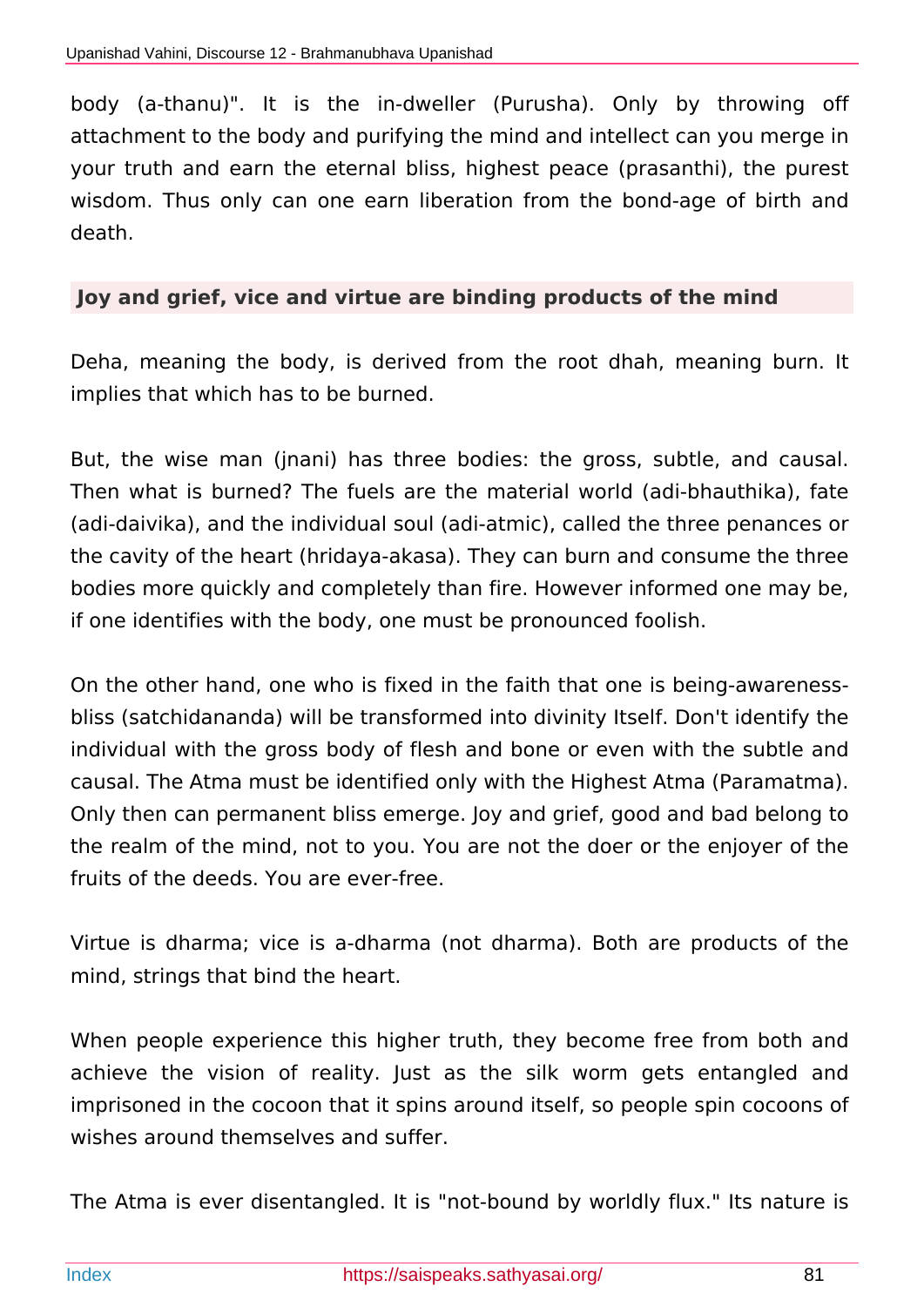body (a-thanu)". It is the in-dweller (Purusha). Only by throwing off attachment to the body and purifying the mind and intellect can you merge in your truth and earn the eternal bliss, highest peace (prasanthi), the purest wisdom. Thus only can one earn liberation from the bond-age of birth and death.

### Joy and grief, vice and virtue are binding products of the mind

Deha, meaning the body, is derived from the root dhah, meaning burn. It implies that which has to be burned.

But, the wise man (jnani) has three bodies: the gross, subtle, and causal. Then what is burned? The fuels are the material world (adi-bhauthika), fate (adi-daivika), and the individual soul (adi-atmic), called the three penances or the cavity of the heart (hridaya-akasa). They can burn and consume the three bodies more quickly and completely than fire. However informed one may be, if one identifies with the body, one must be pronounced foolish.

On the other hand, one who is fixed in the faith that one is being-awareness-bliss (satchidananda) will be transformed into divinity Itself. Don't identify the individual with the gross body of flesh and bone or even with the subtle and causal. The Atma must be identified only with the Highest Atma (Paramatma). Only then can permanent bliss emerge. Joy and grief, good and bad belong to the realm of the mind, not to you. You are not the doer or the enjoyer of the fruits of the deeds. You are ever-free.

Virtue is dharma; vice is a-dharma (not dharma). Both are products of the mind, strings that bind the heart.

When people experience this higher truth, they become free from both and achieve the vision of reality. Just as the silk worm gets entangled and imprisoned in the cocoon that it spins around itself, so people spin cocoons of wishes around themselves and suffer.

The Atma is ever disentangled. It is "not-bound by worldly flux." Its nature is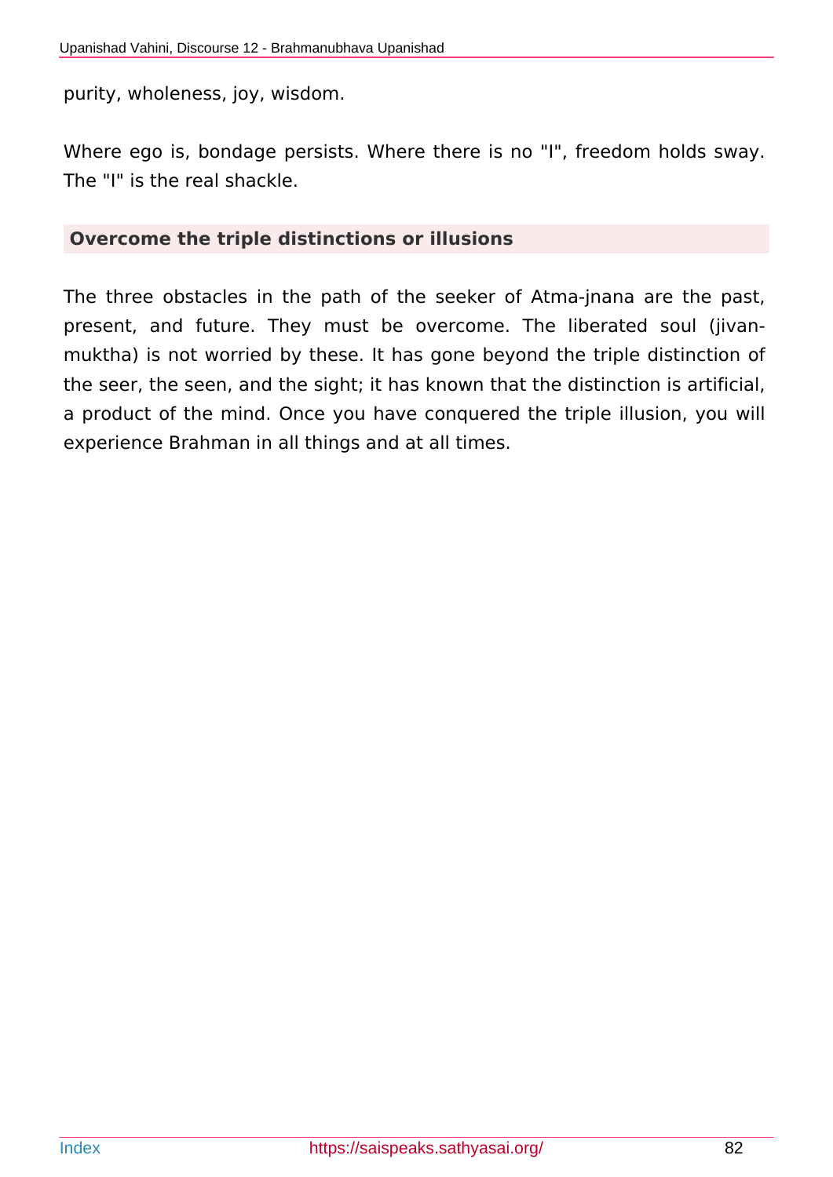purity, wholeness, joy, wisdom.

Where ego is, bondage persists. Where there is no "I", freedom holds sway. The "I" is the real shackle.

### Overcome the triple distinctions or illusions

The three obstacles in the path of the seeker of Atma-jnana are the past, present, and future. They must be overcome. The liberated soul (jivan-muktha) is not worried by these. It has gone beyond the triple distinction of the seer, the seen, and the sight; it has known that the distinction is artificial, a product of the mind. Once you have conquered the triple illusion, you will experience Brahman in all things and at all times.